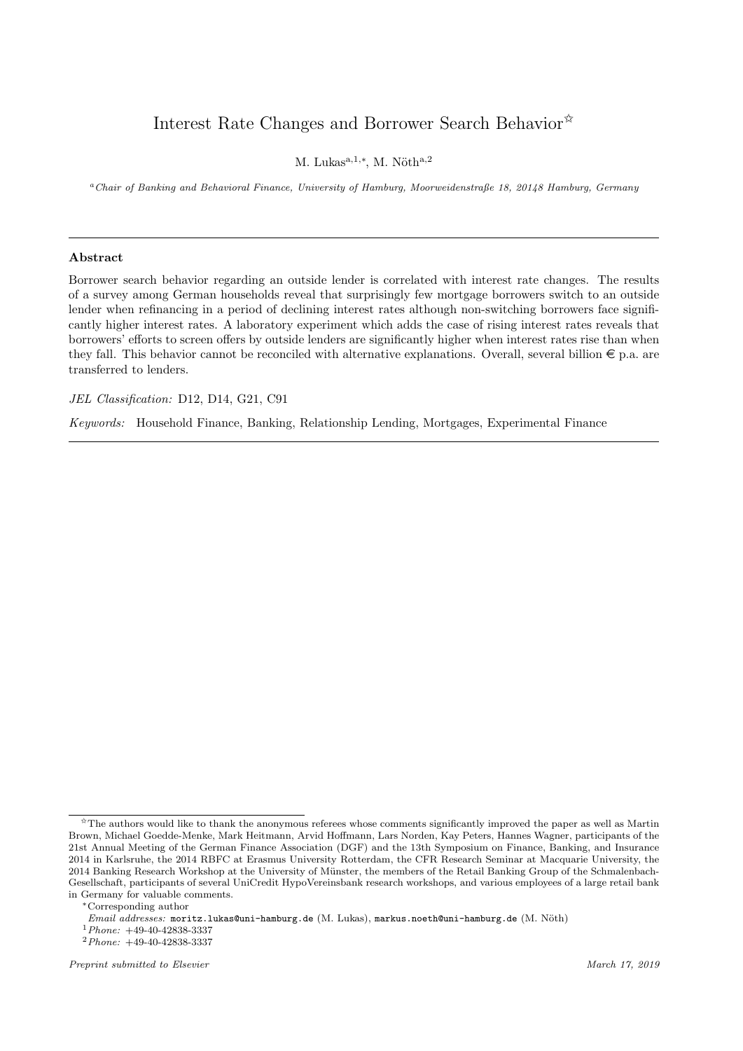# Interest Rate Changes and Borrower Search Behavior[☆]

M. Lukas[a,1,*], M. Nöth[a,2]

[a] *Chair of Banking and Behavioral Finance, University of Hamburg, Moorweidenstraße 18, 20148 Hamburg, Germany*

---

**Abstract**

Borrower search behavior regarding an outside lender is correlated with interest rate changes. The results of a survey among German households reveal that surprisingly few mortgage borrowers switch to an outside lender when refinancing in a period of declining interest rates although non-switching borrowers face significantly higher interest rates. A laboratory experiment which adds the case of rising interest rates reveals that borrowers' efforts to screen offers by outside lenders are significantly higher when interest rates rise than when they fall. This behavior cannot be reconciled with alternative explanations. Overall, several billion € p.a. are transferred to lenders.

*JEL Classification:* D12, D14, G21, C91

*Keywords:* Household Finance, Banking, Relationship Lending, Mortgages, Experimental Finance

---

[☆] The authors would like to thank the anonymous referees whose comments significantly improved the paper as well as Martin Brown, Michael Goedde-Menke, Mark Heitmann, Arvid Hoffmann, Lars Norden, Kay Peters, Hannes Wagner, participants of the 21st Annual Meeting of the German Finance Association (DGF) and the 13th Symposium on Finance, Banking, and Insurance 2014 in Karlsruhe, the 2014 RBFC at Erasmus University Rotterdam, the CFR Research Seminar at Macquarie University, the 2014 Banking Research Workshop at the University of Münster, the members of the Retail Banking Group of the Schmalenbach-Gesellschaft, participants of several UniCredit HypoVereinsbank research workshops, and various employees of a large retail bank in Germany for valuable comments.

[*] Corresponding author

*Email addresses:* moritz.lukas@uni-hamburg.de (M. Lukas), markus.noeth@uni-hamburg.de (M. Nöth)

[1] *Phone:* +49-40-42838-3337

[2] *Phone:* +49-40-42838-3337

*Preprint submitted to Elsevier* *March 17, 2019*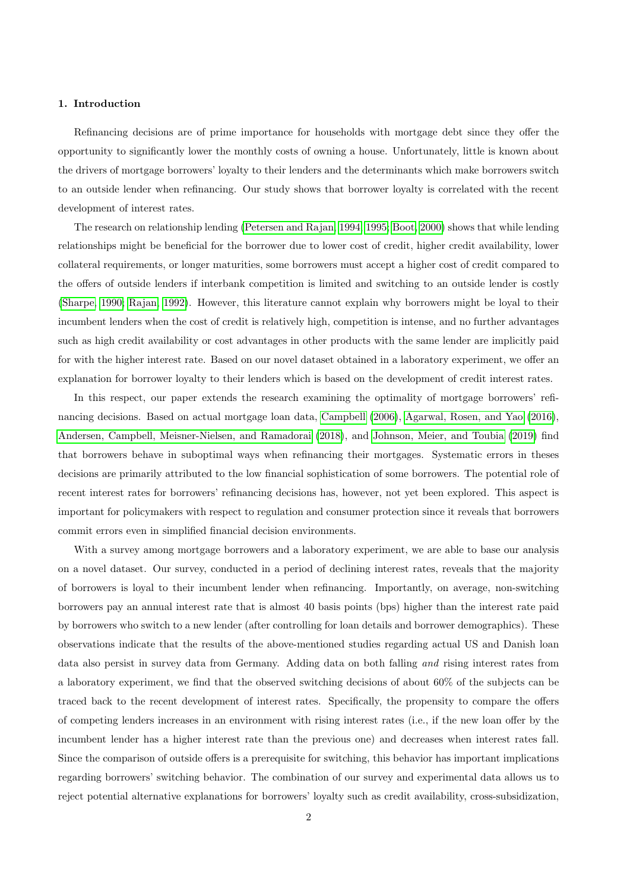## 1. Introduction

Refinancing decisions are of prime importance for households with mortgage debt since they offer the opportunity to significantly lower the monthly costs of owning a house. Unfortunately, little is known about the drivers of mortgage borrowers' loyalty to their lenders and the determinants which make borrowers switch to an outside lender when refinancing. Our study shows that borrower loyalty is correlated with the recent development of interest rates.

The research on relationship lending (Petersen and Rajan, 1994, 1995; Boot, 2000) shows that while lending relationships might be beneficial for the borrower due to lower cost of credit, higher credit availability, lower collateral requirements, or longer maturities, some borrowers must accept a higher cost of credit compared to the offers of outside lenders if interbank competition is limited and switching to an outside lender is costly (Sharpe, 1990; Rajan, 1992). However, this literature cannot explain why borrowers might be loyal to their incumbent lenders when the cost of credit is relatively high, competition is intense, and no further advantages such as high credit availability or cost advantages in other products with the same lender are implicitly paid for with the higher interest rate. Based on our novel dataset obtained in a laboratory experiment, we offer an explanation for borrower loyalty to their lenders which is based on the development of credit interest rates.

In this respect, our paper extends the research examining the optimality of mortgage borrowers' refinancing decisions. Based on actual mortgage loan data, Campbell (2006), Agarwal, Rosen, and Yao (2016), Andersen, Campbell, Meisner-Nielsen, and Ramadorai (2018), and Johnson, Meier, and Toubia (2019) find that borrowers behave in suboptimal ways when refinancing their mortgages. Systematic errors in theses decisions are primarily attributed to the low financial sophistication of some borrowers. The potential role of recent interest rates for borrowers' refinancing decisions has, however, not yet been explored. This aspect is important for policymakers with respect to regulation and consumer protection since it reveals that borrowers commit errors even in simplified financial decision environments.

With a survey among mortgage borrowers and a laboratory experiment, we are able to base our analysis on a novel dataset. Our survey, conducted in a period of declining interest rates, reveals that the majority of borrowers is loyal to their incumbent lender when refinancing. Importantly, on average, non-switching borrowers pay an annual interest rate that is almost 40 basis points (bps) higher than the interest rate paid by borrowers who switch to a new lender (after controlling for loan details and borrower demographics). These observations indicate that the results of the above-mentioned studies regarding actual US and Danish loan data also persist in survey data from Germany. Adding data on both falling *and* rising interest rates from a laboratory experiment, we find that the observed switching decisions of about 60% of the subjects can be traced back to the recent development of interest rates. Specifically, the propensity to compare the offers of competing lenders increases in an environment with rising interest rates (i.e., if the new loan offer by the incumbent lender has a higher interest rate than the previous one) and decreases when interest rates fall. Since the comparison of outside offers is a prerequisite for switching, this behavior has important implications regarding borrowers' switching behavior. The combination of our survey and experimental data allows us to reject potential alternative explanations for borrowers' loyalty such as credit availability, cross-subsidization,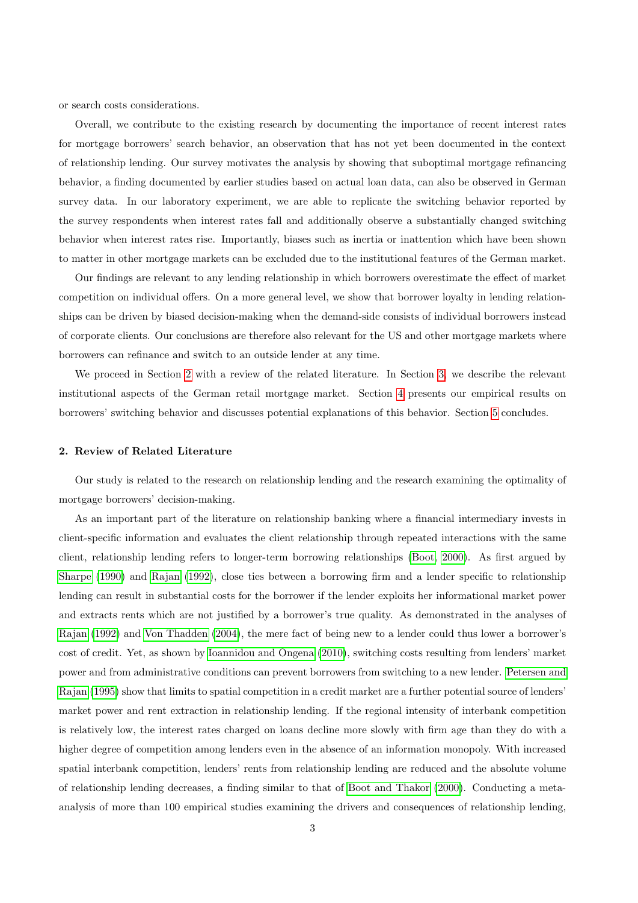or search costs considerations.

Overall, we contribute to the existing research by documenting the importance of recent interest rates for mortgage borrowers' search behavior, an observation that has not yet been documented in the context of relationship lending. Our survey motivates the analysis by showing that suboptimal mortgage refinancing behavior, a finding documented by earlier studies based on actual loan data, can also be observed in German survey data. In our laboratory experiment, we are able to replicate the switching behavior reported by the survey respondents when interest rates fall and additionally observe a substantially changed switching behavior when interest rates rise. Importantly, biases such as inertia or inattention which have been shown to matter in other mortgage markets can be excluded due to the institutional features of the German market.

Our findings are relevant to any lending relationship in which borrowers overestimate the effect of market competition on individual offers. On a more general level, we show that borrower loyalty in lending relationships can be driven by biased decision-making when the demand-side consists of individual borrowers instead of corporate clients. Our conclusions are therefore also relevant for the US and other mortgage markets where borrowers can refinance and switch to an outside lender at any time.

We proceed in Section 2 with a review of the related literature. In Section 3, we describe the relevant institutional aspects of the German retail mortgage market. Section 4 presents our empirical results on borrowers' switching behavior and discusses potential explanations of this behavior. Section 5 concludes.

## 2. Review of Related Literature

Our study is related to the research on relationship lending and the research examining the optimality of mortgage borrowers' decision-making.

As an important part of the literature on relationship banking where a financial intermediary invests in client-specific information and evaluates the client relationship through repeated interactions with the same client, relationship lending refers to longer-term borrowing relationships (Boot, 2000). As first argued by Sharpe (1990) and Rajan (1992), close ties between a borrowing firm and a lender specific to relationship lending can result in substantial costs for the borrower if the lender exploits her informational market power and extracts rents which are not justified by a borrower's true quality. As demonstrated in the analyses of Rajan (1992) and Von Thadden (2004), the mere fact of being new to a lender could thus lower a borrower's cost of credit. Yet, as shown by Ioannidou and Ongena (2010), switching costs resulting from lenders' market power and from administrative conditions can prevent borrowers from switching to a new lender. Petersen and Rajan (1995) show that limits to spatial competition in a credit market are a further potential source of lenders' market power and rent extraction in relationship lending. If the regional intensity of interbank competition is relatively low, the interest rates charged on loans decline more slowly with firm age than they do with a higher degree of competition among lenders even in the absence of an information monopoly. With increased spatial interbank competition, lenders' rents from relationship lending are reduced and the absolute volume of relationship lending decreases, a finding similar to that of Boot and Thakor (2000). Conducting a meta-analysis of more than 100 empirical studies examining the drivers and consequences of relationship lending,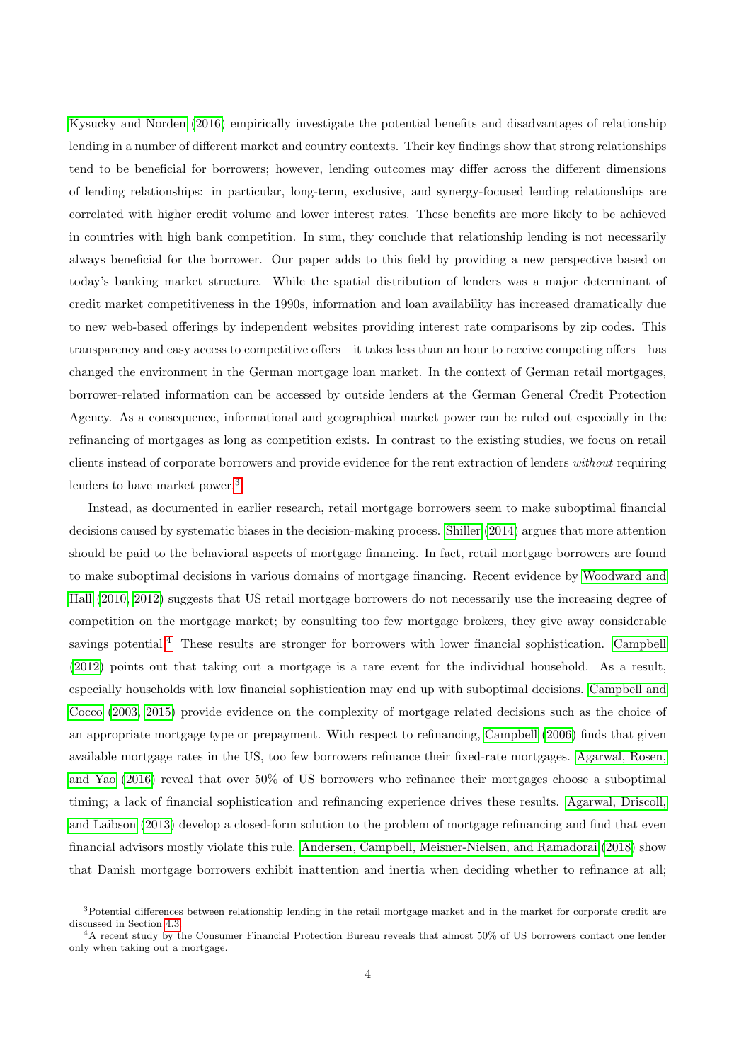Kysucky and Norden (2016) empirically investigate the potential benefits and disadvantages of relationship lending in a number of different market and country contexts. Their key findings show that strong relationships tend to be beneficial for borrowers; however, lending outcomes may differ across the different dimensions of lending relationships: in particular, long-term, exclusive, and synergy-focused lending relationships are correlated with higher credit volume and lower interest rates. These benefits are more likely to be achieved in countries with high bank competition. In sum, they conclude that relationship lending is not necessarily always beneficial for the borrower. Our paper adds to this field by providing a new perspective based on today's banking market structure. While the spatial distribution of lenders was a major determinant of credit market competitiveness in the 1990s, information and loan availability has increased dramatically due to new web-based offerings by independent websites providing interest rate comparisons by zip codes. This transparency and easy access to competitive offers – it takes less than an hour to receive competing offers – has changed the environment in the German mortgage loan market. In the context of German retail mortgages, borrower-related information can be accessed by outside lenders at the German General Credit Protection Agency. As a consequence, informational and geographical market power can be ruled out especially in the refinancing of mortgages as long as competition exists. In contrast to the existing studies, we focus on retail clients instead of corporate borrowers and provide evidence for the rent extraction of lenders *without* requiring lenders to have market power.[3]

Instead, as documented in earlier research, retail mortgage borrowers seem to make suboptimal financial decisions caused by systematic biases in the decision-making process. Shiller (2014) argues that more attention should be paid to the behavioral aspects of mortgage financing. In fact, retail mortgage borrowers are found to make suboptimal decisions in various domains of mortgage financing. Recent evidence by Woodward and Hall (2010, 2012) suggests that US retail mortgage borrowers do not necessarily use the increasing degree of competition on the mortgage market; by consulting too few mortgage brokers, they give away considerable savings potential.[4] These results are stronger for borrowers with lower financial sophistication. Campbell (2012) points out that taking out a mortgage is a rare event for the individual household. As a result, especially households with low financial sophistication may end up with suboptimal decisions. Campbell and Cocco (2003, 2015) provide evidence on the complexity of mortgage related decisions such as the choice of an appropriate mortgage type or prepayment. With respect to refinancing, Campbell (2006) finds that given available mortgage rates in the US, too few borrowers refinance their fixed-rate mortgages. Agarwal, Rosen, and Yao (2016) reveal that over 50% of US borrowers who refinance their mortgages choose a suboptimal timing; a lack of financial sophistication and refinancing experience drives these results. Agarwal, Driscoll, and Laibson (2013) develop a closed-form solution to the problem of mortgage refinancing and find that even financial advisors mostly violate this rule. Andersen, Campbell, Meisner-Nielsen, and Ramadorai (2018) show that Danish mortgage borrowers exhibit inattention and inertia when deciding whether to refinance at all;

---

[3] Potential differences between relationship lending in the retail mortgage market and in the market for corporate credit are discussed in Section 4.3.

[4] A recent study by the Consumer Financial Protection Bureau reveals that almost 50% of US borrowers contact one lender only when taking out a mortgage.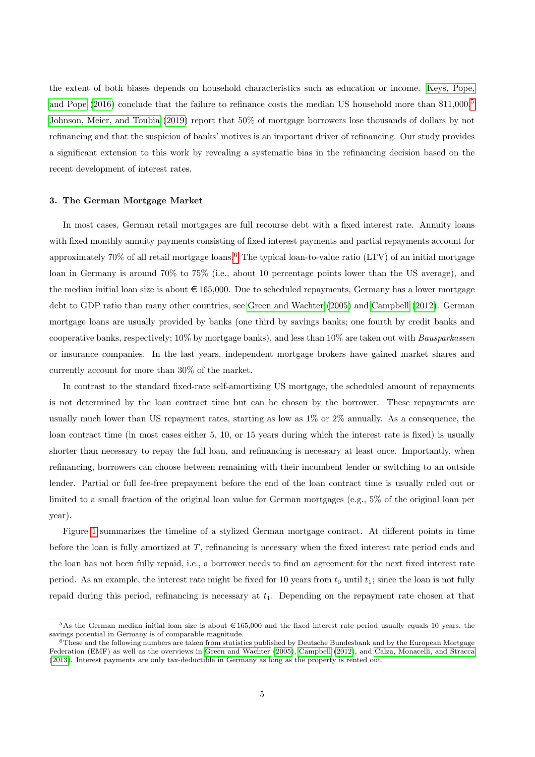the extent of both biases depends on household characteristics such as education or income. Keys, Pope, and Pope (2016) conclude that the failure to refinance costs the median US household more than $11,000.[5] Johnson, Meier, and Toubia (2019) report that 50% of mortgage borrowers lose thousands of dollars by not refinancing and that the suspicion of banks' motives is an important driver of refinancing. Our study provides a significant extension to this work by revealing a systematic bias in the refinancing decision based on the recent development of interest rates.

### 3. The German Mortgage Market

In most cases, German retail mortgages are full recourse debt with a fixed interest rate. Annuity loans with fixed monthly annuity payments consisting of fixed interest payments and partial repayments account for approximately 70% of all retail mortgage loans.[6] The typical loan-to-value ratio (LTV) of an initial mortgage loan in Germany is around 70% to 75% (i.e., about 10 percentage points lower than the US average), and the median initial loan size is about €165,000. Due to scheduled repayments, Germany has a lower mortgage debt to GDP ratio than many other countries, see Green and Wachter (2005) and Campbell (2012). German mortgage loans are usually provided by banks (one third by savings banks; one fourth by credit banks and cooperative banks, respectively; 10% by mortgage banks), and less than 10% are taken out with *Bausparkassen* or insurance companies. In the last years, independent mortgage brokers have gained market shares and currently account for more than 30% of the market.

In contrast to the standard fixed-rate self-amortizing US mortgage, the scheduled amount of repayments is not determined by the loan contract time but can be chosen by the borrower. These repayments are usually much lower than US repayment rates, starting as low as 1% or 2% annually. As a consequence, the loan contract time (in most cases either 5, 10, or 15 years during which the interest rate is fixed) is usually shorter than necessary to repay the full loan, and refinancing is necessary at least once. Importantly, when refinancing, borrowers can choose between remaining with their incumbent lender or switching to an outside lender. Partial or full fee-free prepayment before the end of the loan contract time is usually ruled out or limited to a small fraction of the original loan value for German mortgages (e.g., 5% of the original loan per year).

Figure 1 summarizes the timeline of a stylized German mortgage contract. At different points in time before the loan is fully amortized at $T$, refinancing is necessary when the fixed interest rate period ends and the loan has not been fully repaid, i.e., a borrower needs to find an agreement for the next fixed interest rate period. As an example, the interest rate might be fixed for 10 years from $t_0$ until $t_1$; since the loan is not fully repaid during this period, refinancing is necessary at $t_1$. Depending on the repayment rate chosen at that

[5] As the German median initial loan size is about €165,000 and the fixed interest rate period usually equals 10 years, the savings potential in Germany is of comparable magnitude.

[6] These and the following numbers are taken from statistics published by Deutsche Bundesbank and by the European Mortgage Federation (EMF) as well as the overviews in Green and Wachter (2005), Campbell (2012), and Calza, Monacelli, and Stracca (2013). Interest payments are only tax-deductible in Germany as long as the property is rented out.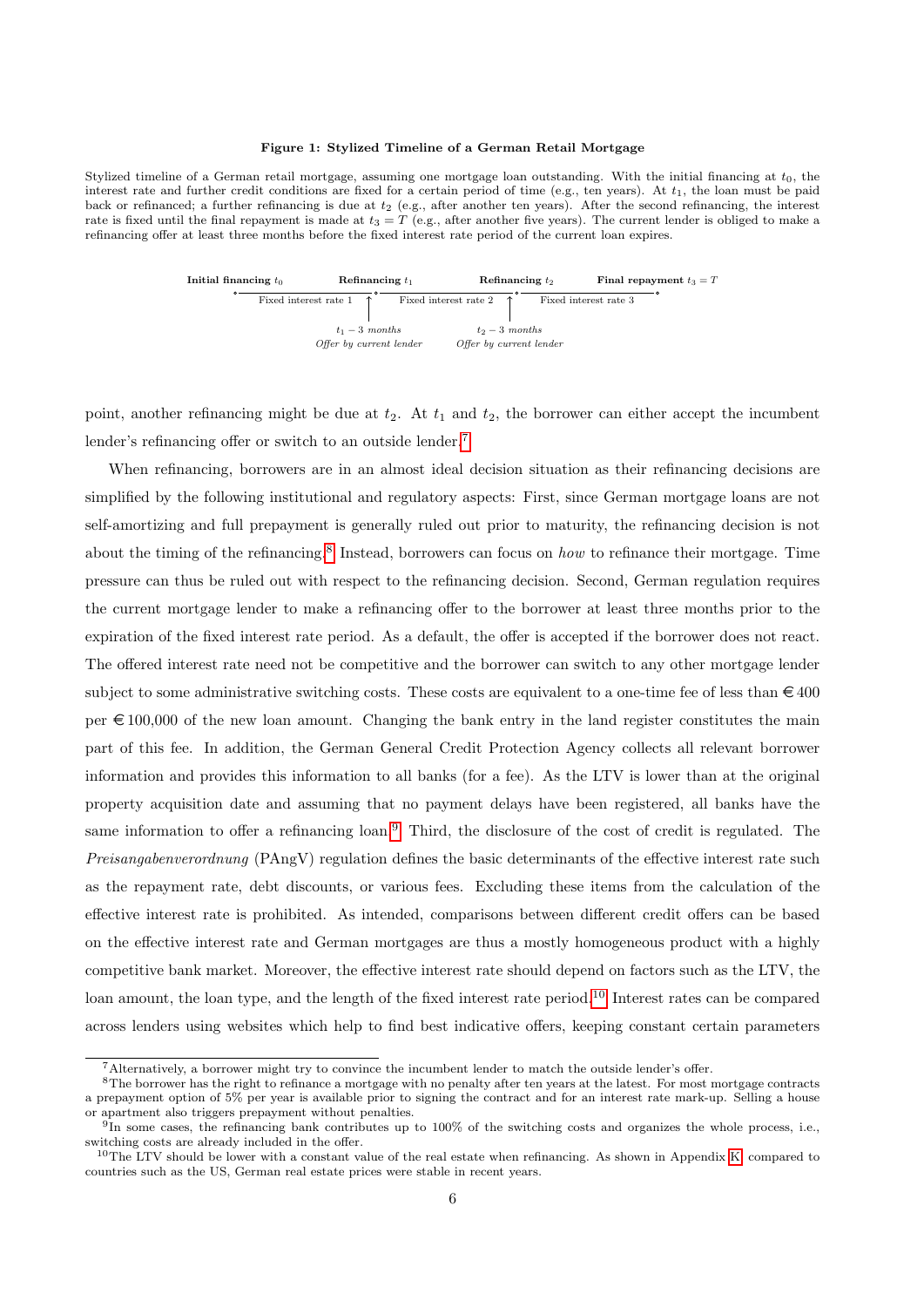**Figure 1: Stylized Timeline of a German Retail Mortgage**

Stylized timeline of a German retail mortgage, assuming one mortgage loan outstanding. With the initial financing at $t_0$, the interest rate and further credit conditions are fixed for a certain period of time (e.g., ten years). At $t_1$, the loan must be paid back or refinanced; a further refinancing is due at $t_2$ (e.g., after another ten years). After the second refinancing, the interest rate is fixed until the final repayment is made at $t_3 = T$ (e.g., after another five years). The current lender is obliged to make a refinancing offer at least three months before the fixed interest rate period of the current loan expires.

**Initial financing** $t_0$ — Fixed interest rate 1 — **Refinancing** $t_1$ — Fixed interest rate 2 — **Refinancing** $t_2$ — Fixed interest rate 3 — **Final repayment** $t_3 = T$

$t_1 - 3$ *months*: *Offer by current lender*

$t_2 - 3$ *months*: *Offer by current lender*

point, another refinancing might be due at $t_2$. At $t_1$ and $t_2$, the borrower can either accept the incumbent lender's refinancing offer or switch to an outside lender.[7]

When refinancing, borrowers are in an almost ideal decision situation as their refinancing decisions are simplified by the following institutional and regulatory aspects: First, since German mortgage loans are not self-amortizing and full prepayment is generally ruled out prior to maturity, the refinancing decision is not about the timing of the refinancing.[8] Instead, borrowers can focus on *how* to refinance their mortgage. Time pressure can thus be ruled out with respect to the refinancing decision. Second, German regulation requires the current mortgage lender to make a refinancing offer to the borrower at least three months prior to the expiration of the fixed interest rate period. As a default, the offer is accepted if the borrower does not react. The offered interest rate need not be competitive and the borrower can switch to any other mortgage lender subject to some administrative switching costs. These costs are equivalent to a one-time fee of less than €400 per €100,000 of the new loan amount. Changing the bank entry in the land register constitutes the main part of this fee. In addition, the German General Credit Protection Agency collects all relevant borrower information and provides this information to all banks (for a fee). As the LTV is lower than at the original property acquisition date and assuming that no payment delays have been registered, all banks have the same information to offer a refinancing loan.[9] Third, the disclosure of the cost of credit is regulated. The *Preisangabenverordnung* (PAngV) regulation defines the basic determinants of the effective interest rate such as the repayment rate, debt discounts, or various fees. Excluding these items from the calculation of the effective interest rate is prohibited. As intended, comparisons between different credit offers can be based on the effective interest rate and German mortgages are thus a mostly homogeneous product with a highly competitive bank market. Moreover, the effective interest rate should depend on factors such as the LTV, the loan amount, the loan type, and the length of the fixed interest rate period.[10] Interest rates can be compared across lenders using websites which help to find best indicative offers, keeping constant certain parameters

[7] Alternatively, a borrower might try to convince the incumbent lender to match the outside lender's offer.

[8] The borrower has the right to refinance a mortgage with no penalty after ten years at the latest. For most mortgage contracts a prepayment option of 5% per year is available prior to signing the contract and for an interest rate mark-up. Selling a house or apartment also triggers prepayment without penalties.

[9] In some cases, the refinancing bank contributes up to 100% of the switching costs and organizes the whole process, i.e., switching costs are already included in the offer.

[10] The LTV should be lower with a constant value of the real estate when refinancing. As shown in Appendix K, compared to countries such as the US, German real estate prices were stable in recent years.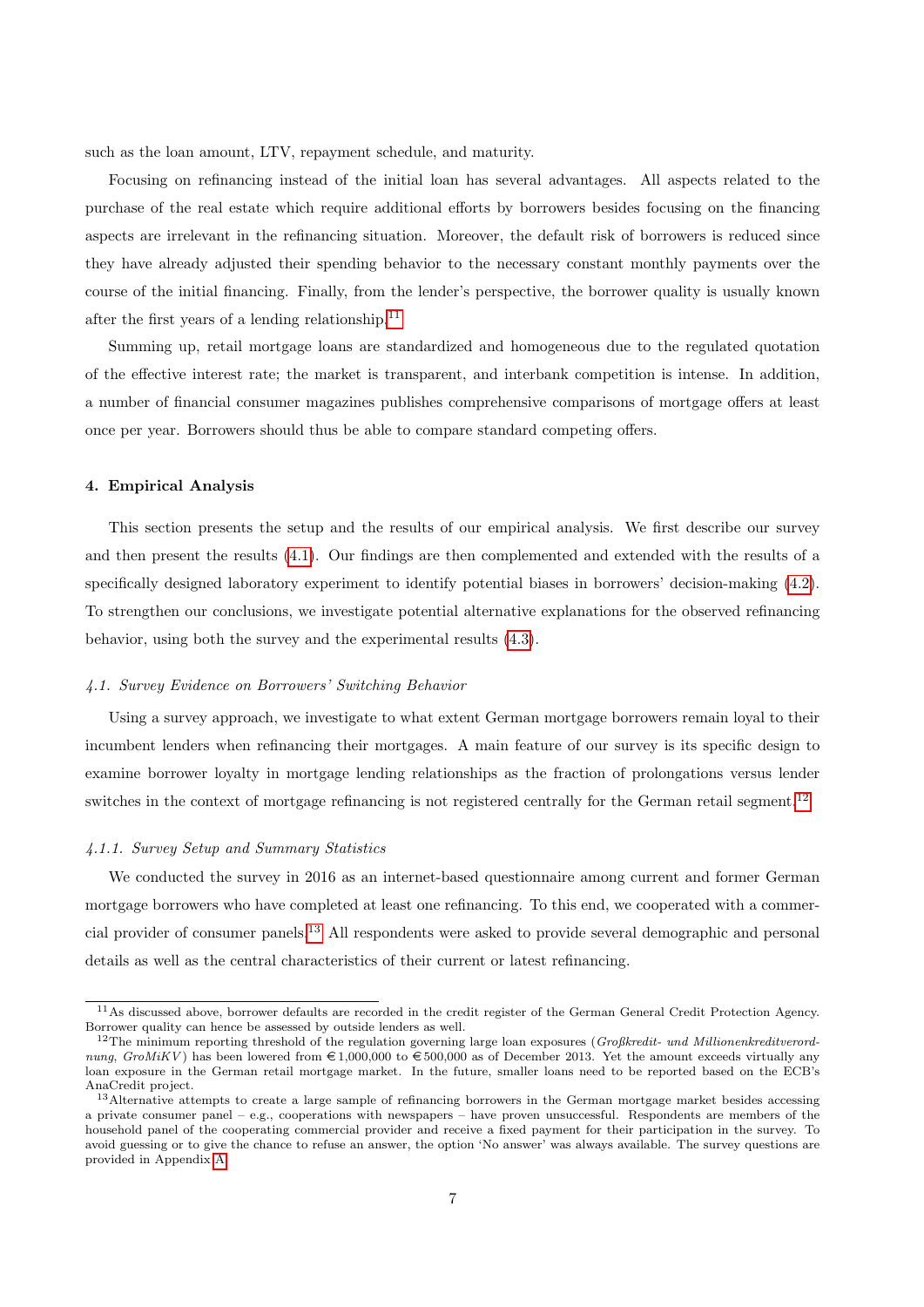such as the loan amount, LTV, repayment schedule, and maturity.

Focusing on refinancing instead of the initial loan has several advantages. All aspects related to the purchase of the real estate which require additional efforts by borrowers besides focusing on the financing aspects are irrelevant in the refinancing situation. Moreover, the default risk of borrowers is reduced since they have already adjusted their spending behavior to the necessary constant monthly payments over the course of the initial financing. Finally, from the lender's perspective, the borrower quality is usually known after the first years of a lending relationship.[11]

Summing up, retail mortgage loans are standardized and homogeneous due to the regulated quotation of the effective interest rate; the market is transparent, and interbank competition is intense. In addition, a number of financial consumer magazines publishes comprehensive comparisons of mortgage offers at least once per year. Borrowers should thus be able to compare standard competing offers.

## 4. Empirical Analysis

This section presents the setup and the results of our empirical analysis. We first describe our survey and then present the results (4.1). Our findings are then complemented and extended with the results of a specifically designed laboratory experiment to identify potential biases in borrowers' decision-making (4.2). To strengthen our conclusions, we investigate potential alternative explanations for the observed refinancing behavior, using both the survey and the experimental results (4.3).

### *4.1. Survey Evidence on Borrowers' Switching Behavior*

Using a survey approach, we investigate to what extent German mortgage borrowers remain loyal to their incumbent lenders when refinancing their mortgages. A main feature of our survey is its specific design to examine borrower loyalty in mortgage lending relationships as the fraction of prolongations versus lender switches in the context of mortgage refinancing is not registered centrally for the German retail segment.[12]

#### *4.1.1. Survey Setup and Summary Statistics*

We conducted the survey in 2016 as an internet-based questionnaire among current and former German mortgage borrowers who have completed at least one refinancing. To this end, we cooperated with a commercial provider of consumer panels.[13] All respondents were asked to provide several demographic and personal details as well as the central characteristics of their current or latest refinancing.

---

[11] As discussed above, borrower defaults are recorded in the credit register of the German General Credit Protection Agency. Borrower quality can hence be assessed by outside lenders as well.

[12] The minimum reporting threshold of the regulation governing large loan exposures (*Großkredit- und Millionenkreditverordnung, GroMiKV*) has been lowered from €1,000,000 to €500,000 as of December 2013. Yet the amount exceeds virtually any loan exposure in the German retail mortgage market. In the future, smaller loans need to be reported based on the ECB's AnaCredit project.

[13] Alternative attempts to create a large sample of refinancing borrowers in the German mortgage market besides accessing a private consumer panel – e.g., cooperations with newspapers – have proven unsuccessful. Respondents are members of the household panel of the cooperating commercial provider and receive a fixed payment for their participation in the survey. To avoid guessing or to give the chance to refuse an answer, the option 'No answer' was always available. The survey questions are provided in Appendix A.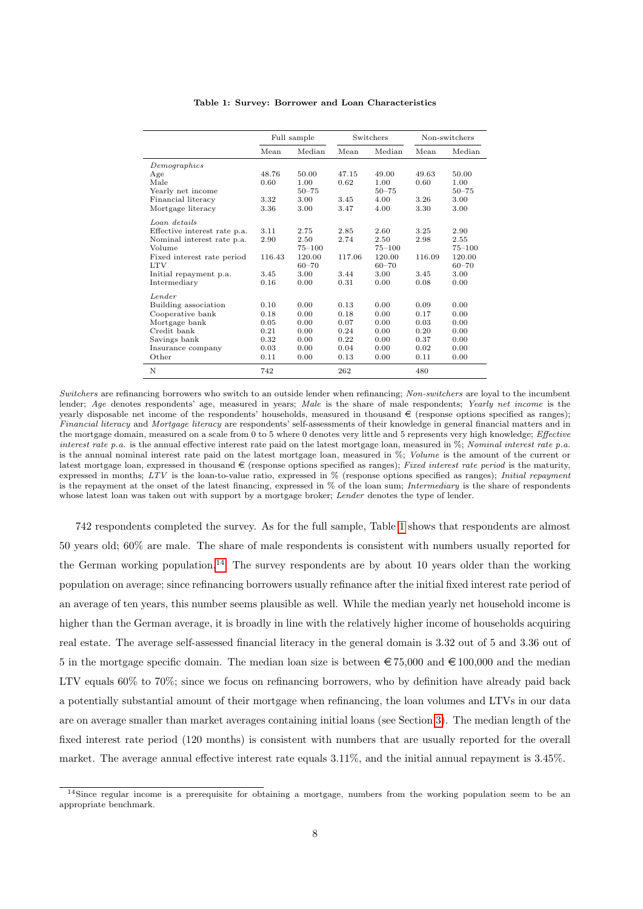**Table 1: Survey: Borrower and Loan Characteristics**

| | Full sample | | Switchers | | Non-switchers | |
|---|---|---|---|---|---|---|
| | Mean | Median | Mean | Median | Mean | Median |
| *Demographics* | | | | | | |
| Age | 48.76 | 50.00 | 47.15 | 49.00 | 49.63 | 50.00 |
| Male | 0.60 | 1.00 | 0.62 | 1.00 | 0.60 | 1.00 |
| Yearly net income | | 50–75 | | 50–75 | | 50–75 |
| Financial literacy | 3.32 | 3.00 | 3.45 | 4.00 | 3.26 | 3.00 |
| Mortgage literacy | 3.36 | 3.00 | 3.47 | 4.00 | 3.30 | 3.00 |
| *Loan details* | | | | | | |
| Effective interest rate p.a. | 3.11 | 2.75 | 2.85 | 2.60 | 3.25 | 2.90 |
| Nominal interest rate p.a. | 2.90 | 2.50 | 2.74 | 2.50 | 2.98 | 2.55 |
| Volume | | 75–100 | | 75–100 | | 75–100 |
| Fixed interest rate period | 116.43 | 120.00 | 117.06 | 120.00 | 116.09 | 120.00 |
| LTV | | 60–70 | | 60–70 | | 60–70 |
| Initial repayment p.a. | 3.45 | 3.00 | 3.44 | 3.00 | 3.45 | 3.00 |
| Intermediary | 0.16 | 0.00 | 0.31 | 0.00 | 0.08 | 0.00 |
| *Lender* | | | | | | |
| Building association | 0.10 | 0.00 | 0.13 | 0.00 | 0.09 | 0.00 |
| Cooperative bank | 0.18 | 0.00 | 0.18 | 0.00 | 0.17 | 0.00 |
| Mortgage bank | 0.05 | 0.00 | 0.07 | 0.00 | 0.03 | 0.00 |
| Credit bank | 0.21 | 0.00 | 0.24 | 0.00 | 0.20 | 0.00 |
| Savings bank | 0.32 | 0.00 | 0.22 | 0.00 | 0.37 | 0.00 |
| Insurance company | 0.03 | 0.00 | 0.04 | 0.00 | 0.02 | 0.00 |
| Other | 0.11 | 0.00 | 0.13 | 0.00 | 0.11 | 0.00 |
| N | 742 | | 262 | | 480 | |

*Switchers* are refinancing borrowers who switch to an outside lender when refinancing; *Non-switchers* are loyal to the incumbent lender; *Age* denotes respondents' age, measured in years; *Male* is the share of male respondents; *Yearly net income* is the yearly disposable net income of the respondents' households, measured in thousand € (response options specified as ranges); *Financial literacy* and *Mortgage literacy* are respondents' self-assessments of their knowledge in general financial matters and in the mortgage domain, measured on a scale from 0 to 5 where 0 denotes very little and 5 represents very high knowledge; *Effective interest rate p.a.* is the annual effective interest rate paid on the latest mortgage loan, measured in %; *Nominal interest rate p.a.* is the annual nominal interest rate paid on the latest mortgage loan, measured in %; *Volume* is the amount of the current or latest mortgage loan, expressed in thousand € (response options specified as ranges); *Fixed interest rate period* is the maturity, expressed in months; *LTV* is the loan-to-value ratio, expressed in % (response options specified as ranges); *Initial repayment* is the repayment at the onset of the latest financing, expressed in % of the loan sum; *Intermediary* is the share of respondents whose latest loan was taken out with support by a mortgage broker; *Lender* denotes the type of lender.

742 respondents completed the survey. As for the full sample, Table 1 shows that respondents are almost 50 years old; 60% are male. The share of male respondents is consistent with numbers usually reported for the German working population.[14] The survey respondents are by about 10 years older than the working population on average; since refinancing borrowers usually refinance after the initial fixed interest rate period of an average of ten years, this number seems plausible as well. While the median yearly net household income is higher than the German average, it is broadly in line with the relatively higher income of households acquiring real estate. The average self-assessed financial literacy in the general domain is 3.32 out of 5 and 3.36 out of 5 in the mortgage specific domain. The median loan size is between €75,000 and €100,000 and the median LTV equals 60% to 70%; since we focus on refinancing borrowers, who by definition have already paid back a potentially substantial amount of their mortgage when refinancing, the loan volumes and LTVs in our data are on average smaller than market averages containing initial loans (see Section 3). The median length of the fixed interest rate period (120 months) is consistent with numbers that are usually reported for the overall market. The average annual effective interest rate equals 3.11%, and the initial annual repayment is 3.45%.

[14] Since regular income is a prerequisite for obtaining a mortgage, numbers from the working population seem to be an appropriate benchmark.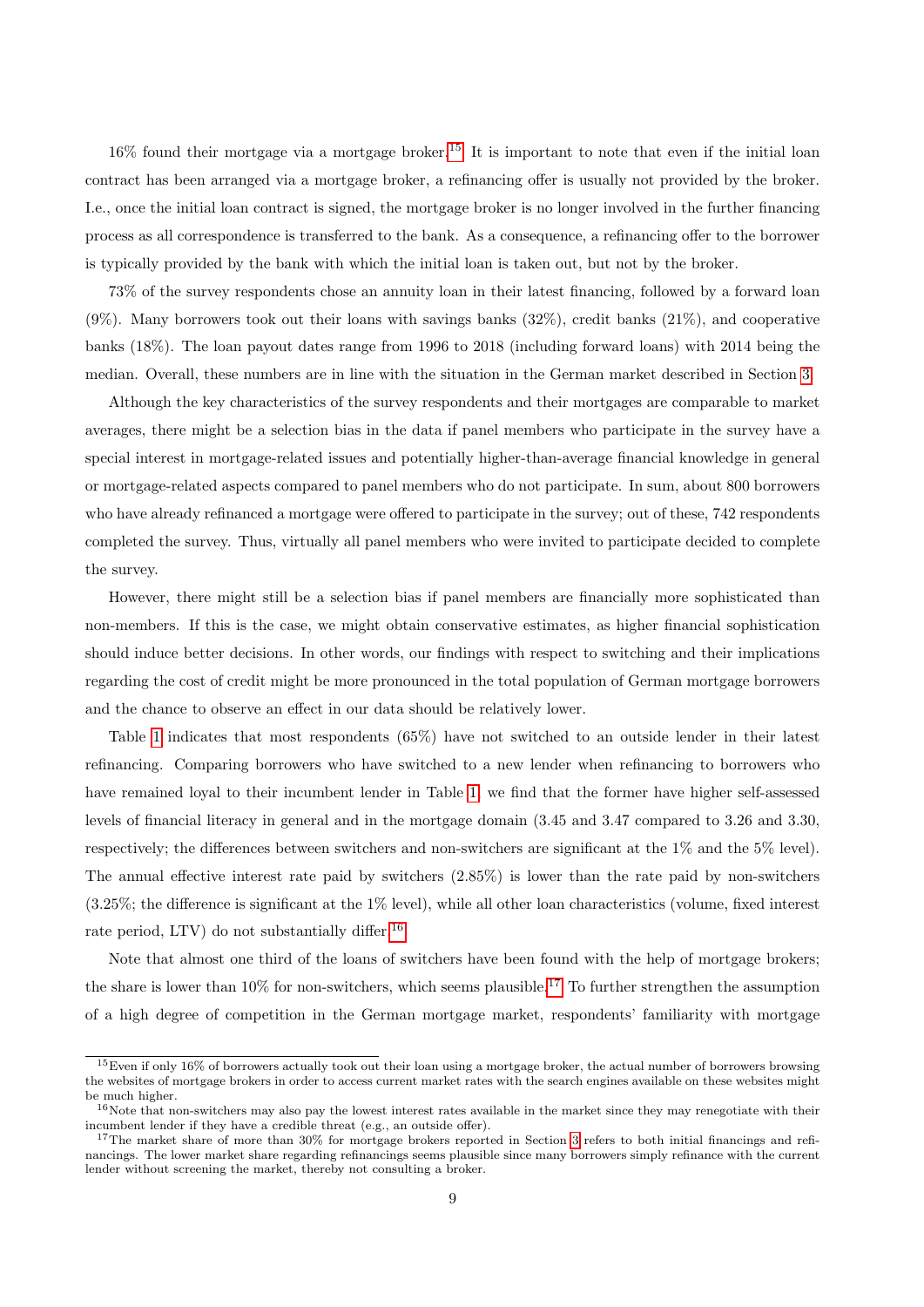16% found their mortgage via a mortgage broker.[15] It is important to note that even if the initial loan contract has been arranged via a mortgage broker, a refinancing offer is usually not provided by the broker. I.e., once the initial loan contract is signed, the mortgage broker is no longer involved in the further financing process as all correspondence is transferred to the bank. As a consequence, a refinancing offer to the borrower is typically provided by the bank with which the initial loan is taken out, but not by the broker.

73% of the survey respondents chose an annuity loan in their latest financing, followed by a forward loan (9%). Many borrowers took out their loans with savings banks (32%), credit banks (21%), and cooperative banks (18%). The loan payout dates range from 1996 to 2018 (including forward loans) with 2014 being the median. Overall, these numbers are in line with the situation in the German market described in Section 3.

Although the key characteristics of the survey respondents and their mortgages are comparable to market averages, there might be a selection bias in the data if panel members who participate in the survey have a special interest in mortgage-related issues and potentially higher-than-average financial knowledge in general or mortgage-related aspects compared to panel members who do not participate. In sum, about 800 borrowers who have already refinanced a mortgage were offered to participate in the survey; out of these, 742 respondents completed the survey. Thus, virtually all panel members who were invited to participate decided to complete the survey.

However, there might still be a selection bias if panel members are financially more sophisticated than non-members. If this is the case, we might obtain conservative estimates, as higher financial sophistication should induce better decisions. In other words, our findings with respect to switching and their implications regarding the cost of credit might be more pronounced in the total population of German mortgage borrowers and the chance to observe an effect in our data should be relatively lower.

Table 1 indicates that most respondents (65%) have not switched to an outside lender in their latest refinancing. Comparing borrowers who have switched to a new lender when refinancing to borrowers who have remained loyal to their incumbent lender in Table 1, we find that the former have higher self-assessed levels of financial literacy in general and in the mortgage domain (3.45 and 3.47 compared to 3.26 and 3.30, respectively; the differences between switchers and non-switchers are significant at the 1% and the 5% level). The annual effective interest rate paid by switchers (2.85%) is lower than the rate paid by non-switchers (3.25%; the difference is significant at the 1% level), while all other loan characteristics (volume, fixed interest rate period, LTV) do not substantially differ.[16]

Note that almost one third of the loans of switchers have been found with the help of mortgage brokers; the share is lower than 10% for non-switchers, which seems plausible.[17] To further strengthen the assumption of a high degree of competition in the German mortgage market, respondents' familiarity with mortgage

[15] Even if only 16% of borrowers actually took out their loan using a mortgage broker, the actual number of borrowers browsing the websites of mortgage brokers in order to access current market rates with the search engines available on these websites might be much higher.

[16] Note that non-switchers may also pay the lowest interest rates available in the market since they may renegotiate with their incumbent lender if they have a credible threat (e.g., an outside offer).

[17] The market share of more than 30% for mortgage brokers reported in Section 3 refers to both initial financings and refinancings. The lower market share regarding refinancings seems plausible since many borrowers simply refinance with the current lender without screening the market, thereby not consulting a broker.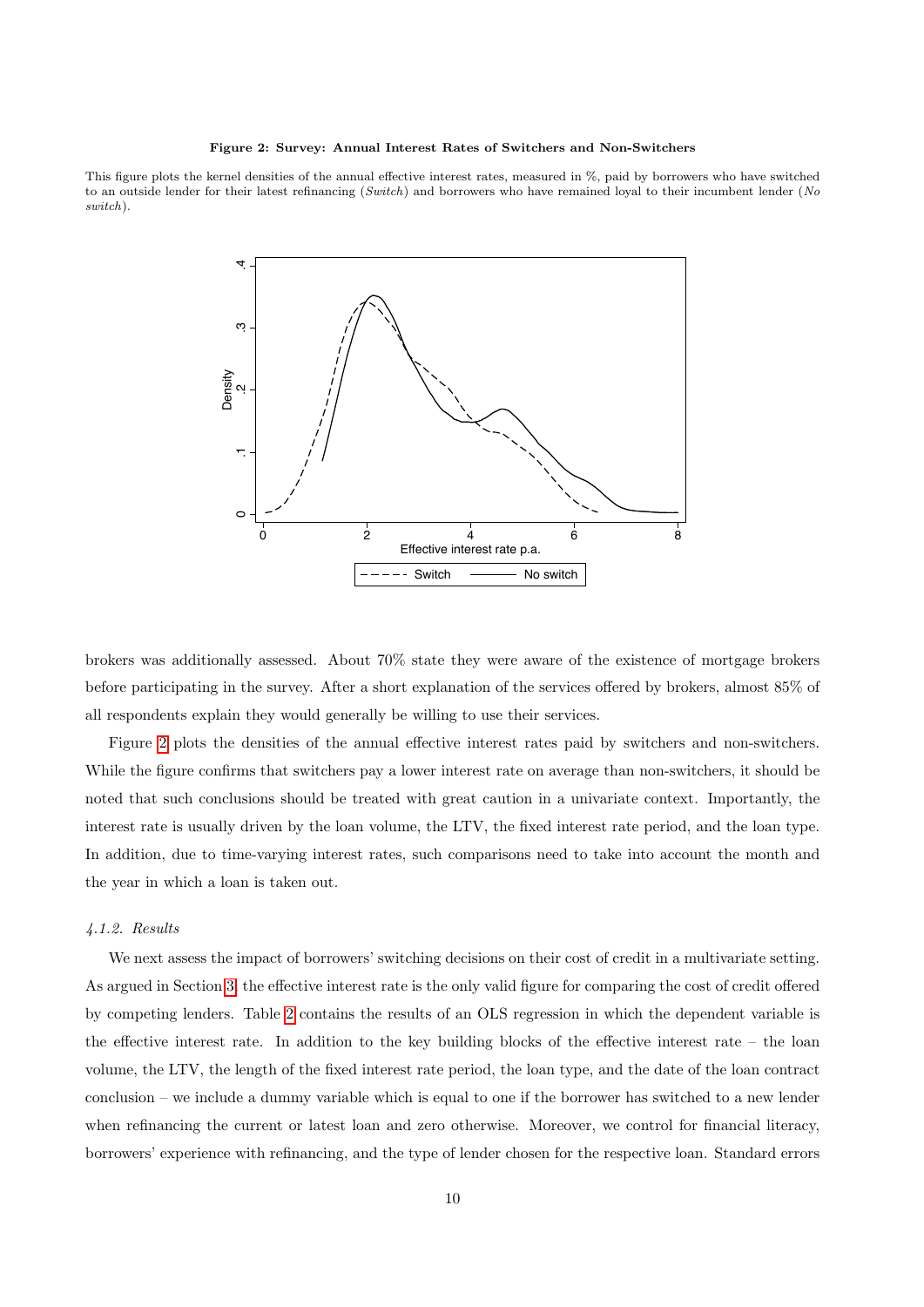**Figure 2: Survey: Annual Interest Rates of Switchers and Non-Switchers**

This figure plots the kernel densities of the annual effective interest rates, measured in %, paid by borrowers who have switched to an outside lender for their latest refinancing (*Switch*) and borrowers who have remained loyal to their incumbent lender (*No switch*).

brokers was additionally assessed. About 70% state they were aware of the existence of mortgage brokers before participating in the survey. After a short explanation of the services offered by brokers, almost 85% of all respondents explain they would generally be willing to use their services.

Figure 2 plots the densities of the annual effective interest rates paid by switchers and non-switchers. While the figure confirms that switchers pay a lower interest rate on average than non-switchers, it should be noted that such conclusions should be treated with great caution in a univariate context. Importantly, the interest rate is usually driven by the loan volume, the LTV, the fixed interest rate period, and the loan type. In addition, due to time-varying interest rates, such comparisons need to take into account the month and the year in which a loan is taken out.

#### *4.1.2. Results*

We next assess the impact of borrowers' switching decisions on their cost of credit in a multivariate setting. As argued in Section 3, the effective interest rate is the only valid figure for comparing the cost of credit offered by competing lenders. Table 2 contains the results of an OLS regression in which the dependent variable is the effective interest rate. In addition to the key building blocks of the effective interest rate – the loan volume, the LTV, the length of the fixed interest rate period, the loan type, and the date of the loan contract conclusion – we include a dummy variable which is equal to one if the borrower has switched to a new lender when refinancing the current or latest loan and zero otherwise. Moreover, we control for financial literacy, borrowers' experience with refinancing, and the type of lender chosen for the respective loan. Standard errors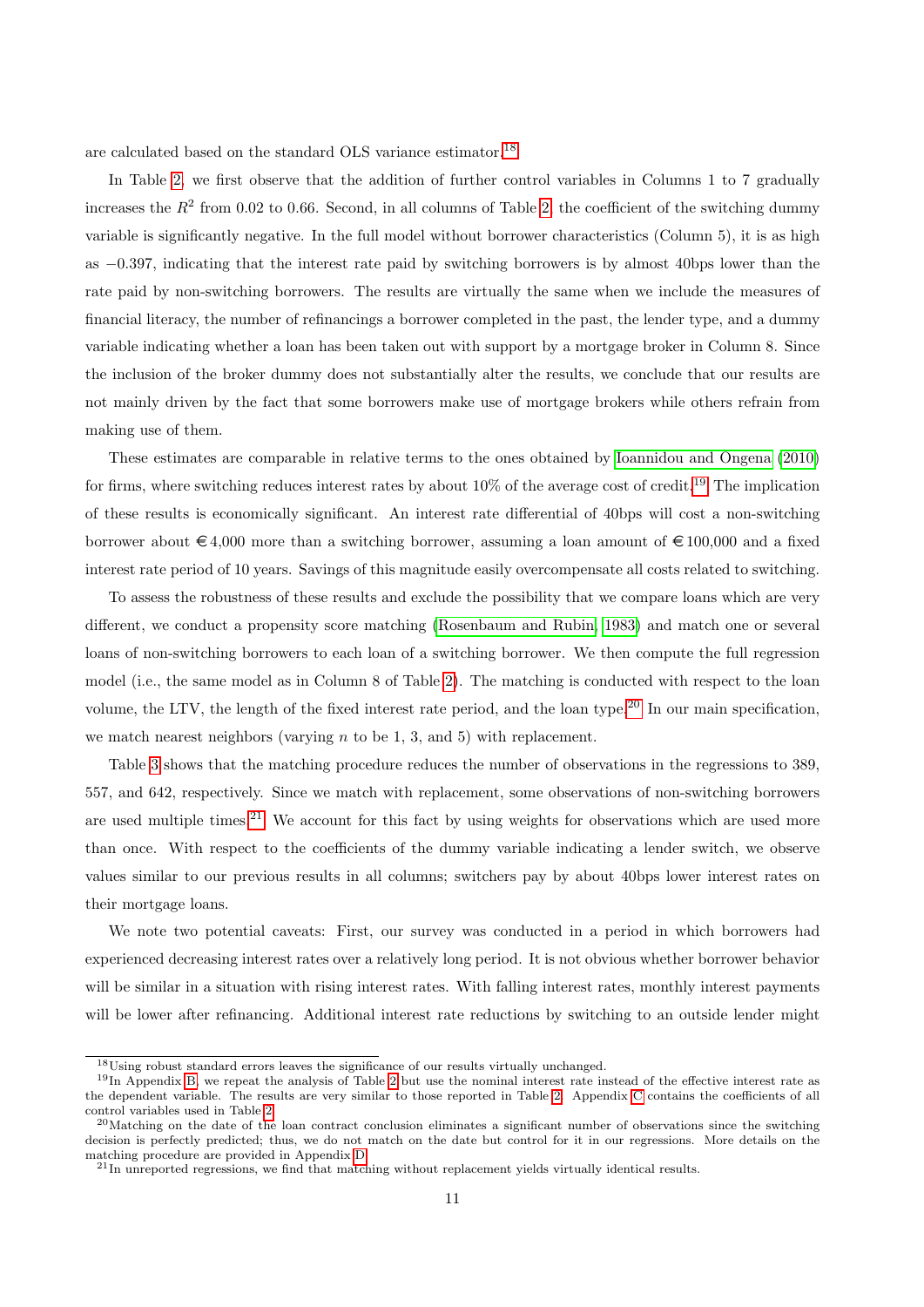are calculated based on the standard OLS variance estimator.[18]

In Table 2, we first observe that the addition of further control variables in Columns 1 to 7 gradually increases the $R^2$ from 0.02 to 0.66. Second, in all columns of Table 2, the coefficient of the switching dummy variable is significantly negative. In the full model without borrower characteristics (Column 5), it is as high as $-0.397$, indicating that the interest rate paid by switching borrowers is by almost 40bps lower than the rate paid by non-switching borrowers. The results are virtually the same when we include the measures of financial literacy, the number of refinancings a borrower completed in the past, the lender type, and a dummy variable indicating whether a loan has been taken out with support by a mortgage broker in Column 8. Since the inclusion of the broker dummy does not substantially alter the results, we conclude that our results are not mainly driven by the fact that some borrowers make use of mortgage brokers while others refrain from making use of them.

These estimates are comparable in relative terms to the ones obtained by Ioannidou and Ongena (2010) for firms, where switching reduces interest rates by about 10% of the average cost of credit.[19] The implication of these results is economically significant. An interest rate differential of 40bps will cost a non-switching borrower about €4,000 more than a switching borrower, assuming a loan amount of €100,000 and a fixed interest rate period of 10 years. Savings of this magnitude easily overcompensate all costs related to switching.

To assess the robustness of these results and exclude the possibility that we compare loans which are very different, we conduct a propensity score matching (Rosenbaum and Rubin, 1983) and match one or several loans of non-switching borrowers to each loan of a switching borrower. We then compute the full regression model (i.e., the same model as in Column 8 of Table 2). The matching is conducted with respect to the loan volume, the LTV, the length of the fixed interest rate period, and the loan type.[20] In our main specification, we match nearest neighbors (varying $n$ to be 1, 3, and 5) with replacement.

Table 3 shows that the matching procedure reduces the number of observations in the regressions to 389, 557, and 642, respectively. Since we match with replacement, some observations of non-switching borrowers are used multiple times.[21] We account for this fact by using weights for observations which are used more than once. With respect to the coefficients of the dummy variable indicating a lender switch, we observe values similar to our previous results in all columns; switchers pay by about 40bps lower interest rates on their mortgage loans.

We note two potential caveats: First, our survey was conducted in a period in which borrowers had experienced decreasing interest rates over a relatively long period. It is not obvious whether borrower behavior will be similar in a situation with rising interest rates. With falling interest rates, monthly interest payments will be lower after refinancing. Additional interest rate reductions by switching to an outside lender might

[18] Using robust standard errors leaves the significance of our results virtually unchanged.

[19] In Appendix B, we repeat the analysis of Table 2 but use the nominal interest rate instead of the effective interest rate as the dependent variable. The results are very similar to those reported in Table 2. Appendix C contains the coefficients of all control variables used in Table 2.

[20] Matching on the date of the loan contract conclusion eliminates a significant number of observations since the switching decision is perfectly predicted; thus, we do not match on the date but control for it in our regressions. More details on the matching procedure are provided in Appendix D.

[21] In unreported regressions, we find that matching without replacement yields virtually identical results.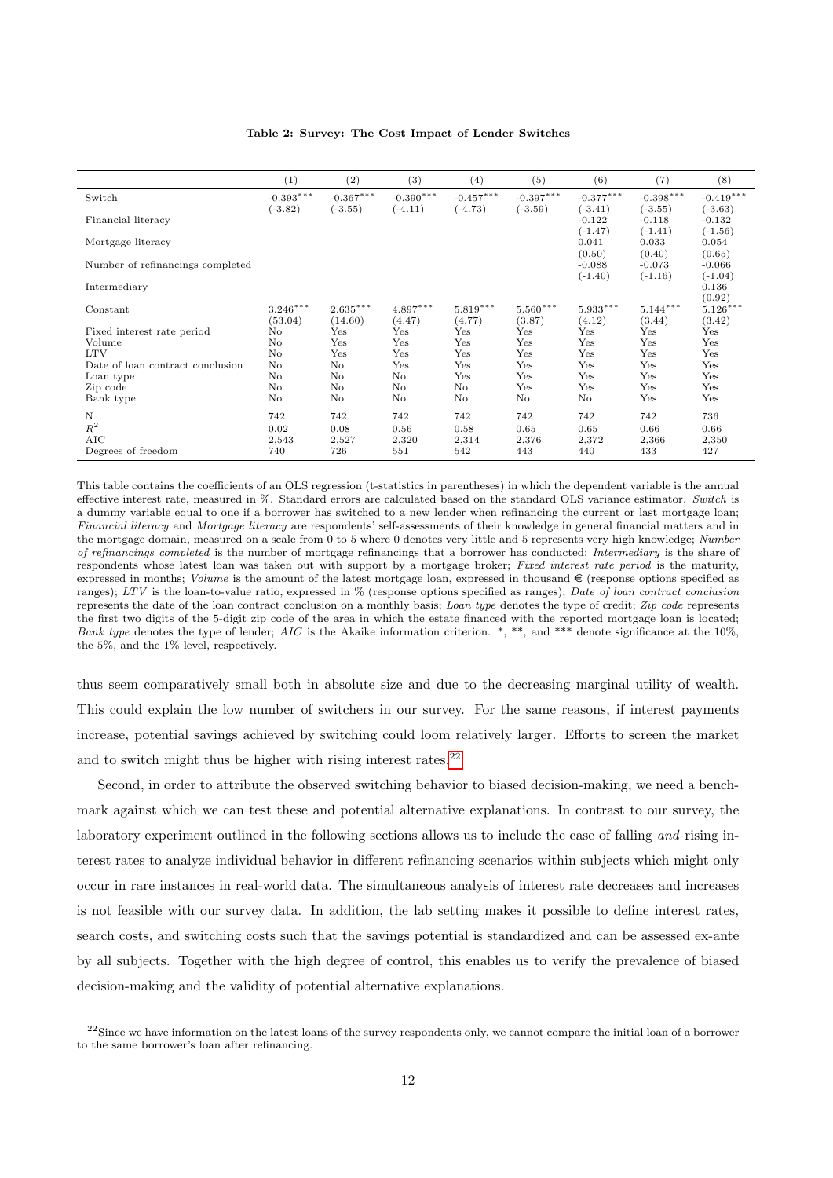**Table 2: Survey: The Cost Impact of Lender Switches**

| | (1) | (2) | (3) | (4) | (5) | (6) | (7) | (8) |
|---|---|---|---|---|---|---|---|---|
| Switch | -0.393*** | -0.367*** | -0.390*** | -0.457*** | -0.397*** | -0.377*** | -0.398*** | -0.419*** |
| | (-3.82) | (-3.55) | (-4.11) | (-4.73) | (-3.59) | (-3.41) | (-3.55) | (-3.63) |
| Financial literacy | | | | | | -0.122 | -0.118 | -0.132 |
| | | | | | | (-1.47) | (-1.41) | (-1.56) |
| Mortgage literacy | | | | | | 0.041 | 0.033 | 0.054 |
| | | | | | | (0.50) | (0.40) | (0.65) |
| Number of refinancings completed | | | | | | -0.088 | -0.073 | -0.066 |
| | | | | | | (-1.40) | (-1.16) | (-1.04) |
| Intermediary | | | | | | | | 0.136 |
| | | | | | | | | (0.92) |
| Constant | 3.246*** | 2.635*** | 4.897*** | 5.819*** | 5.560*** | 5.933*** | 5.144*** | 5.126*** |
| | (53.04) | (14.60) | (4.47) | (4.77) | (3.87) | (4.12) | (3.44) | (3.42) |
| Fixed interest rate period | No | Yes | Yes | Yes | Yes | Yes | Yes | Yes |
| Volume | No | Yes | Yes | Yes | Yes | Yes | Yes | Yes |
| LTV | No | Yes | Yes | Yes | Yes | Yes | Yes | Yes |
| Date of loan contract conclusion | No | No | Yes | Yes | Yes | Yes | Yes | Yes |
| Loan type | No | No | No | Yes | Yes | Yes | Yes | Yes |
| Zip code | No | No | No | No | Yes | Yes | Yes | Yes |
| Bank type | No | No | No | No | No | No | Yes | Yes |
| N | 742 | 742 | 742 | 742 | 742 | 742 | 742 | 736 |
| $R^2$ | 0.02 | 0.08 | 0.56 | 0.58 | 0.65 | 0.65 | 0.66 | 0.66 |
| AIC | 2,543 | 2,527 | 2,320 | 2,314 | 2,376 | 2,372 | 2,366 | 2,350 |
| Degrees of freedom | 740 | 726 | 551 | 542 | 443 | 440 | 433 | 427 |

This table contains the coefficients of an OLS regression (t-statistics in parentheses) in which the dependent variable is the annual effective interest rate, measured in %. Standard errors are calculated based on the standard OLS variance estimator. *Switch* is a dummy variable equal to one if a borrower has switched to a new lender when refinancing the current or last mortgage loan; *Financial literacy* and *Mortgage literacy* are respondents' self-assessments of their knowledge in general financial matters and in the mortgage domain, measured on a scale from 0 to 5 where 0 denotes very little and 5 represents very high knowledge; *Number of refinancings completed* is the number of mortgage refinancings that a borrower has conducted; *Intermediary* is the share of respondents whose latest loan was taken out with support by a mortgage broker; *Fixed interest rate period* is the maturity, expressed in months; *Volume* is the amount of the latest mortgage loan, expressed in thousand € (response options specified as ranges); *LTV* is the loan-to-value ratio, expressed in % (response options specified as ranges); *Date of loan contract conclusion* represents the date of the loan contract conclusion on a monthly basis; *Loan type* denotes the type of credit; *Zip code* represents the first two digits of the 5-digit zip code of the area in which the estate financed with the reported mortgage loan is located; *Bank type* denotes the type of lender; *AIC* is the Akaike information criterion. *, **, and *** denote significance at the 10%, the 5%, and the 1% level, respectively.

thus seem comparatively small both in absolute size and due to the decreasing marginal utility of wealth. This could explain the low number of switchers in our survey. For the same reasons, if interest payments increase, potential savings achieved by switching could loom relatively larger. Efforts to screen the market and to switch might thus be higher with rising interest rates.[22]

Second, in order to attribute the observed switching behavior to biased decision-making, we need a benchmark against which we can test these and potential alternative explanations. In contrast to our survey, the laboratory experiment outlined in the following sections allows us to include the case of falling *and* rising interest rates to analyze individual behavior in different refinancing scenarios within subjects which might only occur in rare instances in real-world data. The simultaneous analysis of interest rate decreases and increases is not feasible with our survey data. In addition, the lab setting makes it possible to define interest rates, search costs, and switching costs such that the savings potential is standardized and can be assessed ex-ante by all subjects. Together with the high degree of control, this enables us to verify the prevalence of biased decision-making and the validity of potential alternative explanations.

[22] Since we have information on the latest loans of the survey respondents only, we cannot compare the initial loan of a borrower to the same borrower's loan after refinancing.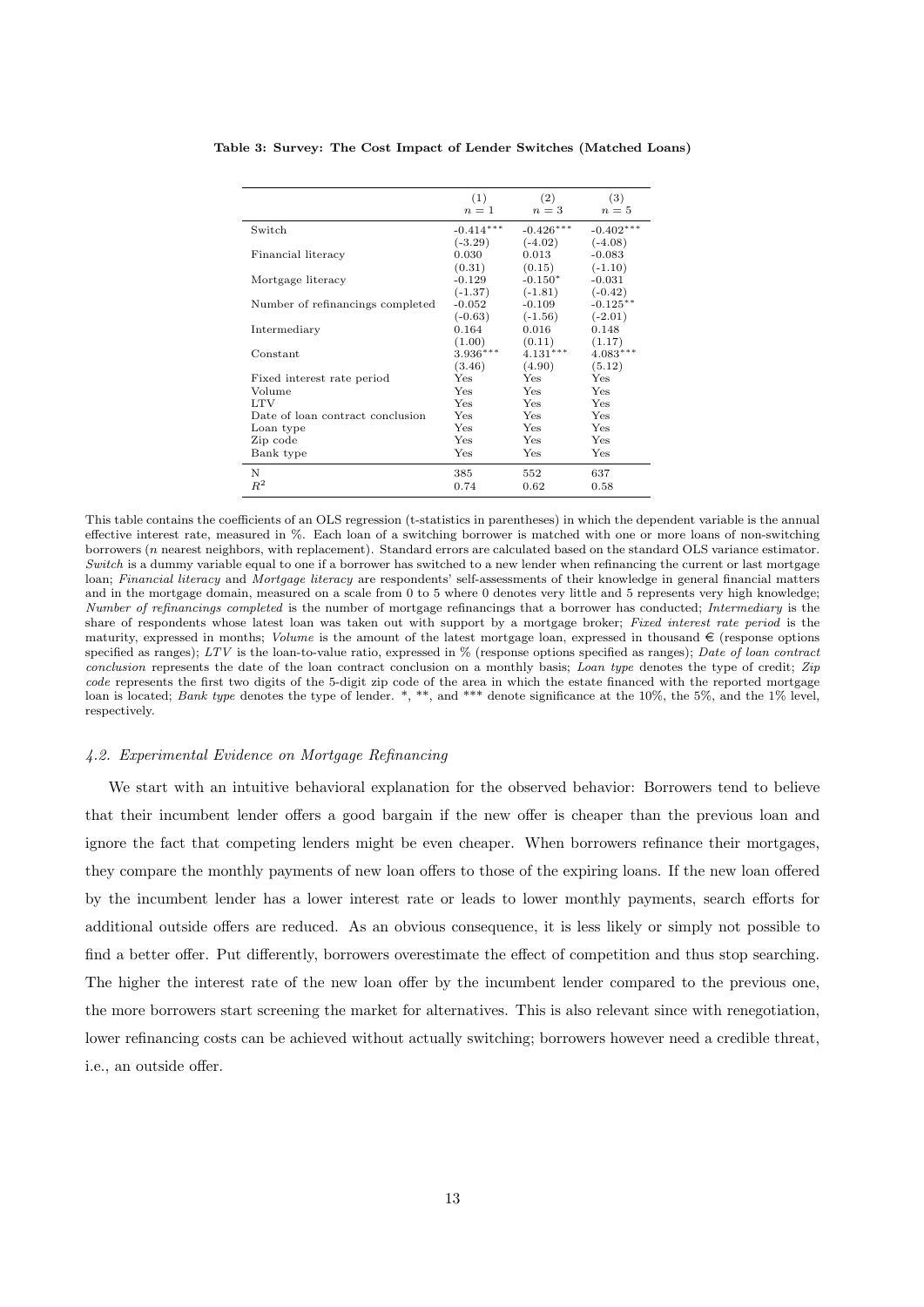**Table 3: Survey: The Cost Impact of Lender Switches (Matched Loans)**

| | (1) $n=1$ | (2) $n=3$ | (3) $n=5$ |
|---|---|---|---|
| Switch | -0.414*** | -0.426*** | -0.402*** |
| | (-3.29) | (-4.02) | (-4.08) |
| Financial literacy | 0.030 | 0.013 | -0.083 |
| | (0.31) | (0.15) | (-1.10) |
| Mortgage literacy | -0.129 | -0.150* | -0.031 |
| | (-1.37) | (-1.81) | (-0.42) |
| Number of refinancings completed | -0.052 | -0.109 | -0.125** |
| | (-0.63) | (-1.56) | (-2.01) |
| Intermediary | 0.164 | 0.016 | 0.148 |
| | (1.00) | (0.11) | (1.17) |
| Constant | 3.936*** | 4.131*** | 4.083*** |
| | (3.46) | (4.90) | (5.12) |
| Fixed interest rate period | Yes | Yes | Yes |
| Volume | Yes | Yes | Yes |
| LTV | Yes | Yes | Yes |
| Date of loan contract conclusion | Yes | Yes | Yes |
| Loan type | Yes | Yes | Yes |
| Zip code | Yes | Yes | Yes |
| Bank type | Yes | Yes | Yes |
| N | 385 | 552 | 637 |
| $R^2$ | 0.74 | 0.62 | 0.58 |

This table contains the coefficients of an OLS regression (t-statistics in parentheses) in which the dependent variable is the annual effective interest rate, measured in %. Each loan of a switching borrower is matched with one or more loans of non-switching borrowers ($n$ nearest neighbors, with replacement). Standard errors are calculated based on the standard OLS variance estimator. *Switch* is a dummy variable equal to one if a borrower has switched to a new lender when refinancing the current or last mortgage loan; *Financial literacy* and *Mortgage literacy* are respondents' self-assessments of their knowledge in general financial matters and in the mortgage domain, measured on a scale from 0 to 5 where 0 denotes very little and 5 represents very high knowledge; *Number of refinancings completed* is the number of mortgage refinancings that a borrower has conducted; *Intermediary* is the share of respondents whose latest loan was taken out with support by a mortgage broker; *Fixed interest rate period* is the maturity, expressed in months; *Volume* is the amount of the latest mortgage loan, expressed in thousand € (response options specified as ranges); *LTV* is the loan-to-value ratio, expressed in % (response options specified as ranges); *Date of loan contract conclusion* represents the date of the loan contract conclusion on a monthly basis; *Loan type* denotes the type of credit; *Zip code* represents the first two digits of the 5-digit zip code of the area in which the estate financed with the reported mortgage loan is located; *Bank type* denotes the type of lender. *, **, and *** denote significance at the 10%, the 5%, and the 1% level, respectively.

### 4.2. Experimental Evidence on Mortgage Refinancing

We start with an intuitive behavioral explanation for the observed behavior: Borrowers tend to believe that their incumbent lender offers a good bargain if the new offer is cheaper than the previous loan and ignore the fact that competing lenders might be even cheaper. When borrowers refinance their mortgages, they compare the monthly payments of new loan offers to those of the expiring loans. If the new loan offered by the incumbent lender has a lower interest rate or leads to lower monthly payments, search efforts for additional outside offers are reduced. As an obvious consequence, it is less likely or simply not possible to find a better offer. Put differently, borrowers overestimate the effect of competition and thus stop searching. The higher the interest rate of the new loan offer by the incumbent lender compared to the previous one, the more borrowers start screening the market for alternatives. This is also relevant since with renegotiation, lower refinancing costs can be achieved without actually switching; borrowers however need a credible threat, i.e., an outside offer.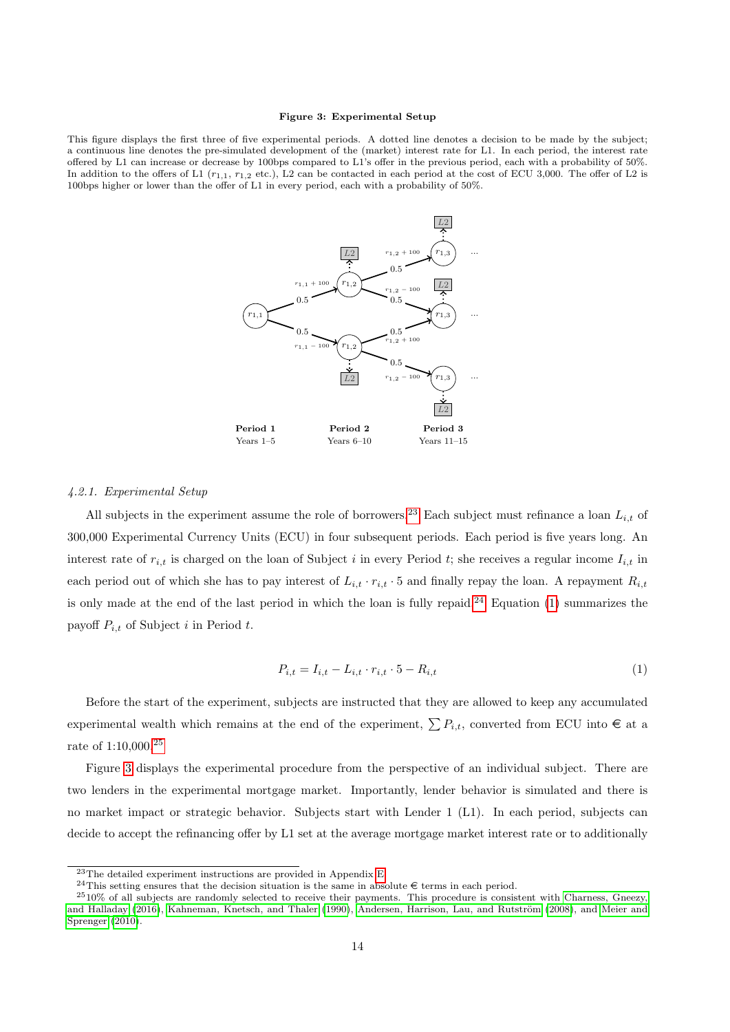**Figure 3: Experimental Setup**

This figure displays the first three of five experimental periods. A dotted line denotes a decision to be made by the subject; a continuous line denotes the pre-simulated development of the (market) interest rate for L1. In each period, the interest rate offered by L1 can increase or decrease by 100bps compared to L1's offer in the previous period, each with a probability of 50%. In addition to the offers of L1 ($r_{1,1}$, $r_{1,2}$ etc.), L2 can be contacted in each period at the cost of ECU 3,000. The offer of L2 is 100bps higher or lower than the offer of L1 in every period, each with a probability of 50%.

*4.2.1. Experimental Setup*

All subjects in the experiment assume the role of borrowers.[23] Each subject must refinance a loan $L_{i,t}$ of 300,000 Experimental Currency Units (ECU) in four subsequent periods. Each period is five years long. An interest rate of $r_{i,t}$ is charged on the loan of Subject $i$ in every Period $t$; she receives a regular income $I_{i,t}$ in each period out of which she has to pay interest of $L_{i,t} \cdot r_{i,t} \cdot 5$ and finally repay the loan. A repayment $R_{i,t}$ is only made at the end of the last period in which the loan is fully repaid.[24] Equation (1) summarizes the payoff $P_{i,t}$ of Subject $i$ in Period $t$.

$$P_{i,t} = I_{i,t} - L_{i,t} \cdot r_{i,t} \cdot 5 - R_{i,t} \tag{1}$$

Before the start of the experiment, subjects are instructed that they are allowed to keep any accumulated experimental wealth which remains at the end of the experiment, $\sum P_{i,t}$, converted from ECU into € at a rate of 1:10,000.[25]

Figure 3 displays the experimental procedure from the perspective of an individual subject. There are two lenders in the experimental mortgage market. Importantly, lender behavior is simulated and there is no market impact or strategic behavior. Subjects start with Lender 1 (L1). In each period, subjects can decide to accept the refinancing offer by L1 set at the average mortgage market interest rate or to additionally

[23] The detailed experiment instructions are provided in Appendix E.

[24] This setting ensures that the decision situation is the same in absolute € terms in each period.

[25] 10% of all subjects are randomly selected to receive their payments. This procedure is consistent with Charness, Gneezy, and Halladay (2016), Kahneman, Knetsch, and Thaler (1990), Andersen, Harrison, Lau, and Rutström (2008), and Meier and Sprenger (2010).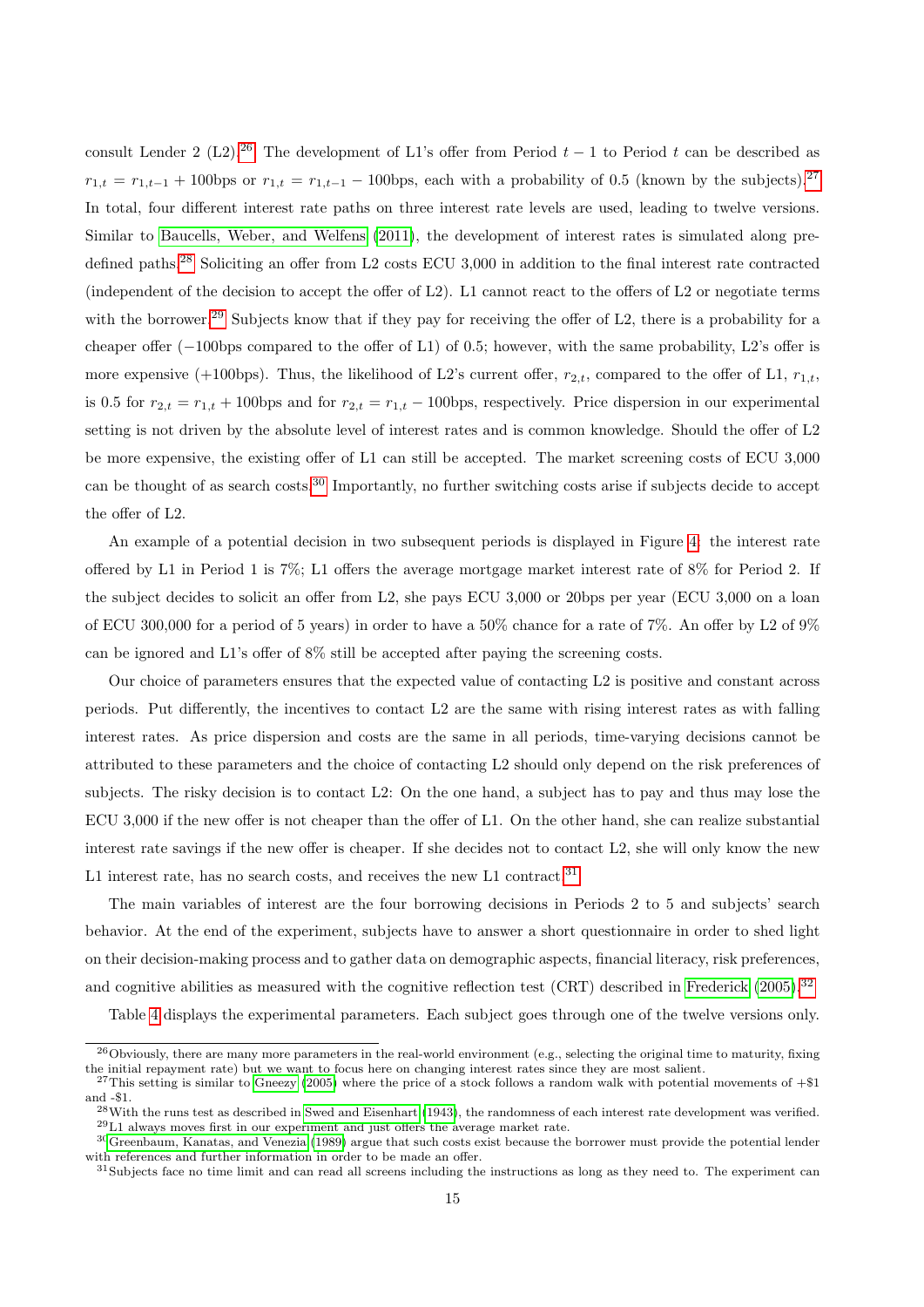consult Lender 2 (L2).[26] The development of L1's offer from Period $t-1$ to Period $t$ can be described as $r_{1,t} = r_{1,t-1} + 100\text{bps}$ or $r_{1,t} = r_{1,t-1} - 100\text{bps}$, each with a probability of 0.5 (known by the subjects).[27] In total, four different interest rate paths on three interest rate levels are used, leading to twelve versions. Similar to Baucells, Weber, and Welfens (2011), the development of interest rates is simulated along predefined paths.[28] Soliciting an offer from L2 costs ECU 3,000 in addition to the final interest rate contracted (independent of the decision to accept the offer of L2). L1 cannot react to the offers of L2 or negotiate terms with the borrower.[29] Subjects know that if they pay for receiving the offer of L2, there is a probability for a cheaper offer (−100bps compared to the offer of L1) of 0.5; however, with the same probability, L2's offer is more expensive (+100bps). Thus, the likelihood of L2's current offer, $r_{2,t}$, compared to the offer of L1, $r_{1,t}$, is 0.5 for $r_{2,t} = r_{1,t} + 100\text{bps}$ and for $r_{2,t} = r_{1,t} - 100\text{bps}$, respectively. Price dispersion in our experimental setting is not driven by the absolute level of interest rates and is common knowledge. Should the offer of L2 be more expensive, the existing offer of L1 can still be accepted. The market screening costs of ECU 3,000 can be thought of as search costs.[30] Importantly, no further switching costs arise if subjects decide to accept the offer of L2.

An example of a potential decision in two subsequent periods is displayed in Figure 4: the interest rate offered by L1 in Period 1 is 7%; L1 offers the average mortgage market interest rate of 8% for Period 2. If the subject decides to solicit an offer from L2, she pays ECU 3,000 or 20bps per year (ECU 3,000 on a loan of ECU 300,000 for a period of 5 years) in order to have a 50% chance for a rate of 7%. An offer by L2 of 9% can be ignored and L1's offer of 8% still be accepted after paying the screening costs.

Our choice of parameters ensures that the expected value of contacting L2 is positive and constant across periods. Put differently, the incentives to contact L2 are the same with rising interest rates as with falling interest rates. As price dispersion and costs are the same in all periods, time-varying decisions cannot be attributed to these parameters and the choice of contacting L2 should only depend on the risk preferences of subjects. The risky decision is to contact L2: On the one hand, a subject has to pay and thus may lose the ECU 3,000 if the new offer is not cheaper than the offer of L1. On the other hand, she can realize substantial interest rate savings if the new offer is cheaper. If she decides not to contact L2, she will only know the new L1 interest rate, has no search costs, and receives the new L1 contract.[31]

The main variables of interest are the four borrowing decisions in Periods 2 to 5 and subjects' search behavior. At the end of the experiment, subjects have to answer a short questionnaire in order to shed light on their decision-making process and to gather data on demographic aspects, financial literacy, risk preferences, and cognitive abilities as measured with the cognitive reflection test (CRT) described in Frederick (2005).[32]

Table 4 displays the experimental parameters. Each subject goes through one of the twelve versions only.

---

[26] Obviously, there are many more parameters in the real-world environment (e.g., selecting the original time to maturity, fixing the initial repayment rate) but we want to focus here on changing interest rates since they are most salient.

[27] This setting is similar to Gneezy (2005) where the price of a stock follows a random walk with potential movements of +$1 and -$1.

[28] With the runs test as described in Swed and Eisenhart (1943), the randomness of each interest rate development was verified.

[29] L1 always moves first in our experiment and just offers the average market rate.

[30] Greenbaum, Kanatas, and Venezia (1989) argue that such costs exist because the borrower must provide the potential lender with references and further information in order to be made an offer.

[31] Subjects face no time limit and can read all screens including the instructions as long as they need to. The experiment can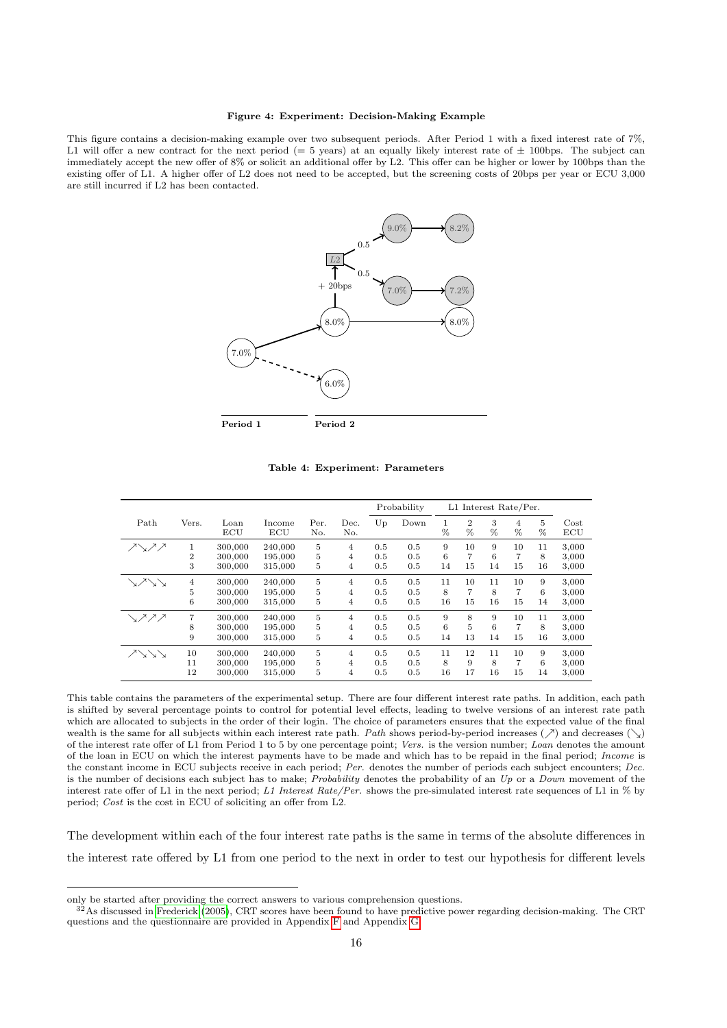**Figure 4: Experiment: Decision-Making Example**

This figure contains a decision-making example over two subsequent periods. After Period 1 with a fixed interest rate of 7%, L1 will offer a new contract for the next period (= 5 years) at an equally likely interest rate of ± 100bps. The subject can immediately accept the new offer of 8% or solicit an additional offer by L2. This offer can be higher or lower by 100bps than the existing offer of L1. A higher offer of L2 does not need to be accepted, but the screening costs of 20bps per year or ECU 3,000 are still incurred if L2 has been contacted.

**Table 4: Experiment: Parameters**

| Path | Vers. | Loan ECU | Income ECU | Per. No. | Dec. No. | Probability Up | Probability Down | L1 Interest Rate/Per. 1 % | 2 % | 3 % | 4 % | 5 % | Cost ECU |
|---|---|---|---|---|---|---|---|---|---|---|---|---|---|
| ↗↘↗↗ | 1 | 300,000 | 240,000 | 5 | 4 | 0.5 | 0.5 | 9 | 10 | 9 | 10 | 11 | 3,000 |
| | 2 | 300,000 | 195,000 | 5 | 4 | 0.5 | 0.5 | 6 | 7 | 6 | 7 | 8 | 3,000 |
| | 3 | 300,000 | 315,000 | 5 | 4 | 0.5 | 0.5 | 14 | 15 | 14 | 15 | 16 | 3,000 |
| ↘↗↘↘ | 4 | 300,000 | 240,000 | 5 | 4 | 0.5 | 0.5 | 11 | 10 | 11 | 10 | 9 | 3,000 |
| | 5 | 300,000 | 195,000 | 5 | 4 | 0.5 | 0.5 | 8 | 7 | 8 | 7 | 6 | 3,000 |
| | 6 | 300,000 | 315,000 | 5 | 4 | 0.5 | 0.5 | 16 | 15 | 16 | 15 | 14 | 3,000 |
| ↘↗↗↗ | 7 | 300,000 | 240,000 | 5 | 4 | 0.5 | 0.5 | 9 | 8 | 9 | 10 | 11 | 3,000 |
| | 8 | 300,000 | 195,000 | 5 | 4 | 0.5 | 0.5 | 6 | 5 | 6 | 7 | 8 | 3,000 |
| | 9 | 300,000 | 315,000 | 5 | 4 | 0.5 | 0.5 | 14 | 13 | 14 | 15 | 16 | 3,000 |
| ↗↘↘↘ | 10 | 300,000 | 240,000 | 5 | 4 | 0.5 | 0.5 | 11 | 12 | 11 | 10 | 9 | 3,000 |
| | 11 | 300,000 | 195,000 | 5 | 4 | 0.5 | 0.5 | 8 | 9 | 8 | 7 | 6 | 3,000 |
| | 12 | 300,000 | 315,000 | 5 | 4 | 0.5 | 0.5 | 16 | 17 | 16 | 15 | 14 | 3,000 |

This table contains the parameters of the experimental setup. There are four different interest rate paths. In addition, each path is shifted by several percentage points to control for potential level effects, leading to twelve versions of an interest rate path which are allocated to subjects in the order of their login. The choice of parameters ensures that the expected value of the final wealth is the same for all subjects within each interest rate path. *Path* shows period-by-period increases (↗) and decreases (↘) of the interest rate offer of L1 from Period 1 to 5 by one percentage point; *Vers.* is the version number; *Loan* denotes the amount of the loan in ECU on which the interest payments have to be made and which has to be repaid in the final period; *Income* is the constant income in ECU subjects receive in each period; *Per.* denotes the number of periods each subject encounters; *Dec.* is the number of decisions each subject has to make; *Probability* denotes the probability of an *Up* or a *Down* movement of the interest rate offer of L1 in the next period; *L1 Interest Rate/Per.* shows the pre-simulated interest rate sequences of L1 in % by period; *Cost* is the cost in ECU of soliciting an offer from L2.

The development within each of the four interest rate paths is the same in terms of the absolute differences in the interest rate offered by L1 from one period to the next in order to test our hypothesis for different levels

only be started after providing the correct answers to various comprehension questions.

[32] As discussed in Frederick (2005), CRT scores have been found to have predictive power regarding decision-making. The CRT questions and the questionnaire are provided in Appendix F and Appendix G.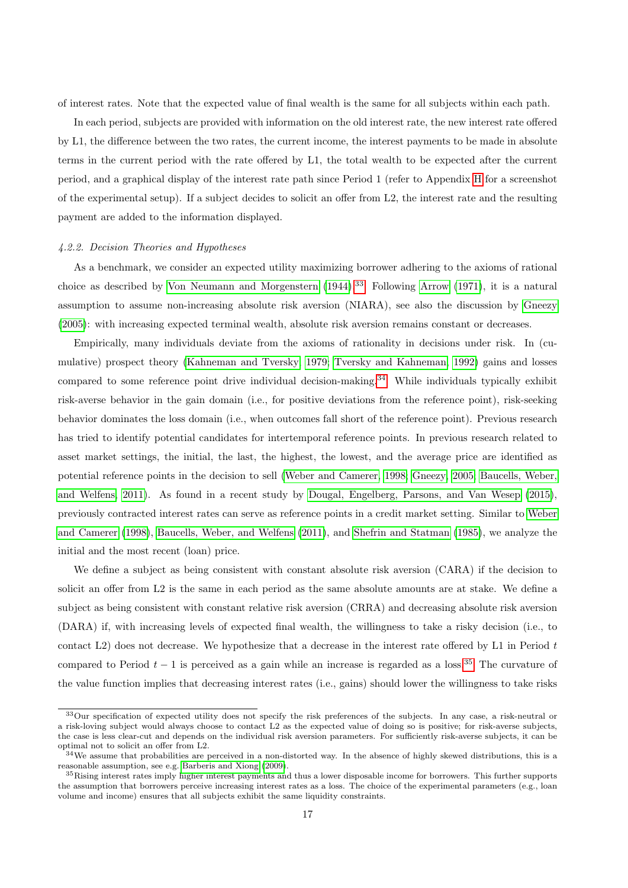of interest rates. Note that the expected value of final wealth is the same for all subjects within each path.

In each period, subjects are provided with information on the old interest rate, the new interest rate offered by L1, the difference between the two rates, the current income, the interest payments to be made in absolute terms in the current period with the rate offered by L1, the total wealth to be expected after the current period, and a graphical display of the interest rate path since Period 1 (refer to Appendix H for a screenshot of the experimental setup). If a subject decides to solicit an offer from L2, the interest rate and the resulting payment are added to the information displayed.

#### *4.2.2. Decision Theories and Hypotheses*

As a benchmark, we consider an expected utility maximizing borrower adhering to the axioms of rational choice as described by Von Neumann and Morgenstern (1944).[33] Following Arrow (1971), it is a natural assumption to assume non-increasing absolute risk aversion (NIARA), see also the discussion by Gneezy (2005): with increasing expected terminal wealth, absolute risk aversion remains constant or decreases.

Empirically, many individuals deviate from the axioms of rationality in decisions under risk. In (cumulative) prospect theory (Kahneman and Tversky, 1979; Tversky and Kahneman, 1992) gains and losses compared to some reference point drive individual decision-making.[34] While individuals typically exhibit risk-averse behavior in the gain domain (i.e., for positive deviations from the reference point), risk-seeking behavior dominates the loss domain (i.e., when outcomes fall short of the reference point). Previous research has tried to identify potential candidates for intertemporal reference points. In previous research related to asset market settings, the initial, the last, the highest, the lowest, and the average price are identified as potential reference points in the decision to sell (Weber and Camerer, 1998; Gneezy, 2005; Baucells, Weber, and Welfens, 2011). As found in a recent study by Dougal, Engelberg, Parsons, and Van Wesep (2015), previously contracted interest rates can serve as reference points in a credit market setting. Similar to Weber and Camerer (1998), Baucells, Weber, and Welfens (2011), and Shefrin and Statman (1985), we analyze the initial and the most recent (loan) price.

We define a subject as being consistent with constant absolute risk aversion (CARA) if the decision to solicit an offer from L2 is the same in each period as the same absolute amounts are at stake. We define a subject as being consistent with constant relative risk aversion (CRRA) and decreasing absolute risk aversion (DARA) if, with increasing levels of expected final wealth, the willingness to take a risky decision (i.e., to contact L2) does not decrease. We hypothesize that a decrease in the interest rate offered by L1 in Period $t$ compared to Period $t-1$ is perceived as a gain while an increase is regarded as a loss.[35] The curvature of the value function implies that decreasing interest rates (i.e., gains) should lower the willingness to take risks

[33] Our specification of expected utility does not specify the risk preferences of the subjects. In any case, a risk-neutral or a risk-loving subject would always choose to contact L2 as the expected value of doing so is positive; for risk-averse subjects, the case is less clear-cut and depends on the individual risk aversion parameters. For sufficiently risk-averse subjects, it can be optimal not to solicit an offer from L2.

[34] We assume that probabilities are perceived in a non-distorted way. In the absence of highly skewed distributions, this is a reasonable assumption, see e.g. Barberis and Xiong (2009).

[35] Rising interest rates imply higher interest payments and thus a lower disposable income for borrowers. This further supports the assumption that borrowers perceive increasing interest rates as a loss. The choice of the experimental parameters (e.g., loan volume and income) ensures that all subjects exhibit the same liquidity constraints.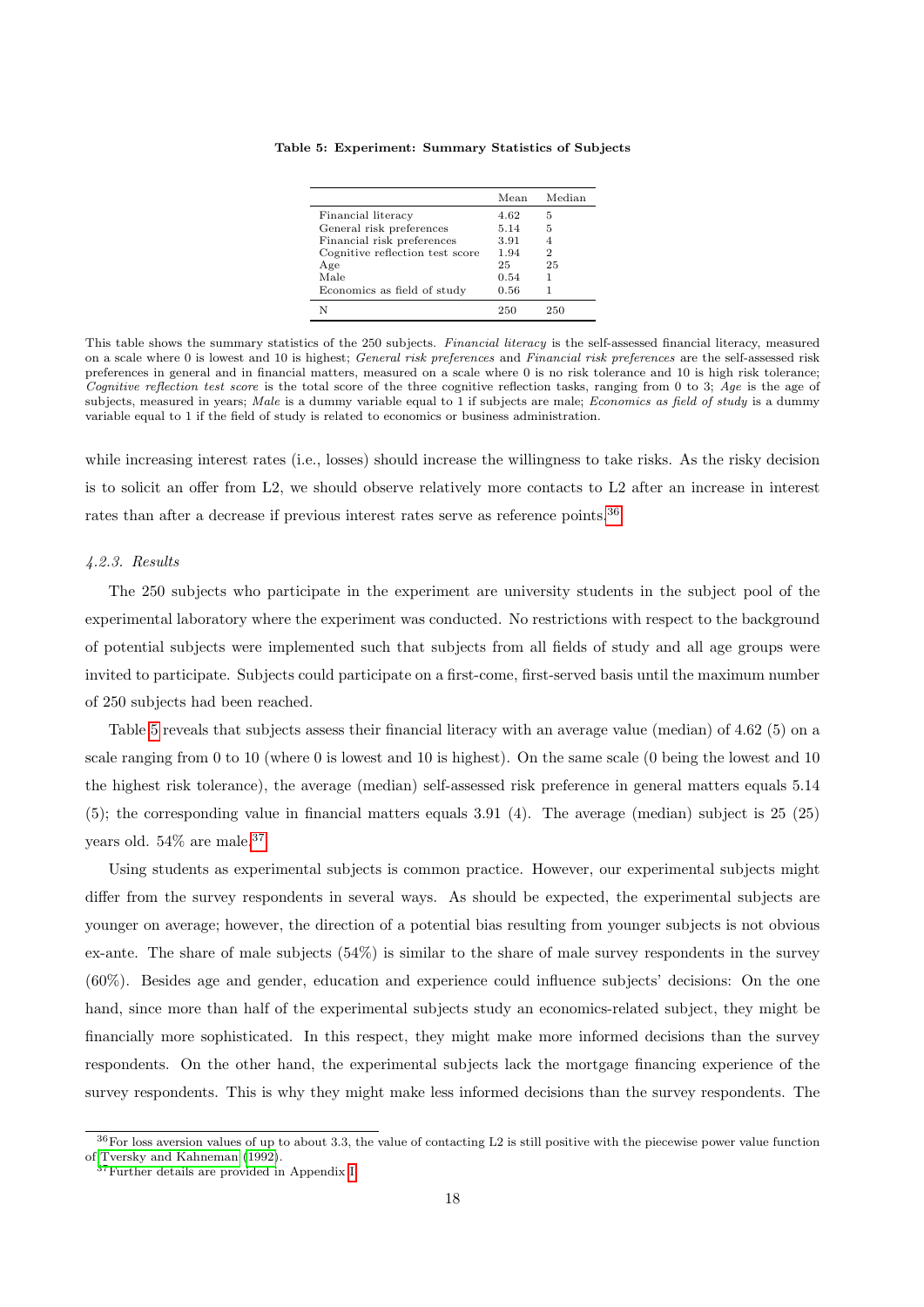**Table 5: Experiment: Summary Statistics of Subjects**

| | Mean | Median |
|---|---|---|
| Financial literacy | 4.62 | 5 |
| General risk preferences | 5.14 | 5 |
| Financial risk preferences | 3.91 | 4 |
| Cognitive reflection test score | 1.94 | 2 |
| Age | 25 | 25 |
| Male | 0.54 | 1 |
| Economics as field of study | 0.56 | 1 |
| N | 250 | 250 |

This table shows the summary statistics of the 250 subjects. *Financial literacy* is the self-assessed financial literacy, measured on a scale where 0 is lowest and 10 is highest; *General risk preferences* and *Financial risk preferences* are the self-assessed risk preferences in general and in financial matters, measured on a scale where 0 is no risk tolerance and 10 is high risk tolerance; *Cognitive reflection test score* is the total score of the three cognitive reflection tasks, ranging from 0 to 3; *Age* is the age of subjects, measured in years; *Male* is a dummy variable equal to 1 if subjects are male; *Economics as field of study* is a dummy variable equal to 1 if the field of study is related to economics or business administration.

while increasing interest rates (i.e., losses) should increase the willingness to take risks. As the risky decision is to solicit an offer from L2, we should observe relatively more contacts to L2 after an increase in interest rates than after a decrease if previous interest rates serve as reference points.[36]

#### *4.2.3. Results*

The 250 subjects who participate in the experiment are university students in the subject pool of the experimental laboratory where the experiment was conducted. No restrictions with respect to the background of potential subjects were implemented such that subjects from all fields of study and all age groups were invited to participate. Subjects could participate on a first-come, first-served basis until the maximum number of 250 subjects had been reached.

Table 5 reveals that subjects assess their financial literacy with an average value (median) of 4.62 (5) on a scale ranging from 0 to 10 (where 0 is lowest and 10 is highest). On the same scale (0 being the lowest and 10 the highest risk tolerance), the average (median) self-assessed risk preference in general matters equals 5.14 (5); the corresponding value in financial matters equals 3.91 (4). The average (median) subject is 25 (25) years old. 54% are male.[37]

Using students as experimental subjects is common practice. However, our experimental subjects might differ from the survey respondents in several ways. As should be expected, the experimental subjects are younger on average; however, the direction of a potential bias resulting from younger subjects is not obvious ex-ante. The share of male subjects (54%) is similar to the share of male survey respondents in the survey (60%). Besides age and gender, education and experience could influence subjects' decisions: On the one hand, since more than half of the experimental subjects study an economics-related subject, they might be financially more sophisticated. In this respect, they might make more informed decisions than the survey respondents. On the other hand, the experimental subjects lack the mortgage financing experience of the survey respondents. This is why they might make less informed decisions than the survey respondents. The

[36] For loss aversion values of up to about 3.3, the value of contacting L2 is still positive with the piecewise power value function of Tversky and Kahneman (1992).

[37] Further details are provided in Appendix I.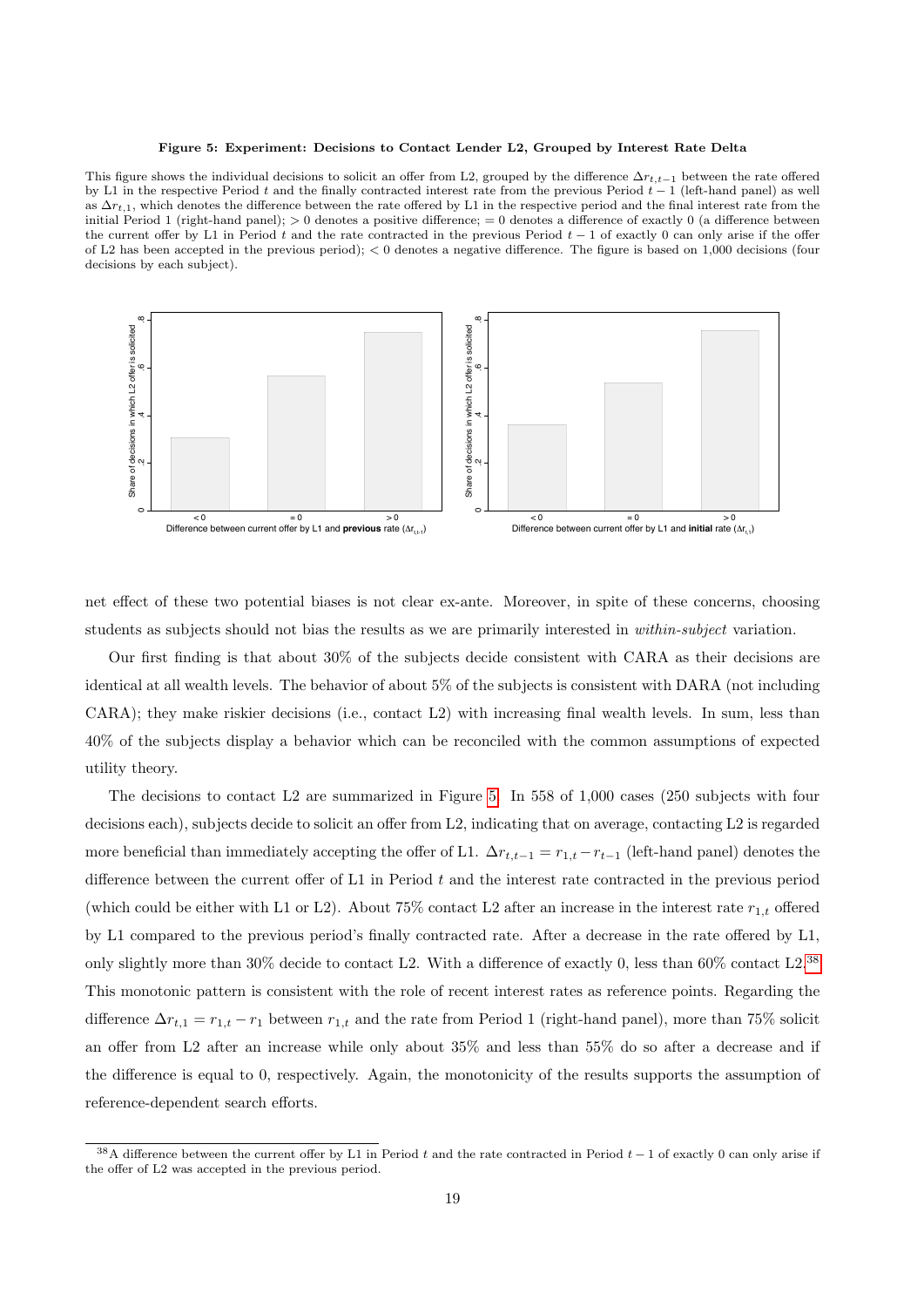**Figure 5: Experiment: Decisions to Contact Lender L2, Grouped by Interest Rate Delta**

This figure shows the individual decisions to solicit an offer from L2, grouped by the difference $\Delta r_{t,t-1}$ between the rate offered by L1 in the respective Period $t$ and the finally contracted interest rate from the previous Period $t-1$ (left-hand panel) as well as $\Delta r_{t,1}$, which denotes the difference between the rate offered by L1 in the respective period and the final interest rate from the initial Period 1 (right-hand panel); $> 0$ denotes a positive difference; $= 0$ denotes a difference of exactly 0 (a difference between the current offer by L1 in Period $t$ and the rate contracted in the previous Period $t-1$ of exactly 0 can only arise if the offer of L2 has been accepted in the previous period); $< 0$ denotes a negative difference. The figure is based on 1,000 decisions (four decisions by each subject).

net effect of these two potential biases is not clear ex-ante. Moreover, in spite of these concerns, choosing students as subjects should not bias the results as we are primarily interested in *within-subject* variation.

Our first finding is that about 30% of the subjects decide consistent with CARA as their decisions are identical at all wealth levels. The behavior of about 5% of the subjects is consistent with DARA (not including CARA); they make riskier decisions (i.e., contact L2) with increasing final wealth levels. In sum, less than 40% of the subjects display a behavior which can be reconciled with the common assumptions of expected utility theory.

The decisions to contact L2 are summarized in Figure 5. In 558 of 1,000 cases (250 subjects with four decisions each), subjects decide to solicit an offer from L2, indicating that on average, contacting L2 is regarded more beneficial than immediately accepting the offer of L1. $\Delta r_{t,t-1} = r_{1,t} - r_{t-1}$ (left-hand panel) denotes the difference between the current offer of L1 in Period $t$ and the interest rate contracted in the previous period (which could be either with L1 or L2). About 75% contact L2 after an increase in the interest rate $r_{1,t}$ offered by L1 compared to the previous period's finally contracted rate. After a decrease in the rate offered by L1, only slightly more than 30% decide to contact L2. With a difference of exactly 0, less than 60% contact L2.[38] This monotonic pattern is consistent with the role of recent interest rates as reference points. Regarding the difference $\Delta r_{t,1} = r_{1,t} - r_1$ between $r_{1,t}$ and the rate from Period 1 (right-hand panel), more than 75% solicit an offer from L2 after an increase while only about 35% and less than 55% do so after a decrease and if the difference is equal to 0, respectively. Again, the monotonicity of the results supports the assumption of reference-dependent search efforts.

[38] A difference between the current offer by L1 in Period $t$ and the rate contracted in Period $t-1$ of exactly 0 can only arise if the offer of L2 was accepted in the previous period.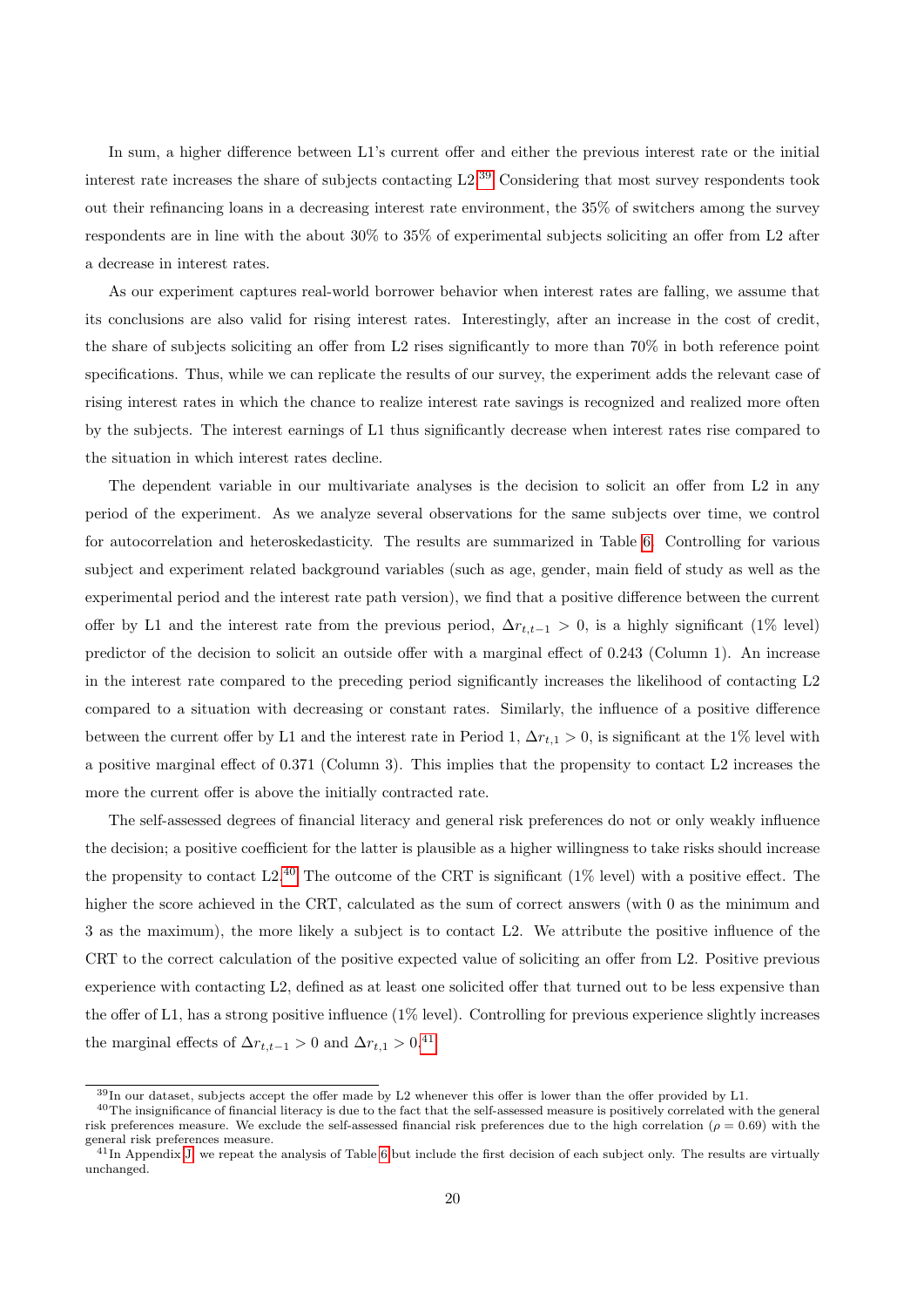In sum, a higher difference between L1's current offer and either the previous interest rate or the initial interest rate increases the share of subjects contacting L2.[39] Considering that most survey respondents took out their refinancing loans in a decreasing interest rate environment, the 35% of switchers among the survey respondents are in line with the about 30% to 35% of experimental subjects soliciting an offer from L2 after a decrease in interest rates.

As our experiment captures real-world borrower behavior when interest rates are falling, we assume that its conclusions are also valid for rising interest rates. Interestingly, after an increase in the cost of credit, the share of subjects soliciting an offer from L2 rises significantly to more than 70% in both reference point specifications. Thus, while we can replicate the results of our survey, the experiment adds the relevant case of rising interest rates in which the chance to realize interest rate savings is recognized and realized more often by the subjects. The interest earnings of L1 thus significantly decrease when interest rates rise compared to the situation in which interest rates decline.

The dependent variable in our multivariate analyses is the decision to solicit an offer from L2 in any period of the experiment. As we analyze several observations for the same subjects over time, we control for autocorrelation and heteroskedasticity. The results are summarized in Table 6. Controlling for various subject and experiment related background variables (such as age, gender, main field of study as well as the experimental period and the interest rate path version), we find that a positive difference between the current offer by L1 and the interest rate from the previous period, $\Delta r_{t,t-1} > 0$, is a highly significant (1% level) predictor of the decision to solicit an outside offer with a marginal effect of 0.243 (Column 1). An increase in the interest rate compared to the preceding period significantly increases the likelihood of contacting L2 compared to a situation with decreasing or constant rates. Similarly, the influence of a positive difference between the current offer by L1 and the interest rate in Period 1, $\Delta r_{t,1} > 0$, is significant at the 1% level with a positive marginal effect of 0.371 (Column 3). This implies that the propensity to contact L2 increases the more the current offer is above the initially contracted rate.

The self-assessed degrees of financial literacy and general risk preferences do not or only weakly influence the decision; a positive coefficient for the latter is plausible as a higher willingness to take risks should increase the propensity to contact L2.[40] The outcome of the CRT is significant (1% level) with a positive effect. The higher the score achieved in the CRT, calculated as the sum of correct answers (with 0 as the minimum and 3 as the maximum), the more likely a subject is to contact L2. We attribute the positive influence of the CRT to the correct calculation of the positive expected value of soliciting an offer from L2. Positive previous experience with contacting L2, defined as at least one solicited offer that turned out to be less expensive than the offer of L1, has a strong positive influence (1% level). Controlling for previous experience slightly increases the marginal effects of $\Delta r_{t,t-1} > 0$ and $\Delta r_{t,1} > 0$.[41]

[39] In our dataset, subjects accept the offer made by L2 whenever this offer is lower than the offer provided by L1.

[40] The insignificance of financial literacy is due to the fact that the self-assessed measure is positively correlated with the general risk preferences measure. We exclude the self-assessed financial risk preferences due to the high correlation ($\rho = 0.69$) with the general risk preferences measure.

[41] In Appendix J, we repeat the analysis of Table 6 but include the first decision of each subject only. The results are virtually unchanged.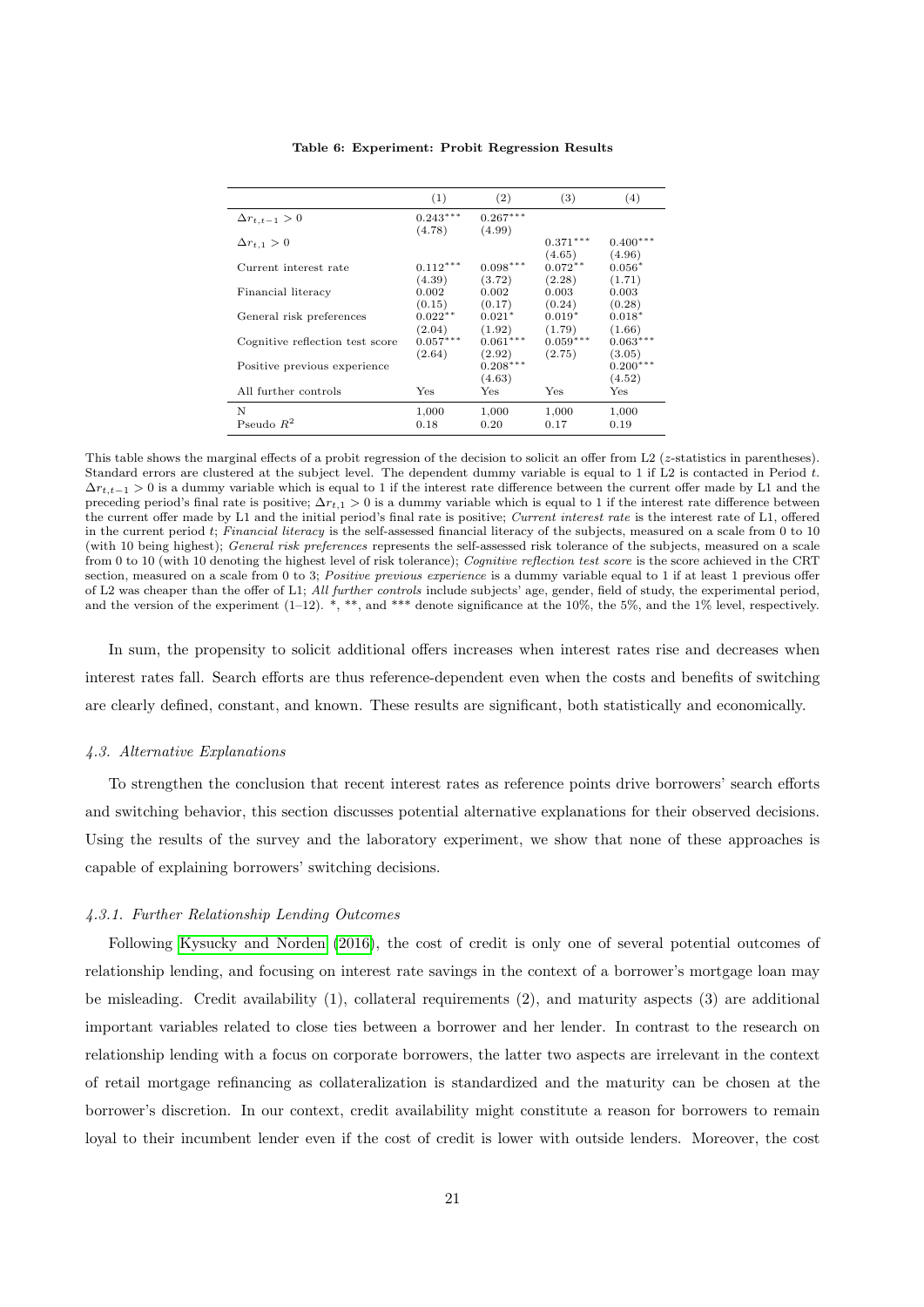**Table 6: Experiment: Probit Regression Results**

| | (1) | (2) | (3) | (4) |
|---|---|---|---|---|
| $\Delta r_{t,t-1} > 0$ | 0.243*** | 0.267*** | | |
| | (4.78) | (4.99) | | |
| $\Delta r_{t,1} > 0$ | | | 0.371*** | 0.400*** |
| | | | (4.65) | (4.96) |
| Current interest rate | 0.112*** | 0.098*** | 0.072** | 0.056* |
| | (4.39) | (3.72) | (2.28) | (1.71) |
| Financial literacy | 0.002 | 0.002 | 0.003 | 0.003 |
| | (0.15) | (0.17) | (0.24) | (0.28) |
| General risk preferences | 0.022** | 0.021* | 0.019* | 0.018* |
| | (2.04) | (1.92) | (1.79) | (1.66) |
| Cognitive reflection test score | 0.057*** | 0.061*** | 0.059*** | 0.063*** |
| | (2.64) | (2.92) | (2.75) | (3.05) |
| Positive previous experience | | 0.208*** | | 0.200*** |
| | | (4.63) | | (4.52) |
| All further controls | Yes | Yes | Yes | Yes |
| N | 1,000 | 1,000 | 1,000 | 1,000 |
| Pseudo $R^2$ | 0.18 | 0.20 | 0.17 | 0.19 |

This table shows the marginal effects of a probit regression of the decision to solicit an offer from L2 ($z$-statistics in parentheses). Standard errors are clustered at the subject level. The dependent dummy variable is equal to 1 if L2 is contacted in Period $t$. $\Delta r_{t,t-1} > 0$ is a dummy variable which is equal to 1 if the interest rate difference between the current offer made by L1 and the preceding period's final rate is positive; $\Delta r_{t,1} > 0$ is a dummy variable which is equal to 1 if the interest rate difference between the current offer made by L1 and the initial period's final rate is positive; *Current interest rate* is the interest rate of L1, offered in the current period $t$; *Financial literacy* is the self-assessed financial literacy of the subjects, measured on a scale from 0 to 10 (with 10 being highest); *General risk preferences* represents the self-assessed risk tolerance of the subjects, measured on a scale from 0 to 10 (with 10 denoting the highest level of risk tolerance); *Cognitive reflection test score* is the score achieved in the CRT section, measured on a scale from 0 to 3; *Positive previous experience* is a dummy variable equal to 1 if at least 1 previous offer of L2 was cheaper than the offer of L1; *All further controls* include subjects' age, gender, field of study, the experimental period, and the version of the experiment (1–12). *, **, and *** denote significance at the 10%, the 5%, and the 1% level, respectively.

In sum, the propensity to solicit additional offers increases when interest rates rise and decreases when interest rates fall. Search efforts are thus reference-dependent even when the costs and benefits of switching are clearly defined, constant, and known. These results are significant, both statistically and economically.

### 4.3. Alternative Explanations

To strengthen the conclusion that recent interest rates as reference points drive borrowers' search efforts and switching behavior, this section discusses potential alternative explanations for their observed decisions. Using the results of the survey and the laboratory experiment, we show that none of these approaches is capable of explaining borrowers' switching decisions.

#### 4.3.1. Further Relationship Lending Outcomes

Following Kysucky and Norden (2016), the cost of credit is only one of several potential outcomes of relationship lending, and focusing on interest rate savings in the context of a borrower's mortgage loan may be misleading. Credit availability (1), collateral requirements (2), and maturity aspects (3) are additional important variables related to close ties between a borrower and her lender. In contrast to the research on relationship lending with a focus on corporate borrowers, the latter two aspects are irrelevant in the context of retail mortgage refinancing as collateralization is standardized and the maturity can be chosen at the borrower's discretion. In our context, credit availability might constitute a reason for borrowers to remain loyal to their incumbent lender even if the cost of credit is lower with outside lenders. Moreover, the cost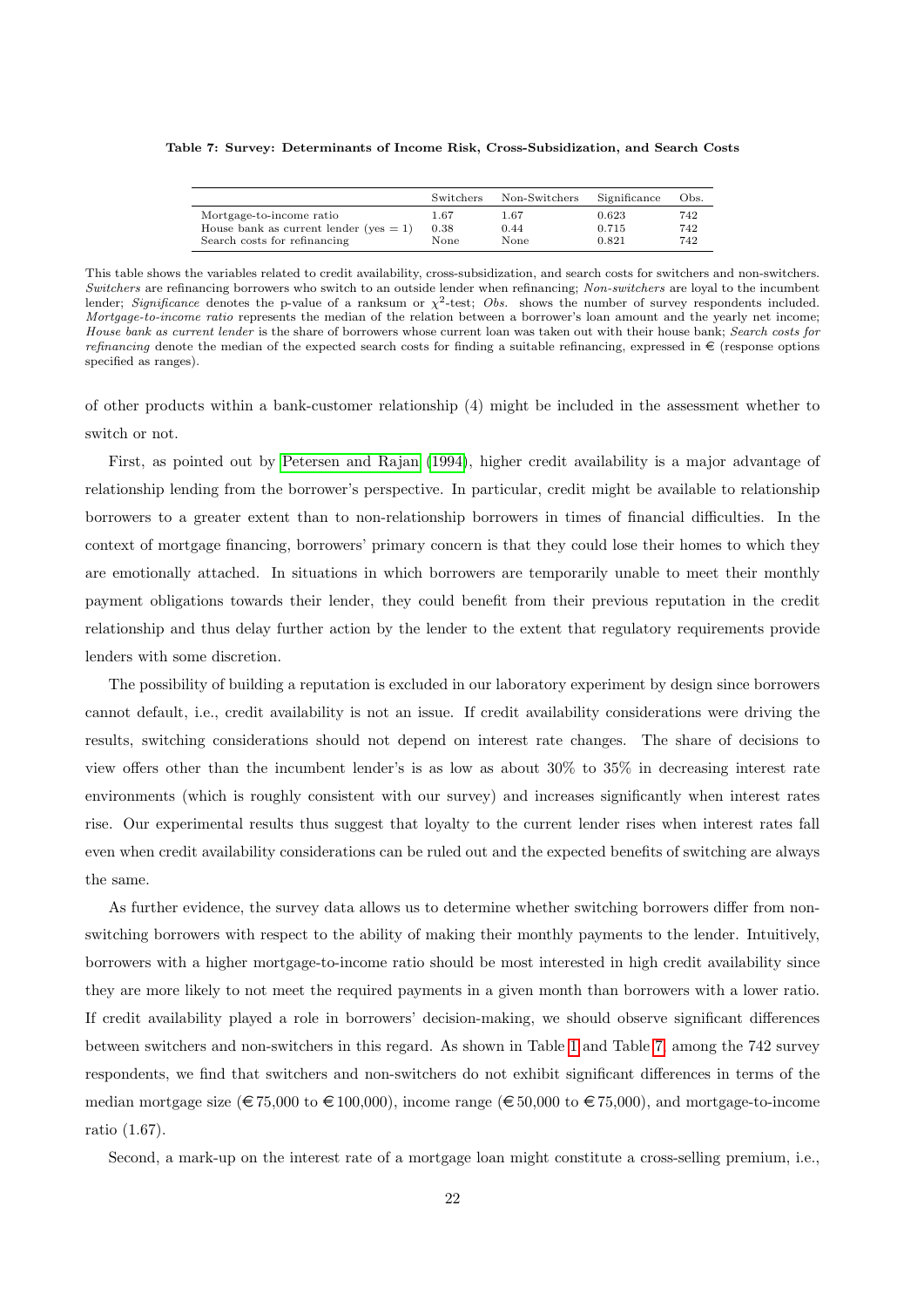**Table 7: Survey: Determinants of Income Risk, Cross-Subsidization, and Search Costs**

| | Switchers | Non-Switchers | Significance | Obs. |
|---|---|---|---|---|
| Mortgage-to-income ratio | 1.67 | 1.67 | 0.623 | 742 |
| House bank as current lender (yes = 1) | 0.38 | 0.44 | 0.715 | 742 |
| Search costs for refinancing | None | None | 0.821 | 742 |

This table shows the variables related to credit availability, cross-subsidization, and search costs for switchers and non-switchers. *Switchers* are refinancing borrowers who switch to an outside lender when refinancing; *Non-switchers* are loyal to the incumbent lender; *Significance* denotes the p-value of a ranksum or $\chi^2$-test; *Obs.* shows the number of survey respondents included. *Mortgage-to-income ratio* represents the median of the relation between a borrower's loan amount and the yearly net income; *House bank as current lender* is the share of borrowers whose current loan was taken out with their house bank; *Search costs for refinancing* denote the median of the expected search costs for finding a suitable refinancing, expressed in € (response options specified as ranges).

of other products within a bank-customer relationship (4) might be included in the assessment whether to switch or not.

First, as pointed out by Petersen and Rajan (1994), higher credit availability is a major advantage of relationship lending from the borrower's perspective. In particular, credit might be available to relationship borrowers to a greater extent than to non-relationship borrowers in times of financial difficulties. In the context of mortgage financing, borrowers' primary concern is that they could lose their homes to which they are emotionally attached. In situations in which borrowers are temporarily unable to meet their monthly payment obligations towards their lender, they could benefit from their previous reputation in the credit relationship and thus delay further action by the lender to the extent that regulatory requirements provide lenders with some discretion.

The possibility of building a reputation is excluded in our laboratory experiment by design since borrowers cannot default, i.e., credit availability is not an issue. If credit availability considerations were driving the results, switching considerations should not depend on interest rate changes. The share of decisions to view offers other than the incumbent lender's is as low as about 30% to 35% in decreasing interest rate environments (which is roughly consistent with our survey) and increases significantly when interest rates rise. Our experimental results thus suggest that loyalty to the current lender rises when interest rates fall even when credit availability considerations can be ruled out and the expected benefits of switching are always the same.

As further evidence, the survey data allows us to determine whether switching borrowers differ from non-switching borrowers with respect to the ability of making their monthly payments to the lender. Intuitively, borrowers with a higher mortgage-to-income ratio should be most interested in high credit availability since they are more likely to not meet the required payments in a given month than borrowers with a lower ratio. If credit availability played a role in borrowers' decision-making, we should observe significant differences between switchers and non-switchers in this regard. As shown in Table 1 and Table 7, among the 742 survey respondents, we find that switchers and non-switchers do not exhibit significant differences in terms of the median mortgage size (€ 75,000 to € 100,000), income range (€ 50,000 to € 75,000), and mortgage-to-income ratio (1.67).

Second, a mark-up on the interest rate of a mortgage loan might constitute a cross-selling premium, i.e.,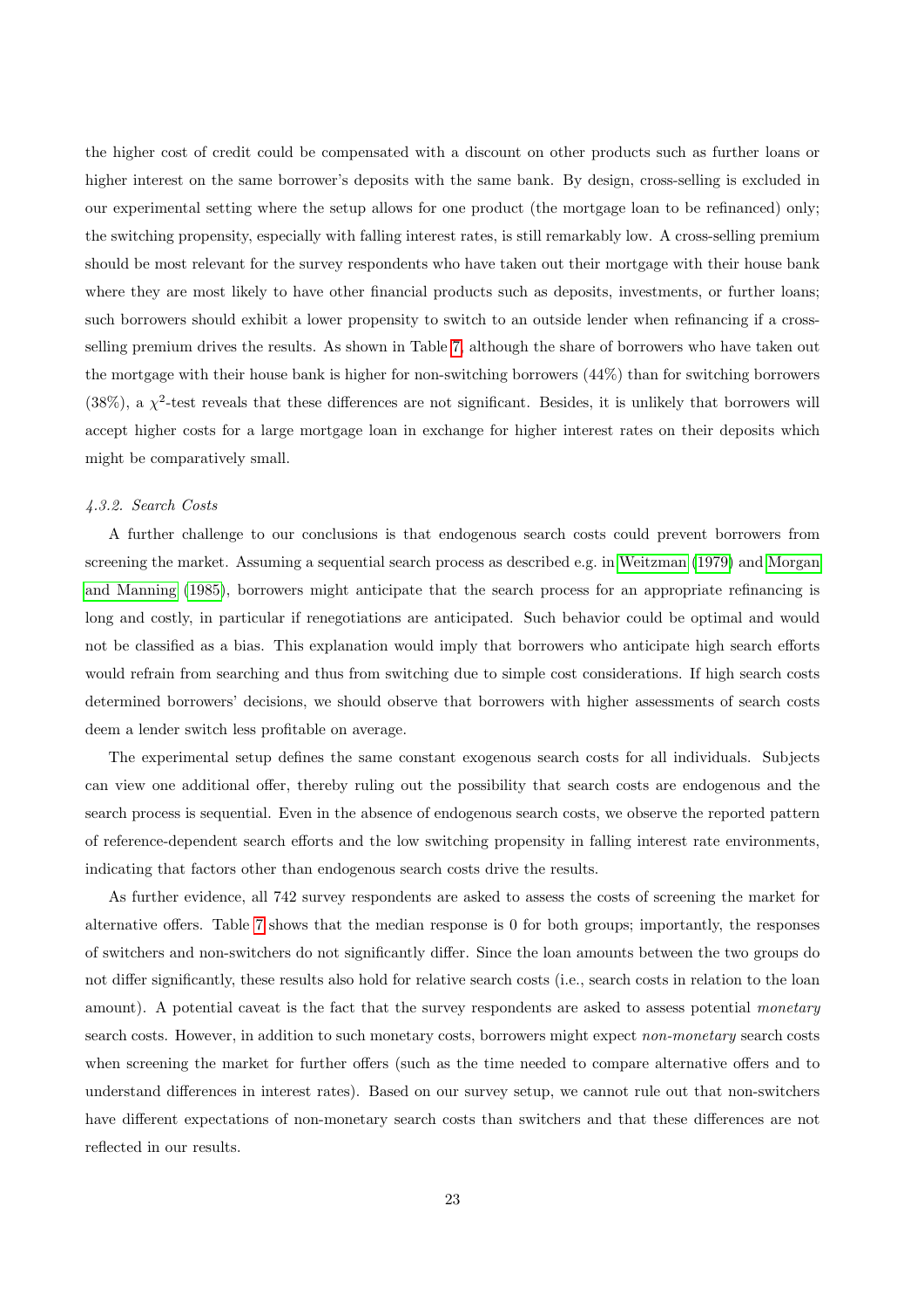the higher cost of credit could be compensated with a discount on other products such as further loans or higher interest on the same borrower's deposits with the same bank. By design, cross-selling is excluded in our experimental setting where the setup allows for one product (the mortgage loan to be refinanced) only; the switching propensity, especially with falling interest rates, is still remarkably low. A cross-selling premium should be most relevant for the survey respondents who have taken out their mortgage with their house bank where they are most likely to have other financial products such as deposits, investments, or further loans; such borrowers should exhibit a lower propensity to switch to an outside lender when refinancing if a cross-selling premium drives the results. As shown in Table 7, although the share of borrowers who have taken out the mortgage with their house bank is higher for non-switching borrowers (44%) than for switching borrowers (38%), a $\chi^2$-test reveals that these differences are not significant. Besides, it is unlikely that borrowers will accept higher costs for a large mortgage loan in exchange for higher interest rates on their deposits which might be comparatively small.

#### *4.3.2. Search Costs*

A further challenge to our conclusions is that endogenous search costs could prevent borrowers from screening the market. Assuming a sequential search process as described e.g. in Weitzman (1979) and Morgan and Manning (1985), borrowers might anticipate that the search process for an appropriate refinancing is long and costly, in particular if renegotiations are anticipated. Such behavior could be optimal and would not be classified as a bias. This explanation would imply that borrowers who anticipate high search efforts would refrain from searching and thus from switching due to simple cost considerations. If high search costs determined borrowers' decisions, we should observe that borrowers with higher assessments of search costs deem a lender switch less profitable on average.

The experimental setup defines the same constant exogenous search costs for all individuals. Subjects can view one additional offer, thereby ruling out the possibility that search costs are endogenous and the search process is sequential. Even in the absence of endogenous search costs, we observe the reported pattern of reference-dependent search efforts and the low switching propensity in falling interest rate environments, indicating that factors other than endogenous search costs drive the results.

As further evidence, all 742 survey respondents are asked to assess the costs of screening the market for alternative offers. Table 7 shows that the median response is 0 for both groups; importantly, the responses of switchers and non-switchers do not significantly differ. Since the loan amounts between the two groups do not differ significantly, these results also hold for relative search costs (i.e., search costs in relation to the loan amount). A potential caveat is the fact that the survey respondents are asked to assess potential *monetary* search costs. However, in addition to such monetary costs, borrowers might expect *non-monetary* search costs when screening the market for further offers (such as the time needed to compare alternative offers and to understand differences in interest rates). Based on our survey setup, we cannot rule out that non-switchers have different expectations of non-monetary search costs than switchers and that these differences are not reflected in our results.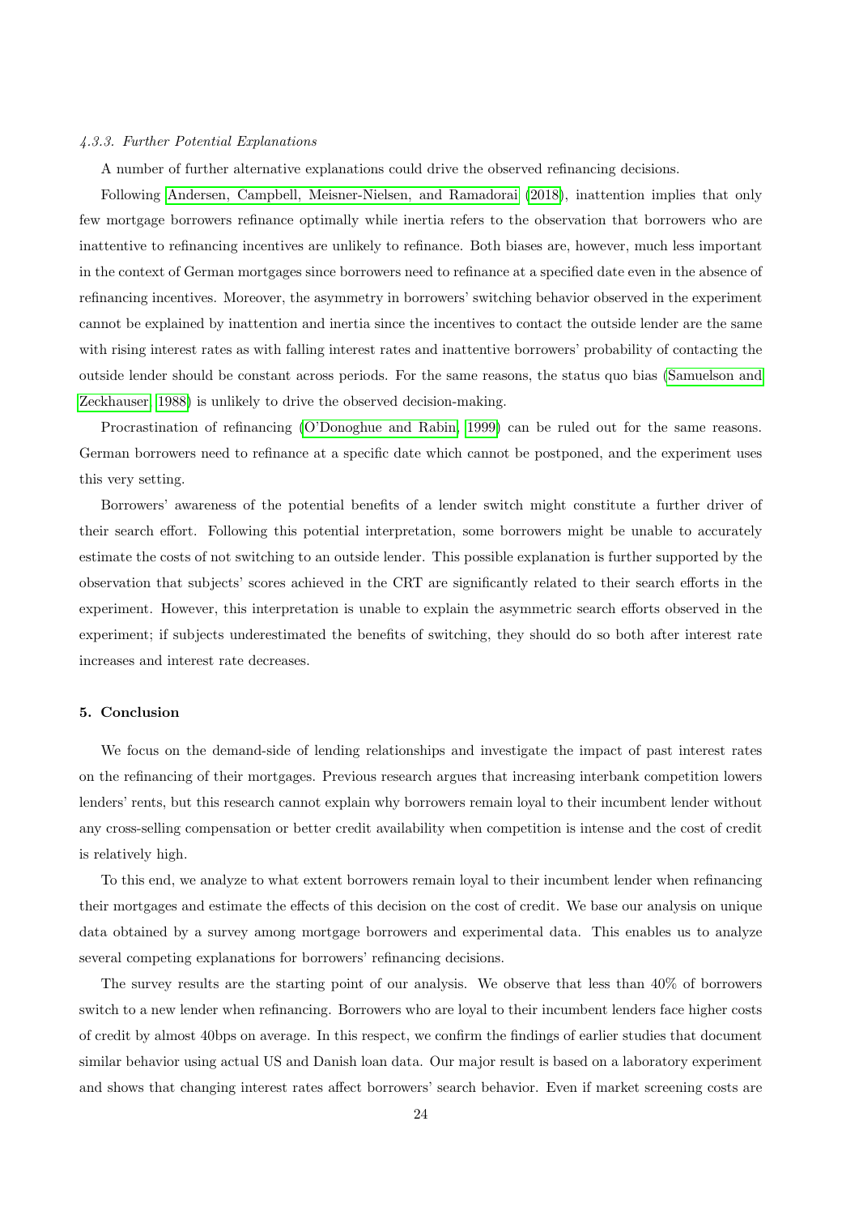#### *4.3.3. Further Potential Explanations*

A number of further alternative explanations could drive the observed refinancing decisions.

Following Andersen, Campbell, Meisner-Nielsen, and Ramadorai (2018), inattention implies that only few mortgage borrowers refinance optimally while inertia refers to the observation that borrowers who are inattentive to refinancing incentives are unlikely to refinance. Both biases are, however, much less important in the context of German mortgages since borrowers need to refinance at a specified date even in the absence of refinancing incentives. Moreover, the asymmetry in borrowers' switching behavior observed in the experiment cannot be explained by inattention and inertia since the incentives to contact the outside lender are the same with rising interest rates as with falling interest rates and inattentive borrowers' probability of contacting the outside lender should be constant across periods. For the same reasons, the status quo bias (Samuelson and Zeckhauser, 1988) is unlikely to drive the observed decision-making.

Procrastination of refinancing (O'Donoghue and Rabin, 1999) can be ruled out for the same reasons. German borrowers need to refinance at a specific date which cannot be postponed, and the experiment uses this very setting.

Borrowers' awareness of the potential benefits of a lender switch might constitute a further driver of their search effort. Following this potential interpretation, some borrowers might be unable to accurately estimate the costs of not switching to an outside lender. This possible explanation is further supported by the observation that subjects' scores achieved in the CRT are significantly related to their search efforts in the experiment. However, this interpretation is unable to explain the asymmetric search efforts observed in the experiment; if subjects underestimated the benefits of switching, they should do so both after interest rate increases and interest rate decreases.

## 5. Conclusion

We focus on the demand-side of lending relationships and investigate the impact of past interest rates on the refinancing of their mortgages. Previous research argues that increasing interbank competition lowers lenders' rents, but this research cannot explain why borrowers remain loyal to their incumbent lender without any cross-selling compensation or better credit availability when competition is intense and the cost of credit is relatively high.

To this end, we analyze to what extent borrowers remain loyal to their incumbent lender when refinancing their mortgages and estimate the effects of this decision on the cost of credit. We base our analysis on unique data obtained by a survey among mortgage borrowers and experimental data. This enables us to analyze several competing explanations for borrowers' refinancing decisions.

The survey results are the starting point of our analysis. We observe that less than 40% of borrowers switch to a new lender when refinancing. Borrowers who are loyal to their incumbent lenders face higher costs of credit by almost 40bps on average. In this respect, we confirm the findings of earlier studies that document similar behavior using actual US and Danish loan data. Our major result is based on a laboratory experiment and shows that changing interest rates affect borrowers' search behavior. Even if market screening costs are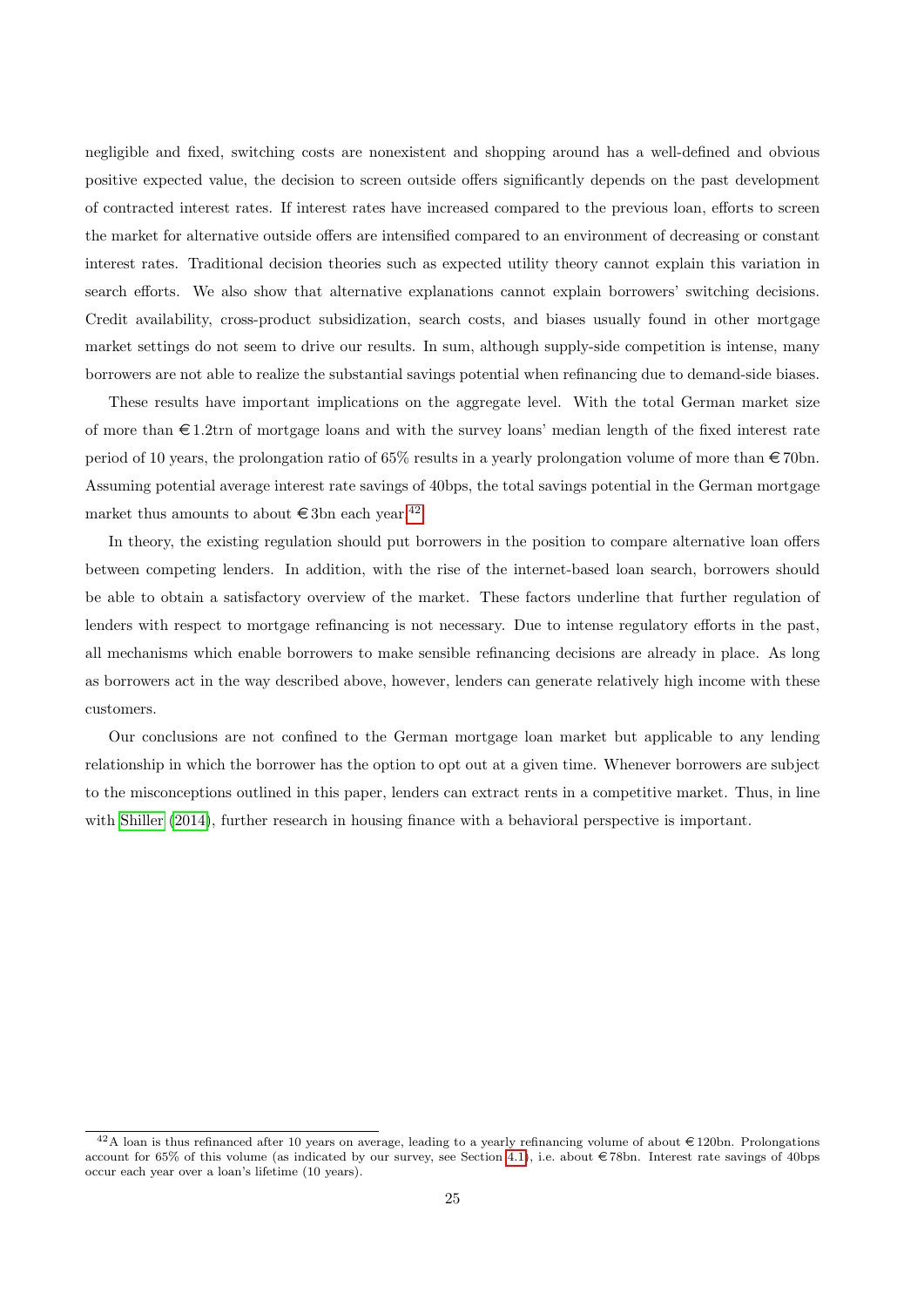negligible and fixed, switching costs are nonexistent and shopping around has a well-defined and obvious positive expected value, the decision to screen outside offers significantly depends on the past development of contracted interest rates. If interest rates have increased compared to the previous loan, efforts to screen the market for alternative outside offers are intensified compared to an environment of decreasing or constant interest rates. Traditional decision theories such as expected utility theory cannot explain this variation in search efforts. We also show that alternative explanations cannot explain borrowers' switching decisions. Credit availability, cross-product subsidization, search costs, and biases usually found in other mortgage market settings do not seem to drive our results. In sum, although supply-side competition is intense, many borrowers are not able to realize the substantial savings potential when refinancing due to demand-side biases.

These results have important implications on the aggregate level. With the total German market size of more than €1.2trn of mortgage loans and with the survey loans' median length of the fixed interest rate period of 10 years, the prolongation ratio of 65% results in a yearly prolongation volume of more than €70bn. Assuming potential average interest rate savings of 40bps, the total savings potential in the German mortgage market thus amounts to about €3bn each year.[42]

In theory, the existing regulation should put borrowers in the position to compare alternative loan offers between competing lenders. In addition, with the rise of the internet-based loan search, borrowers should be able to obtain a satisfactory overview of the market. These factors underline that further regulation of lenders with respect to mortgage refinancing is not necessary. Due to intense regulatory efforts in the past, all mechanisms which enable borrowers to make sensible refinancing decisions are already in place. As long as borrowers act in the way described above, however, lenders can generate relatively high income with these customers.

Our conclusions are not confined to the German mortgage loan market but applicable to any lending relationship in which the borrower has the option to opt out at a given time. Whenever borrowers are subject to the misconceptions outlined in this paper, lenders can extract rents in a competitive market. Thus, in line with Shiller (2014), further research in housing finance with a behavioral perspective is important.

[42] A loan is thus refinanced after 10 years on average, leading to a yearly refinancing volume of about €120bn. Prolongations account for 65% of this volume (as indicated by our survey, see Section 4.1), i.e. about €78bn. Interest rate savings of 40bps occur each year over a loan's lifetime (10 years).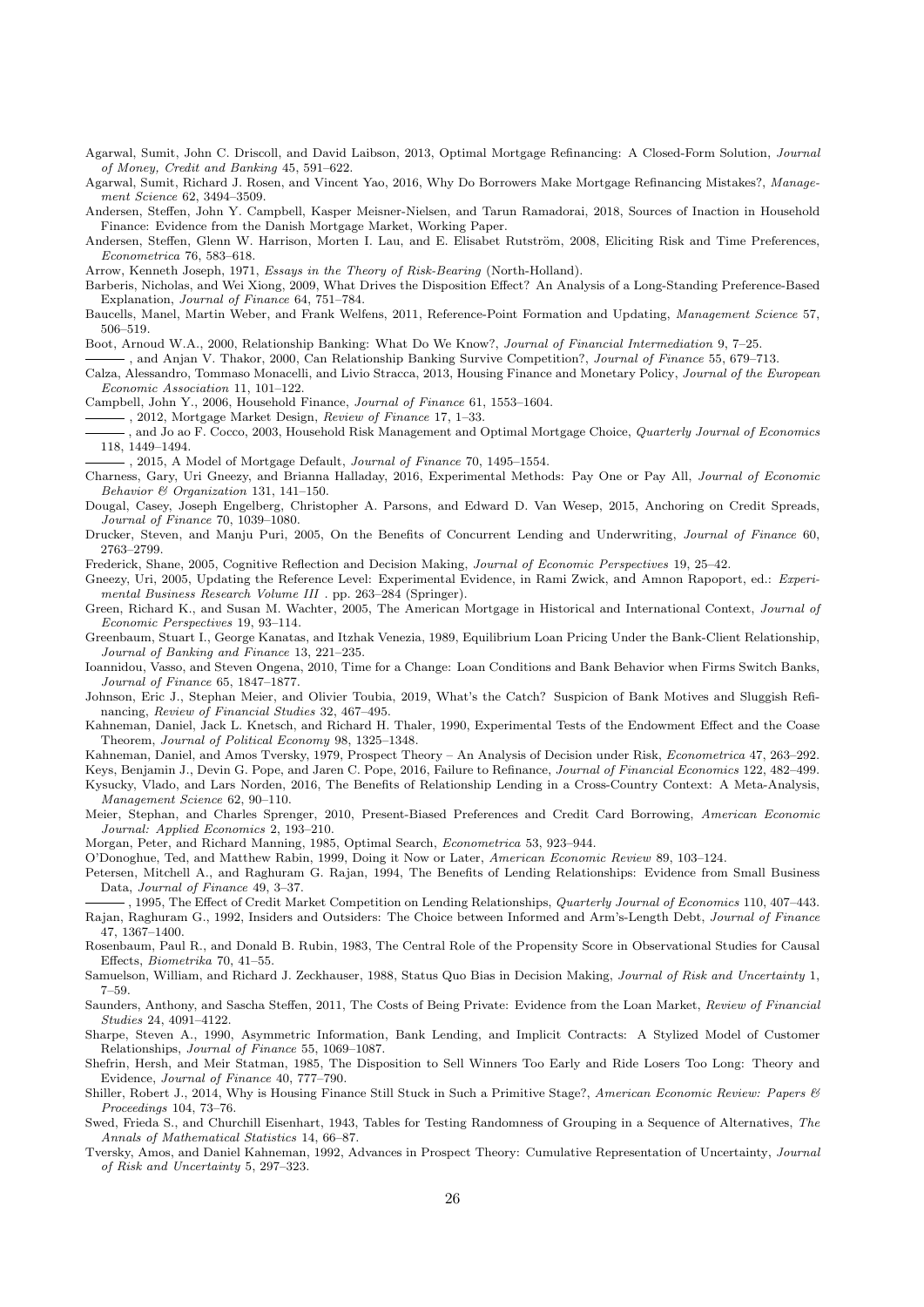Agarwal, Sumit, John C. Driscoll, and David Laibson, 2013, Optimal Mortgage Refinancing: A Closed-Form Solution, *Journal of Money, Credit and Banking* 45, 591–622.

Agarwal, Sumit, Richard J. Rosen, and Vincent Yao, 2016, Why Do Borrowers Make Mortgage Refinancing Mistakes?, *Management Science* 62, 3494–3509.

Andersen, Steffen, John Y. Campbell, Kasper Meisner-Nielsen, and Tarun Ramadorai, 2018, Sources of Inaction in Household Finance: Evidence from the Danish Mortgage Market, Working Paper.

Andersen, Steffen, Glenn W. Harrison, Morten I. Lau, and E. Elisabet Rutström, 2008, Eliciting Risk and Time Preferences, *Econometrica* 76, 583–618.

Arrow, Kenneth Joseph, 1971, *Essays in the Theory of Risk-Bearing* (North-Holland).

Barberis, Nicholas, and Wei Xiong, 2009, What Drives the Disposition Effect? An Analysis of a Long-Standing Preference-Based Explanation, *Journal of Finance* 64, 751–784.

Baucells, Manel, Martin Weber, and Frank Welfens, 2011, Reference-Point Formation and Updating, *Management Science* 57, 506–519.

Boot, Arnoud W.A., 2000, Relationship Banking: What Do We Know?, *Journal of Financial Intermediation* 9, 7–25.

———, and Anjan V. Thakor, 2000, Can Relationship Banking Survive Competition?, *Journal of Finance* 55, 679–713.

Calza, Alessandro, Tommaso Monacelli, and Livio Stracca, 2013, Housing Finance and Monetary Policy, *Journal of the European Economic Association* 11, 101–122.

Campbell, John Y., 2006, Household Finance, *Journal of Finance* 61, 1553–1604.

———, 2012, Mortgage Market Design, *Review of Finance* 17, 1–33.

———, and Jo ao F. Cocco, 2003, Household Risk Management and Optimal Mortgage Choice, *Quarterly Journal of Economics* 118, 1449–1494.

———, 2015, A Model of Mortgage Default, *Journal of Finance* 70, 1495–1554.

Charness, Gary, Uri Gneezy, and Brianna Halladay, 2016, Experimental Methods: Pay One or Pay All, *Journal of Economic Behavior & Organization* 131, 141–150.

Dougal, Casey, Joseph Engelberg, Christopher A. Parsons, and Edward D. Van Wesep, 2015, Anchoring on Credit Spreads, *Journal of Finance* 70, 1039–1080.

Drucker, Steven, and Manju Puri, 2005, On the Benefits of Concurrent Lending and Underwriting, *Journal of Finance* 60, 2763–2799.

Frederick, Shane, 2005, Cognitive Reflection and Decision Making, *Journal of Economic Perspectives* 19, 25–42.

Gneezy, Uri, 2005, Updating the Reference Level: Experimental Evidence, in Rami Zwick, and Amnon Rapoport, ed.: *Experimental Business Research Volume III* . pp. 263–284 (Springer).

Green, Richard K., and Susan M. Wachter, 2005, The American Mortgage in Historical and International Context, *Journal of Economic Perspectives* 19, 93–114.

Greenbaum, Stuart I., George Kanatas, and Itzhak Venezia, 1989, Equilibrium Loan Pricing Under the Bank-Client Relationship, *Journal of Banking and Finance* 13, 221–235.

Ioannidou, Vasso, and Steven Ongena, 2010, Time for a Change: Loan Conditions and Bank Behavior when Firms Switch Banks, *Journal of Finance* 65, 1847–1877.

Johnson, Eric J., Stephan Meier, and Olivier Toubia, 2019, What's the Catch? Suspicion of Bank Motives and Sluggish Refinancing, *Review of Financial Studies* 32, 467–495.

Kahneman, Daniel, Jack L. Knetsch, and Richard H. Thaler, 1990, Experimental Tests of the Endowment Effect and the Coase Theorem, *Journal of Political Economy* 98, 1325–1348.

Kahneman, Daniel, and Amos Tversky, 1979, Prospect Theory – An Analysis of Decision under Risk, *Econometrica* 47, 263–292.

Keys, Benjamin J., Devin G. Pope, and Jaren C. Pope, 2016, Failure to Refinance, *Journal of Financial Economics* 122, 482–499.

Kysucky, Vlado, and Lars Norden, 2016, The Benefits of Relationship Lending in a Cross-Country Context: A Meta-Analysis, *Management Science* 62, 90–110.

Meier, Stephan, and Charles Sprenger, 2010, Present-Biased Preferences and Credit Card Borrowing, *American Economic Journal: Applied Economics* 2, 193–210.

Morgan, Peter, and Richard Manning, 1985, Optimal Search, *Econometrica* 53, 923–944.

O'Donoghue, Ted, and Matthew Rabin, 1999, Doing it Now or Later, *American Economic Review* 89, 103–124.

Petersen, Mitchell A., and Raghuram G. Rajan, 1994, The Benefits of Lending Relationships: Evidence from Small Business Data, *Journal of Finance* 49, 3–37.

———, 1995, The Effect of Credit Market Competition on Lending Relationships, *Quarterly Journal of Economics* 110, 407–443.

Rajan, Raghuram G., 1992, Insiders and Outsiders: The Choice between Informed and Arm's-Length Debt, *Journal of Finance* 47, 1367–1400.

Rosenbaum, Paul R., and Donald B. Rubin, 1983, The Central Role of the Propensity Score in Observational Studies for Causal Effects, *Biometrika* 70, 41–55.

Samuelson, William, and Richard J. Zeckhauser, 1988, Status Quo Bias in Decision Making, *Journal of Risk and Uncertainty* 1, 7–59.

Saunders, Anthony, and Sascha Steffen, 2011, The Costs of Being Private: Evidence from the Loan Market, *Review of Financial Studies* 24, 4091–4122.

Sharpe, Steven A., 1990, Asymmetric Information, Bank Lending, and Implicit Contracts: A Stylized Model of Customer Relationships, *Journal of Finance* 55, 1069–1087.

Shefrin, Hersh, and Meir Statman, 1985, The Disposition to Sell Winners Too Early and Ride Losers Too Long: Theory and Evidence, *Journal of Finance* 40, 777–790.

Shiller, Robert J., 2014, Why is Housing Finance Still Stuck in Such a Primitive Stage?, *American Economic Review: Papers & Proceedings* 104, 73–76.

Swed, Frieda S., and Churchill Eisenhart, 1943, Tables for Testing Randomness of Grouping in a Sequence of Alternatives, *The Annals of Mathematical Statistics* 14, 66–87.

Tversky, Amos, and Daniel Kahneman, 1992, Advances in Prospect Theory: Cumulative Representation of Uncertainty, *Journal of Risk and Uncertainty* 5, 297–323.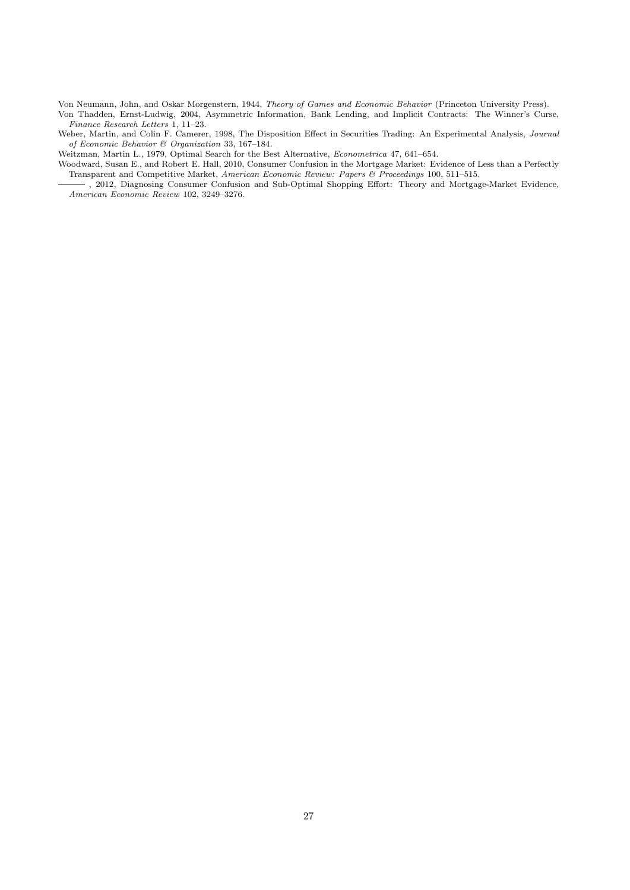Von Neumann, John, and Oskar Morgenstern, 1944, *Theory of Games and Economic Behavior* (Princeton University Press).

Von Thadden, Ernst-Ludwig, 2004, Asymmetric Information, Bank Lending, and Implicit Contracts: The Winner's Curse, *Finance Research Letters* 1, 11–23.

Weber, Martin, and Colin F. Camerer, 1998, The Disposition Effect in Securities Trading: An Experimental Analysis, *Journal of Economic Behavior & Organization* 33, 167–184.

Weitzman, Martin L., 1979, Optimal Search for the Best Alternative, *Econometrica* 47, 641–654.

Woodward, Susan E., and Robert E. Hall, 2010, Consumer Confusion in the Mortgage Market: Evidence of Less than a Perfectly Transparent and Competitive Market, *American Economic Review: Papers & Proceedings* 100, 511–515.

——— , 2012, Diagnosing Consumer Confusion and Sub-Optimal Shopping Effort: Theory and Mortgage-Market Evidence, *American Economic Review* 102, 3249–3276.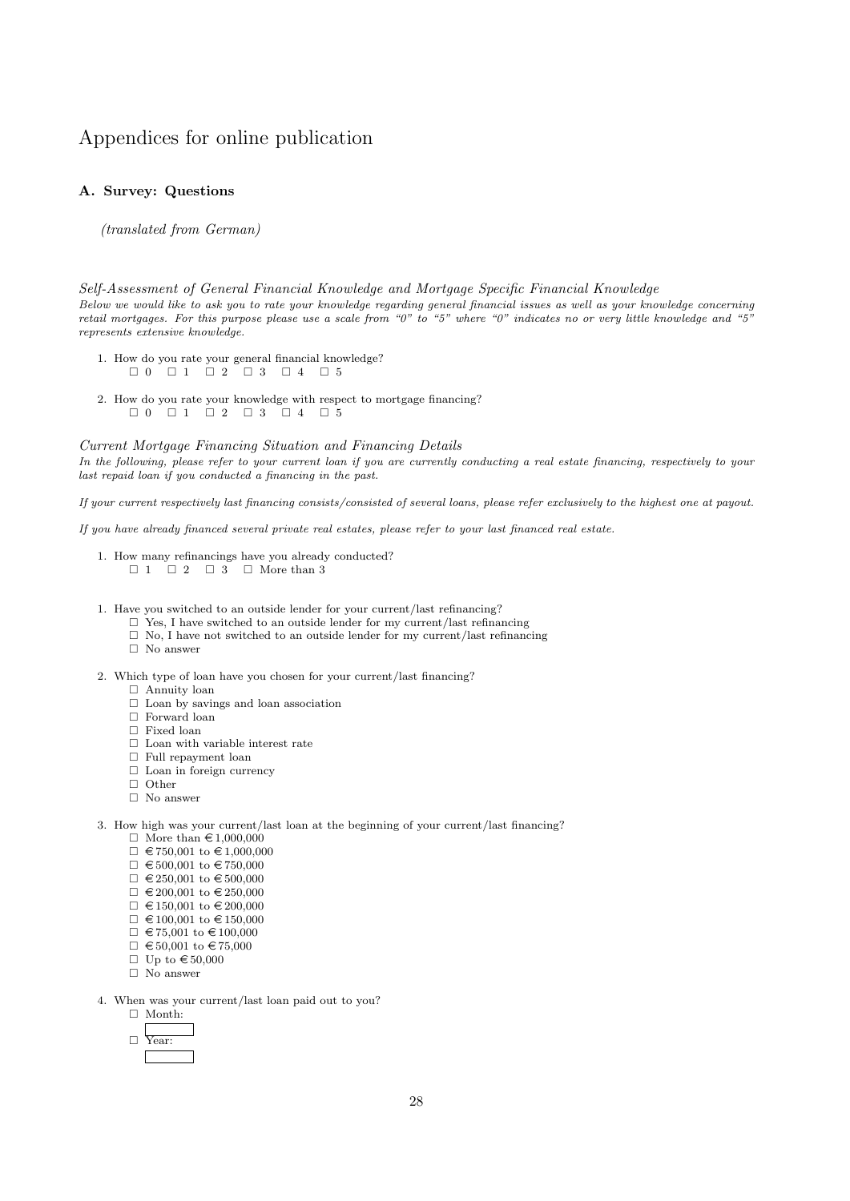# Appendices for online publication

## A. Survey: Questions

*(translated from German)*

*Self-Assessment of General Financial Knowledge and Mortgage Specific Financial Knowledge*

*Below we would like to ask you to rate your knowledge regarding general financial issues as well as your knowledge concerning retail mortgages. For this purpose please use a scale from "0" to "5" where "0" indicates no or very little knowledge and "5" represents extensive knowledge.*

1. How do you rate your general financial knowledge?
   ☐ 0 ☐ 1 ☐ 2 ☐ 3 ☐ 4 ☐ 5

2. How do you rate your knowledge with respect to mortgage financing?
   ☐ 0 ☐ 1 ☐ 2 ☐ 3 ☐ 4 ☐ 5

*Current Mortgage Financing Situation and Financing Details*

*In the following, please refer to your current loan if you are currently conducting a real estate financing, respectively to your last repaid loan if you conducted a financing in the past.*

*If your current respectively last financing consists/consisted of several loans, please refer exclusively to the highest one at payout.*

*If you have already financed several private real estates, please refer to your last financed real estate.*

1. How many refinancings have you already conducted?
   ☐ 1 ☐ 2 ☐ 3 ☐ More than 3

1. Have you switched to an outside lender for your current/last refinancing?
   - ☐ Yes, I have switched to an outside lender for my current/last refinancing
   - ☐ No, I have not switched to an outside lender for my current/last refinancing
   - ☐ No answer

2. Which type of loan have you chosen for your current/last financing?
   - ☐ Annuity loan
   - ☐ Loan by savings and loan association
   - ☐ Forward loan
   - ☐ Fixed loan
   - ☐ Loan with variable interest rate
   - ☐ Full repayment loan
   - ☐ Loan in foreign currency
   - ☐ Other
   - ☐ No answer

3. How high was your current/last loan at the beginning of your current/last financing?
   - ☐ More than € 1,000,000
   - ☐ € 750,001 to € 1,000,000
   - ☐ € 500,001 to € 750,000
   - ☐ € 250,001 to € 500,000
   - ☐ € 200,001 to € 250,000
   - ☐ € 150,001 to € 200,000
   - ☐ € 100,001 to € 150,000
   - ☐ € 75,001 to € 100,000
   - ☐ € 50,001 to € 75,000
   - ☐ Up to € 50,000
   - ☐ No answer

4. When was your current/last loan paid out to you?
   - ☐ Month: ______
   - ☐ Year: ______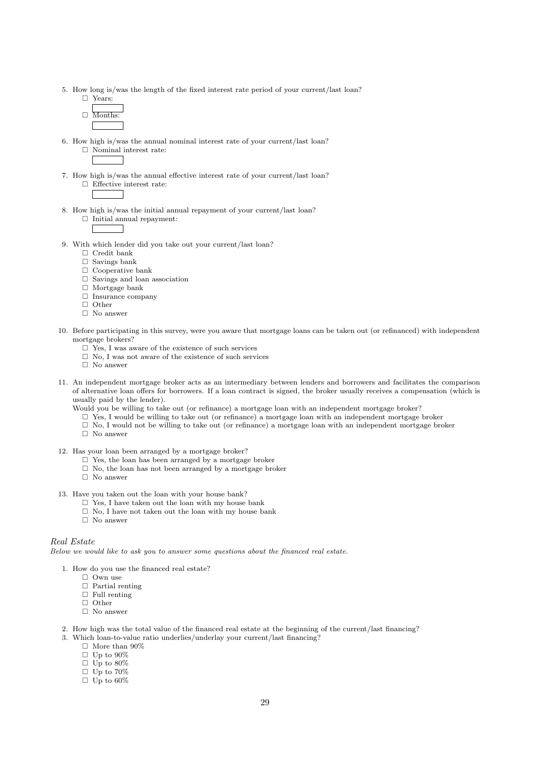5. How long is/was the length of the fixed interest rate period of your current/last loan?
   - ☐ Years:
   - ☐ Months:

6. How high is/was the annual nominal interest rate of your current/last loan?
   - ☐ Nominal interest rate:

7. How high is/was the annual effective interest rate of your current/last loan?
   - ☐ Effective interest rate:

8. How high is/was the initial annual repayment of your current/last loan?
   - ☐ Initial annual repayment:

9. With which lender did you take out your current/last loan?
   - ☐ Credit bank
   - ☐ Savings bank
   - ☐ Cooperative bank
   - ☐ Savings and loan association
   - ☐ Mortgage bank
   - ☐ Insurance company
   - ☐ Other
   - ☐ No answer

10. Before participating in this survey, were you aware that mortgage loans can be taken out (or refinanced) with independent mortgage brokers?
    - ☐ Yes, I was aware of the existence of such services
    - ☐ No, I was not aware of the existence of such services
    - ☐ No answer

11. An independent mortgage broker acts as an intermediary between lenders and borrowers and facilitates the comparison of alternative loan offers for borrowers. If a loan contract is signed, the broker usually receives a compensation (which is usually paid by the lender).
    Would you be willing to take out (or refinance) a mortgage loan with an independent mortgage broker?
    - ☐ Yes, I would be willing to take out (or refinance) a mortgage loan with an independent mortgage broker
    - ☐ No, I would not be willing to take out (or refinance) a mortgage loan with an independent mortgage broker
    - ☐ No answer

12. Has your loan been arranged by a mortgage broker?
    - ☐ Yes, the loan has been arranged by a mortgage broker
    - ☐ No, the loan has not been arranged by a mortgage broker
    - ☐ No answer

13. Have you taken out the loan with your house bank?
    - ☐ Yes, I have taken out the loan with my house bank
    - ☐ No, I have not taken out the loan with my house bank
    - ☐ No answer

### *Real Estate*

*Below we would like to ask you to answer some questions about the financed real estate.*

1. How do you use the financed real estate?
   - ☐ Own use
   - ☐ Partial renting
   - ☐ Full renting
   - ☐ Other
   - ☐ No answer

2. How high was the total value of the financed real estate at the beginning of the current/last financing?
3. Which loan-to-value ratio underlies/underlay your current/last financing?
   - ☐ More than 90%
   - ☐ Up to 90%
   - ☐ Up to 80%
   - ☐ Up to 70%
   - ☐ Up to 60%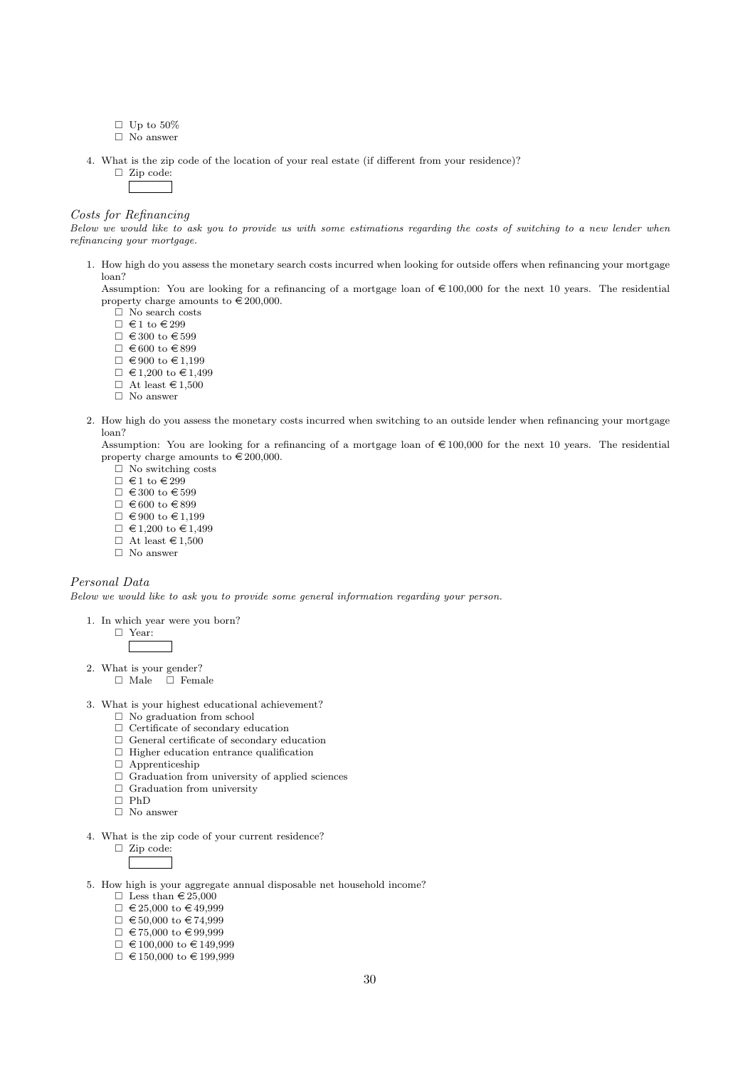☐ Up to 50%
☐ No answer

4. What is the zip code of the location of your real estate (if different from your residence)?
   ☐ Zip code:

*Costs for Refinancing*

*Below we would like to ask you to provide us with some estimations regarding the costs of switching to a new lender when refinancing your mortgage.*

1. How high do you assess the monetary search costs incurred when looking for outside offers when refinancing your mortgage loan?
   Assumption: You are looking for a refinancing of a mortgage loan of €100,000 for the next 10 years. The residential property charge amounts to €200,000.
   ☐ No search costs
   ☐ €1 to €299
   ☐ €300 to €599
   ☐ €600 to €899
   ☐ €900 to €1,199
   ☐ €1,200 to €1,499
   ☐ At least €1,500
   ☐ No answer

2. How high do you assess the monetary costs incurred when switching to an outside lender when refinancing your mortgage loan?
   Assumption: You are looking for a refinancing of a mortgage loan of €100,000 for the next 10 years. The residential property charge amounts to €200,000.
   ☐ No switching costs
   ☐ €1 to €299
   ☐ €300 to €599
   ☐ €600 to €899
   ☐ €900 to €1,199
   ☐ €1,200 to €1,499
   ☐ At least €1,500
   ☐ No answer

*Personal Data*

*Below we would like to ask you to provide some general information regarding your person.*

1. In which year were you born?
   ☐ Year:

2. What is your gender?
   ☐ Male ☐ Female

3. What is your highest educational achievement?
   ☐ No graduation from school
   ☐ Certificate of secondary education
   ☐ General certificate of secondary education
   ☐ Higher education entrance qualification
   ☐ Apprenticeship
   ☐ Graduation from university of applied sciences
   ☐ Graduation from university
   ☐ PhD
   ☐ No answer

4. What is the zip code of your current residence?
   ☐ Zip code:

5. How high is your aggregate annual disposable net household income?
   ☐ Less than €25,000
   ☐ €25,000 to €49,999
   ☐ €50,000 to €74,999
   ☐ €75,000 to €99,999
   ☐ €100,000 to €149,999
   ☐ €150,000 to €199,999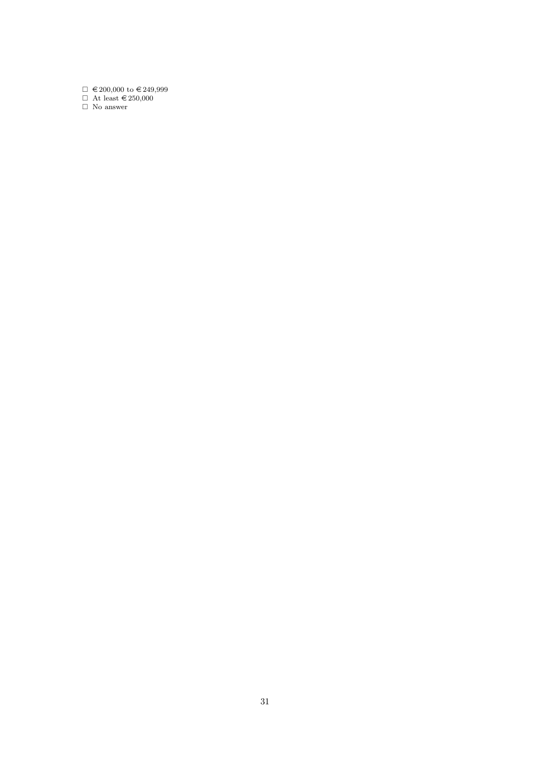- ☐ € 200,000 to € 249,999
- ☐ At least € 250,000
- ☐ No answer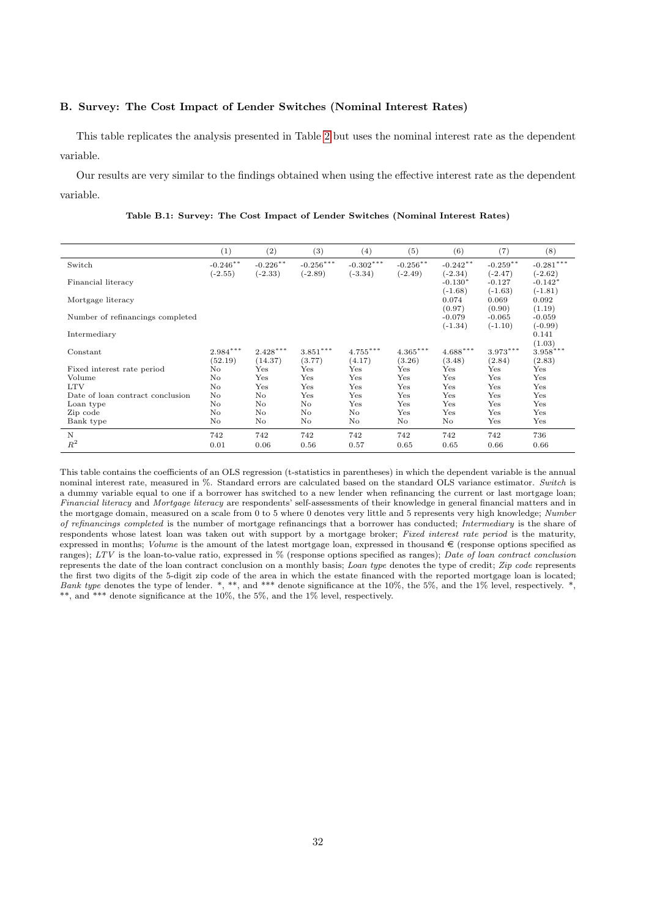### B. Survey: The Cost Impact of Lender Switches (Nominal Interest Rates)

This table replicates the analysis presented in Table 2 but uses the nominal interest rate as the dependent variable.

Our results are very similar to the findings obtained when using the effective interest rate as the dependent variable.

**Table B.1: Survey: The Cost Impact of Lender Switches (Nominal Interest Rates)**

| | (1) | (2) | (3) | (4) | (5) | (6) | (7) | (8) |
|---|---|---|---|---|---|---|---|---|
| Switch | -0.246** | -0.226** | -0.256*** | -0.302*** | -0.256** | -0.242** | -0.259** | -0.281*** |
| | (-2.55) | (-2.33) | (-2.89) | (-3.34) | (-2.49) | (-2.34) | (-2.47) | (-2.62) |
| Financial literacy | | | | | | -0.130* | -0.127 | -0.142* |
| | | | | | | (-1.68) | (-1.63) | (-1.81) |
| Mortgage literacy | | | | | | 0.074 | 0.069 | 0.092 |
| | | | | | | (0.97) | (0.90) | (1.19) |
| Number of refinancings completed | | | | | | -0.079 | -0.065 | -0.059 |
| | | | | | | (-1.34) | (-1.10) | (-0.99) |
| Intermediary | | | | | | | | 0.141 |
| | | | | | | | | (1.03) |
| Constant | 2.984*** | 2.428*** | 3.851*** | 4.755*** | 4.365*** | 4.688*** | 3.973*** | 3.958*** |
| | (52.19) | (14.37) | (3.77) | (4.17) | (3.26) | (3.48) | (2.84) | (2.83) |
| Fixed interest rate period | No | Yes | Yes | Yes | Yes | Yes | Yes | Yes |
| Volume | No | Yes | Yes | Yes | Yes | Yes | Yes | Yes |
| LTV | No | Yes | Yes | Yes | Yes | Yes | Yes | Yes |
| Date of loan contract conclusion | No | No | Yes | Yes | Yes | Yes | Yes | Yes |
| Loan type | No | No | No | Yes | Yes | Yes | Yes | Yes |
| Zip code | No | No | No | No | Yes | Yes | Yes | Yes |
| Bank type | No | No | No | No | No | No | Yes | Yes |
| N | 742 | 742 | 742 | 742 | 742 | 742 | 742 | 736 |
| $R^2$ | 0.01 | 0.06 | 0.56 | 0.57 | 0.65 | 0.65 | 0.66 | 0.66 |

This table contains the coefficients of an OLS regression (t-statistics in parentheses) in which the dependent variable is the annual nominal interest rate, measured in %. Standard errors are calculated based on the standard OLS variance estimator. *Switch* is a dummy variable equal to one if a borrower has switched to a new lender when refinancing the current or last mortgage loan; *Financial literacy* and *Mortgage literacy* are respondents' self-assessments of their knowledge in general financial matters and in the mortgage domain, measured on a scale from 0 to 5 where 0 denotes very little and 5 represents very high knowledge; *Number of refinancings completed* is the number of mortgage refinancings that a borrower has conducted; *Intermediary* is the share of respondents whose latest loan was taken out with support by a mortgage broker; *Fixed interest rate period* is the maturity, expressed in months; *Volume* is the amount of the latest mortgage loan, expressed in thousand € (response options specified as ranges); *LTV* is the loan-to-value ratio, expressed in % (response options specified as ranges); *Date of loan contract conclusion* represents the date of the loan contract conclusion on a monthly basis; *Loan type* denotes the type of credit; *Zip code* represents the first two digits of the 5-digit zip code of the area in which the estate financed with the reported mortgage loan is located; *Bank type* denotes the type of lender. *, **, and *** denote significance at the 10%, the 5%, and the 1% level, respectively. *, **, and *** denote significance at the 10%, the 5%, and the 1% level, respectively.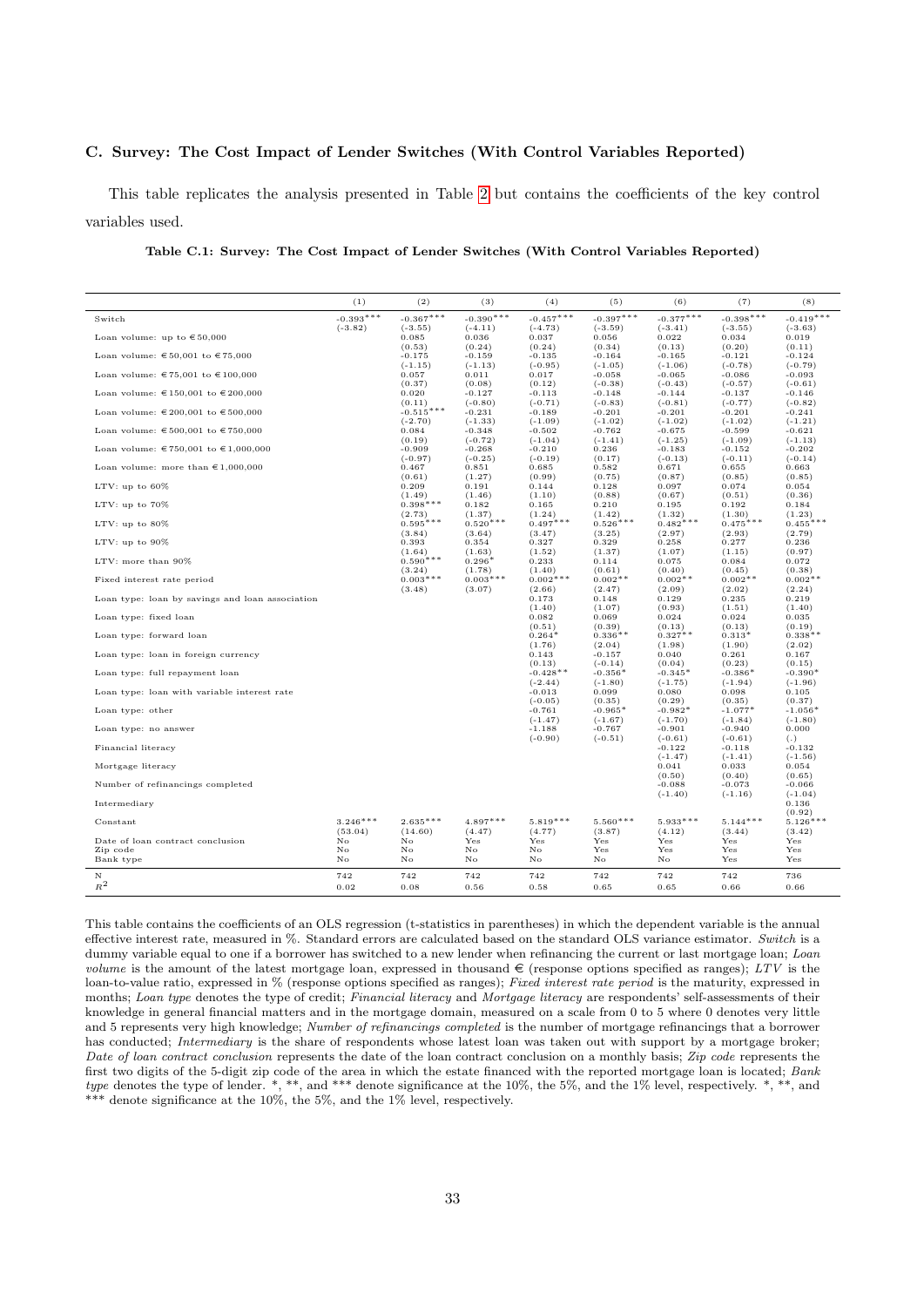## C. Survey: The Cost Impact of Lender Switches (With Control Variables Reported)

This table replicates the analysis presented in Table 2 but contains the coefficients of the key control variables used.

**Table C.1: Survey: The Cost Impact of Lender Switches (With Control Variables Reported)**

| | (1) | (2) | (3) | (4) | (5) | (6) | (7) | (8) |
|---|---|---|---|---|---|---|---|---|
| Switch | -0.393*** | -0.367*** | -0.390*** | -0.457*** | -0.397*** | -0.377*** | -0.398*** | -0.419*** |
| | (-3.82) | (-3.55) | (-4.11) | (-4.73) | (-3.59) | (-3.41) | (-3.55) | (-3.63) |
| Loan volume: up to €50,000 | | 0.085 | 0.036 | 0.037 | 0.056 | 0.022 | 0.034 | 0.019 |
| | | (0.53) | (0.24) | (0.24) | (0.34) | (0.13) | (0.20) | (0.11) |
| Loan volume: €50,001 to €75,000 | | -0.175 | -0.159 | -0.135 | -0.164 | -0.165 | -0.121 | -0.124 |
| | | (-1.15) | (-1.13) | (-0.95) | (-1.05) | (-1.06) | (-0.78) | (-0.79) |
| Loan volume: €75,001 to €100,000 | | 0.057 | 0.011 | 0.017 | -0.058 | -0.065 | -0.086 | -0.093 |
| | | (0.37) | (0.08) | (0.12) | (-0.38) | (-0.43) | (-0.57) | (-0.61) |
| Loan volume: €150,001 to €200,000 | | 0.020 | -0.127 | -0.113 | -0.148 | -0.144 | -0.137 | -0.146 |
| | | (0.11) | (-0.80) | (-0.71) | (-0.83) | (-0.81) | (-0.77) | (-0.82) |
| Loan volume: €200,001 to €500,000 | | -0.515*** | -0.231 | -0.189 | -0.201 | -0.201 | -0.201 | -0.241 |
| | | (-2.70) | (-1.33) | (-1.09) | (-1.02) | (-1.02) | (-1.02) | (-1.21) |
| Loan volume: €500,001 to €750,000 | | 0.084 | -0.348 | -0.502 | -0.762 | -0.675 | -0.599 | -0.621 |
| | | (0.19) | (-0.72) | (-1.04) | (-1.41) | (-1.25) | (-1.09) | (-1.13) |
| Loan volume: €750,001 to €1,000,000 | | -0.909 | -0.268 | -0.210 | 0.236 | -0.183 | -0.152 | -0.202 |
| | | (-0.97) | (-0.25) | (-0.19) | (0.17) | (-0.13) | (-0.11) | (-0.14) |
| Loan volume: more than €1,000,000 | | 0.467 | 0.851 | 0.685 | 0.582 | 0.671 | 0.655 | 0.663 |
| | | (0.61) | (1.27) | (0.99) | (0.75) | (0.87) | (0.85) | (0.85) |
| LTV: up to 60% | | 0.209 | 0.191 | 0.144 | 0.128 | 0.097 | 0.074 | 0.054 |
| | | (1.49) | (1.46) | (1.10) | (0.88) | (0.67) | (0.51) | (0.36) |
| LTV: up to 70% | | 0.398*** | 0.182 | 0.165 | 0.210 | 0.195 | 0.192 | 0.184 |
| | | (2.73) | (1.37) | (1.24) | (1.42) | (1.32) | (1.30) | (1.23) |
| LTV: up to 80% | | 0.595*** | 0.520*** | 0.497*** | 0.526*** | 0.482*** | 0.475*** | 0.455*** |
| | | (3.84) | (3.64) | (3.47) | (3.25) | (2.97) | (2.93) | (2.79) |
| LTV: up to 90% | | 0.393 | 0.354 | 0.327 | 0.329 | 0.258 | 0.277 | 0.236 |
| | | (1.64) | (1.63) | (1.52) | (1.37) | (1.07) | (1.15) | (0.97) |
| LTV: more than 90% | | 0.590*** | 0.296* | 0.233 | 0.114 | 0.075 | 0.084 | 0.072 |
| | | (3.24) | (1.78) | (1.40) | (0.61) | (0.40) | (0.45) | (0.38) |
| Fixed interest rate period | | 0.003*** | 0.003*** | 0.002*** | 0.002** | 0.002** | 0.002** | 0.002** |
| | | (3.48) | (3.07) | (2.66) | (2.47) | (2.09) | (2.02) | (2.24) |
| Loan type: loan by savings and loan association | | | | 0.173 | 0.148 | 0.129 | 0.235 | 0.219 |
| | | | | (1.40) | (1.07) | (0.93) | (1.51) | (1.40) |
| Loan type: fixed loan | | | | 0.082 | 0.069 | 0.024 | 0.024 | 0.035 |
| | | | | (0.51) | (0.39) | (0.13) | (0.13) | (0.19) |
| Loan type: forward loan | | | | 0.264* | 0.336** | 0.327** | 0.313* | 0.338** |
| | | | | (1.76) | (2.04) | (1.98) | (1.90) | (2.02) |
| Loan type: loan in foreign currency | | | | 0.143 | -0.157 | 0.040 | 0.261 | 0.167 |
| | | | | (0.13) | (-0.14) | (0.04) | (0.23) | (0.15) |
| Loan type: full repayment loan | | | | -0.428** | -0.356* | -0.345* | -0.386* | -0.390* |
| | | | | (-2.44) | (-1.80) | (-1.75) | (-1.94) | (-1.96) |
| Loan type: loan with variable interest rate | | | | -0.013 | 0.099 | 0.080 | 0.098 | 0.105 |
| | | | | (-0.05) | (0.35) | (0.29) | (0.35) | (0.37) |
| Loan type: other | | | | -0.761 | -0.965* | -0.982* | -1.077* | -1.056* |
| | | | | (-1.47) | (-1.67) | (-1.70) | (-1.84) | (-1.80) |
| Loan type: no answer | | | | -1.188 | -0.767 | -0.901 | -0.940 | 0.000 |
| | | | | (-0.90) | (-0.51) | (-0.61) | (-0.61) | (.) |
| Financial literacy | | | | | | -0.122 | -0.118 | -0.132 |
| | | | | | | (-1.47) | (-1.41) | (-1.56) |
| Mortgage literacy | | | | | | 0.041 | 0.033 | 0.054 |
| | | | | | | (0.50) | (0.40) | (0.65) |
| Number of refinancings completed | | | | | | -0.088 | -0.073 | -0.066 |
| | | | | | | (-1.40) | (-1.16) | (-1.04) |
| Intermediary | | | | | | | | 0.136 |
| | | | | | | | | (0.92) |
| Constant | 3.246*** | 2.635*** | 4.897*** | 5.819*** | 5.560*** | 5.933*** | 5.144*** | 5.126*** |
| | (53.04) | (14.60) | (4.47) | (4.77) | (3.87) | (4.12) | (3.44) | (3.42) |
| Date of loan contract conclusion | No | No | Yes | Yes | Yes | Yes | Yes | Yes |
| Zip code | No | No | No | No | Yes | Yes | Yes | Yes |
| Bank type | No | No | No | No | No | No | Yes | Yes |
| N | 742 | 742 | 742 | 742 | 742 | 742 | 742 | 736 |
| $R^2$ | 0.02 | 0.08 | 0.56 | 0.58 | 0.65 | 0.65 | 0.66 | 0.66 |

This table contains the coefficients of an OLS regression (t-statistics in parentheses) in which the dependent variable is the annual effective interest rate, measured in %. Standard errors are calculated based on the standard OLS variance estimator. *Switch* is a dummy variable equal to one if a borrower has switched to a new lender when refinancing the current or last mortgage loan; *Loan volume* is the amount of the latest mortgage loan, expressed in thousand € (response options specified as ranges); *LTV* is the loan-to-value ratio, expressed in % (response options specified as ranges); *Fixed interest rate period* is the maturity, expressed in months; *Loan type* denotes the type of credit; *Financial literacy* and *Mortgage literacy* are respondents' self-assessments of their knowledge in general financial matters and in the mortgage domain, measured on a scale from 0 to 5 where 0 denotes very little and 5 represents very high knowledge; *Number of refinancings completed* is the number of mortgage refinancings that a borrower has conducted; *Intermediary* is the share of respondents whose latest loan was taken out with support by a mortgage broker; *Date of loan contract conclusion* represents the date of the loan contract conclusion on a monthly basis; *Zip code* represents the first two digits of the 5-digit zip code of the area in which the estate financed with the reported mortgage loan is located; *Bank type* denotes the type of lender. *, **, and *** denote significance at the 10%, the 5%, and the 1% level, respectively. *, **, and *** denote significance at the 10%, the 5%, and the 1% level, respectively.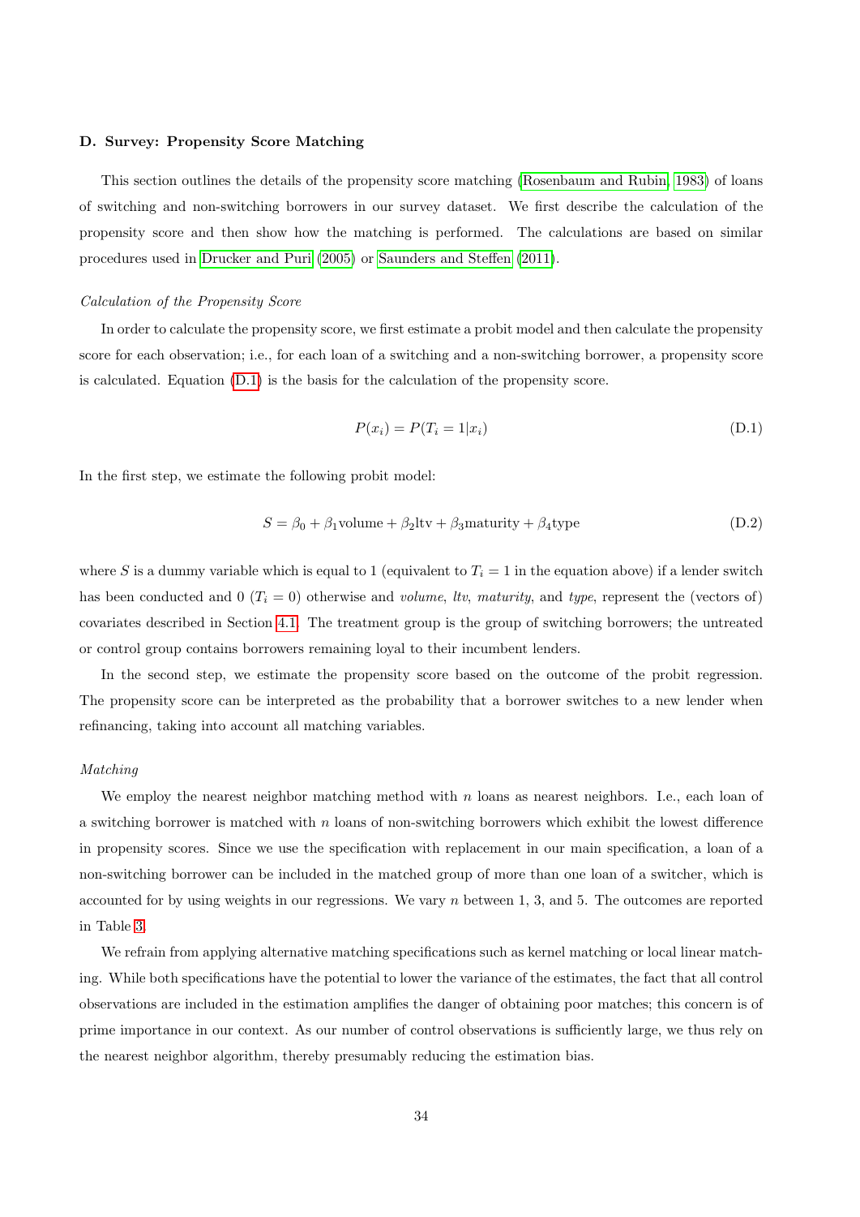### D. Survey: Propensity Score Matching

This section outlines the details of the propensity score matching (Rosenbaum and Rubin, 1983) of loans of switching and non-switching borrowers in our survey dataset. We first describe the calculation of the propensity score and then show how the matching is performed. The calculations are based on similar procedures used in Drucker and Puri (2005) or Saunders and Steffen (2011).

*Calculation of the Propensity Score*

In order to calculate the propensity score, we first estimate a probit model and then calculate the propensity score for each observation; i.e., for each loan of a switching and a non-switching borrower, a propensity score is calculated. Equation (D.1) is the basis for the calculation of the propensity score.

$$P(x_i) = P(T_i = 1|x_i) \tag{D.1}$$

In the first step, we estimate the following probit model:

$$S = \beta_0 + \beta_1 \text{volume} + \beta_2 \text{ltv} + \beta_3 \text{maturity} + \beta_4 \text{type} \tag{D.2}$$

where $S$ is a dummy variable which is equal to 1 (equivalent to $T_i = 1$ in the equation above) if a lender switch has been conducted and 0 ($T_i = 0$) otherwise and *volume*, *ltv*, *maturity*, and *type*, represent the (vectors of) covariates described in Section 4.1. The treatment group is the group of switching borrowers; the untreated or control group contains borrowers remaining loyal to their incumbent lenders.

In the second step, we estimate the propensity score based on the outcome of the probit regression. The propensity score can be interpreted as the probability that a borrower switches to a new lender when refinancing, taking into account all matching variables.

*Matching*

We employ the nearest neighbor matching method with $n$ loans as nearest neighbors. I.e., each loan of a switching borrower is matched with $n$ loans of non-switching borrowers which exhibit the lowest difference in propensity scores. Since we use the specification with replacement in our main specification, a loan of a non-switching borrower can be included in the matched group of more than one loan of a switcher, which is accounted for by using weights in our regressions. We vary $n$ between 1, 3, and 5. The outcomes are reported in Table 3.

We refrain from applying alternative matching specifications such as kernel matching or local linear matching. While both specifications have the potential to lower the variance of the estimates, the fact that all control observations are included in the estimation amplifies the danger of obtaining poor matches; this concern is of prime importance in our context. As our number of control observations is sufficiently large, we thus rely on the nearest neighbor algorithm, thereby presumably reducing the estimation bias.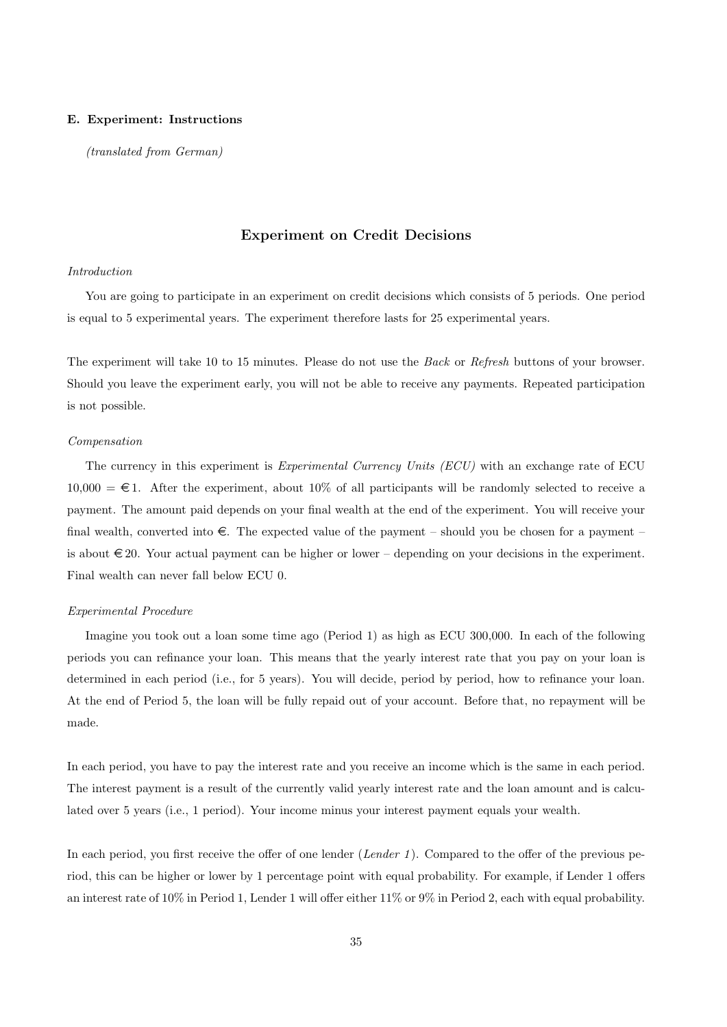#### E. Experiment: Instructions

*(translated from German)*

## Experiment on Credit Decisions

*Introduction*

You are going to participate in an experiment on credit decisions which consists of 5 periods. One period is equal to 5 experimental years. The experiment therefore lasts for 25 experimental years.

The experiment will take 10 to 15 minutes. Please do not use the *Back* or *Refresh* buttons of your browser. Should you leave the experiment early, you will not be able to receive any payments. Repeated participation is not possible.

*Compensation*

The currency in this experiment is *Experimental Currency Units (ECU)* with an exchange rate of ECU 10,000 = €1. After the experiment, about 10% of all participants will be randomly selected to receive a payment. The amount paid depends on your final wealth at the end of the experiment. You will receive your final wealth, converted into €. The expected value of the payment – should you be chosen for a payment – is about €20. Your actual payment can be higher or lower – depending on your decisions in the experiment. Final wealth can never fall below ECU 0.

*Experimental Procedure*

Imagine you took out a loan some time ago (Period 1) as high as ECU 300,000. In each of the following periods you can refinance your loan. This means that the yearly interest rate that you pay on your loan is determined in each period (i.e., for 5 years). You will decide, period by period, how to refinance your loan. At the end of Period 5, the loan will be fully repaid out of your account. Before that, no repayment will be made.

In each period, you have to pay the interest rate and you receive an income which is the same in each period. The interest payment is a result of the currently valid yearly interest rate and the loan amount and is calculated over 5 years (i.e., 1 period). Your income minus your interest payment equals your wealth.

In each period, you first receive the offer of one lender (*Lender 1*). Compared to the offer of the previous period, this can be higher or lower by 1 percentage point with equal probability. For example, if Lender 1 offers an interest rate of 10% in Period 1, Lender 1 will offer either 11% or 9% in Period 2, each with equal probability.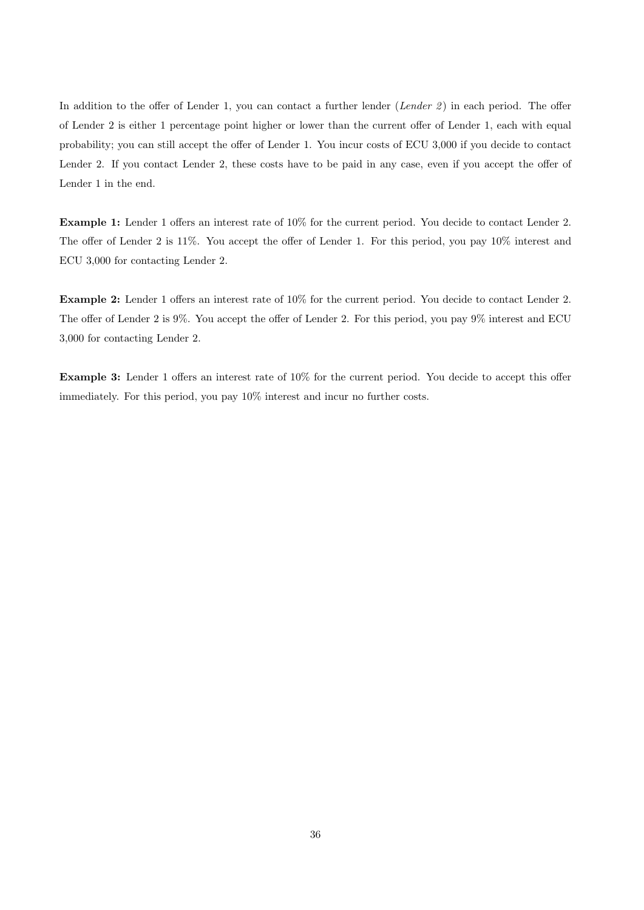In addition to the offer of Lender 1, you can contact a further lender (*Lender 2*) in each period. The offer of Lender 2 is either 1 percentage point higher or lower than the current offer of Lender 1, each with equal probability; you can still accept the offer of Lender 1. You incur costs of ECU 3,000 if you decide to contact Lender 2. If you contact Lender 2, these costs have to be paid in any case, even if you accept the offer of Lender 1 in the end.

**Example 1:** Lender 1 offers an interest rate of 10% for the current period. You decide to contact Lender 2. The offer of Lender 2 is 11%. You accept the offer of Lender 1. For this period, you pay 10% interest and ECU 3,000 for contacting Lender 2.

**Example 2:** Lender 1 offers an interest rate of 10% for the current period. You decide to contact Lender 2. The offer of Lender 2 is 9%. You accept the offer of Lender 2. For this period, you pay 9% interest and ECU 3,000 for contacting Lender 2.

**Example 3:** Lender 1 offers an interest rate of 10% for the current period. You decide to accept this offer immediately. For this period, you pay 10% interest and incur no further costs.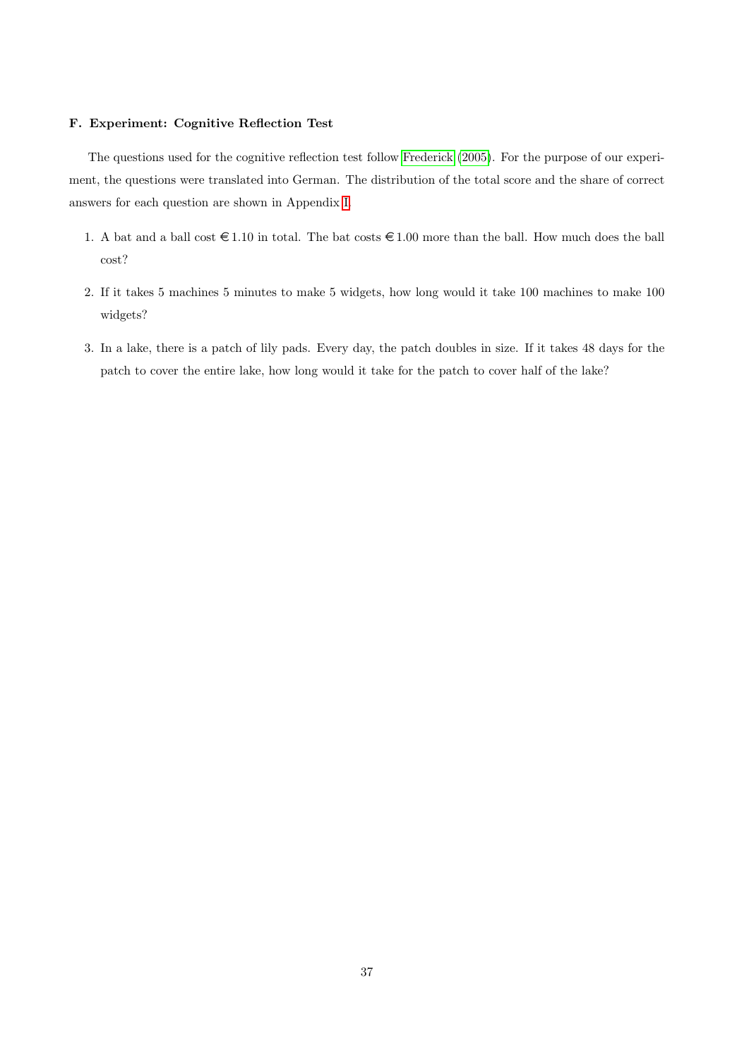### F. Experiment: Cognitive Reflection Test

The questions used for the cognitive reflection test follow Frederick (2005). For the purpose of our experiment, the questions were translated into German. The distribution of the total score and the share of correct answers for each question are shown in Appendix I.

1. A bat and a ball cost €1.10 in total. The bat costs €1.00 more than the ball. How much does the ball cost?
2. If it takes 5 machines 5 minutes to make 5 widgets, how long would it take 100 machines to make 100 widgets?
3. In a lake, there is a patch of lily pads. Every day, the patch doubles in size. If it takes 48 days for the patch to cover the entire lake, how long would it take for the patch to cover half of the lake?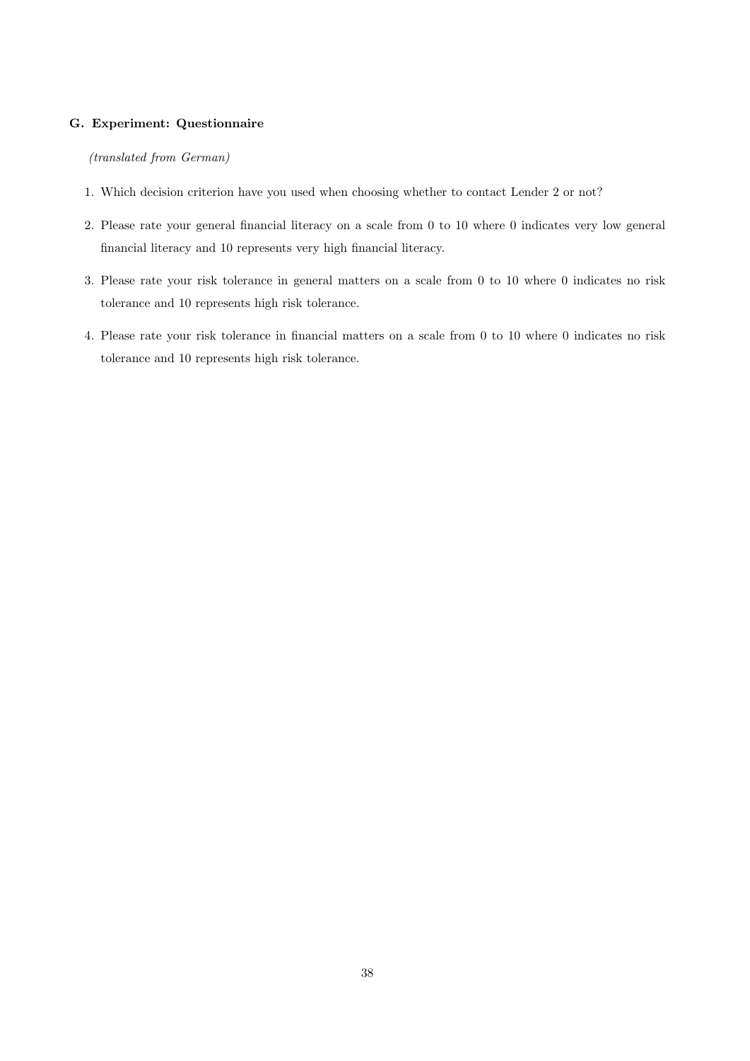### G. Experiment: Questionnaire

*(translated from German)*

1. Which decision criterion have you used when choosing whether to contact Lender 2 or not?
2. Please rate your general financial literacy on a scale from 0 to 10 where 0 indicates very low general financial literacy and 10 represents very high financial literacy.
3. Please rate your risk tolerance in general matters on a scale from 0 to 10 where 0 indicates no risk tolerance and 10 represents high risk tolerance.
4. Please rate your risk tolerance in financial matters on a scale from 0 to 10 where 0 indicates no risk tolerance and 10 represents high risk tolerance.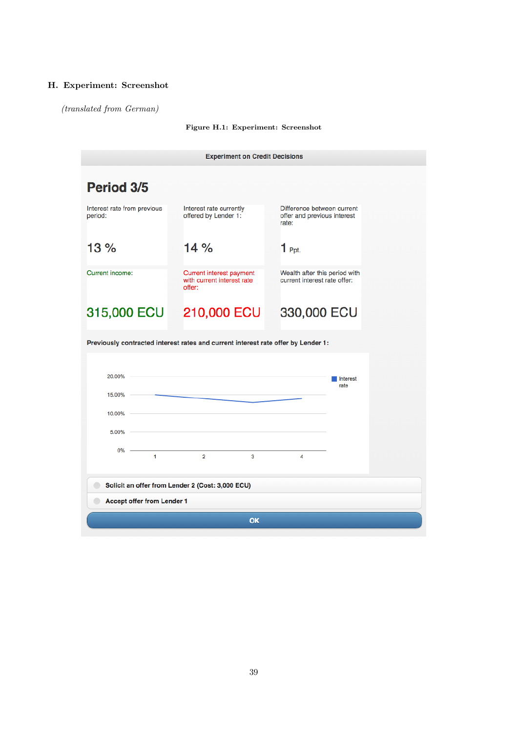## H. Experiment: Screenshot

*(translated from German)*

**Figure H.1: Experiment: Screenshot**

**Experiment on Credit Decisions**

# Period 3/5

Interest rate from previous period:

13 %

Interest rate currently offered by Lender 1:

14 %

Difference between current offer and previous interest rate:

1 Ppt.

Current income:

315,000 ECU

Current interest payment with current interest rate offer:

210,000 ECU

Wealth after this period with current interest rate offer:

330,000 ECU

**Previously contracted interest rates and current interest rate offer by Lender 1:**

20.00%
15.00%
10.00%
5.00%
0%

1 2 3 4

Interest rate

**Solicit an offer from Lender 2 (Cost: 3,000 ECU)**

**Accept offer from Lender 1**

**OK**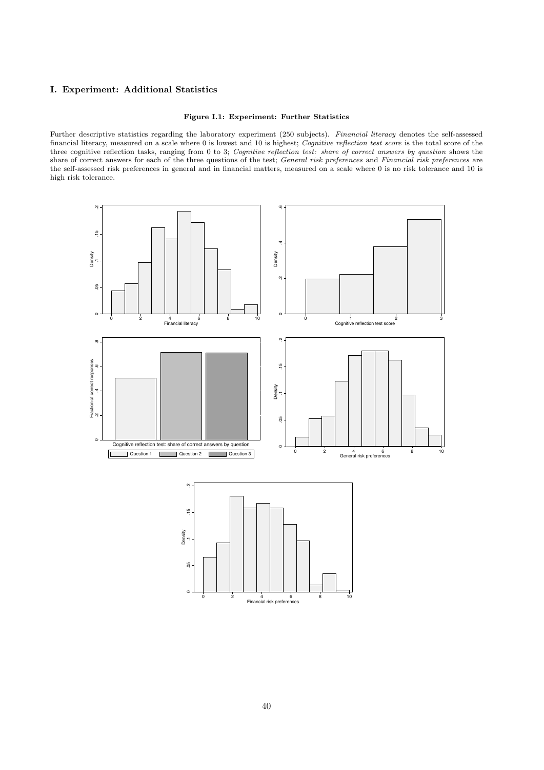## I. Experiment: Additional Statistics

**Figure I.1: Experiment: Further Statistics**

Further descriptive statistics regarding the laboratory experiment (250 subjects). *Financial literacy* denotes the self-assessed financial literacy, measured on a scale where 0 is lowest and 10 is highest; *Cognitive reflection test score* is the total score of the three cognitive reflection tasks, ranging from 0 to 3; *Cognitive reflection test: share of correct answers by question* shows the share of correct answers for each of the three questions of the test; *General risk preferences* and *Financial risk preferences* are the self-assessed risk preferences in general and in financial matters, measured on a scale where 0 is no risk tolerance and 10 is high risk tolerance.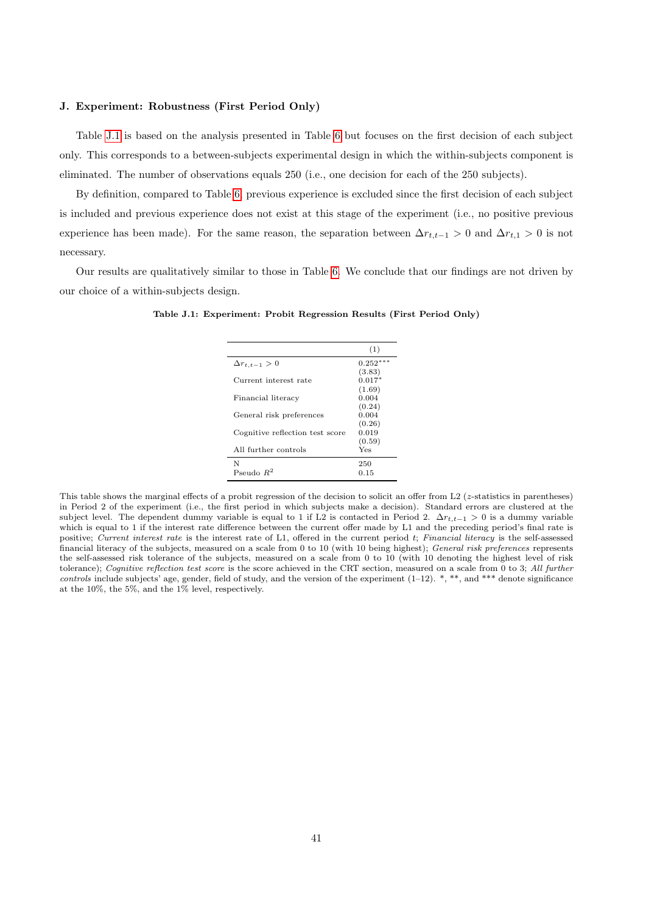### J. Experiment: Robustness (First Period Only)

Table J.1 is based on the analysis presented in Table 6 but focuses on the first decision of each subject only. This corresponds to a between-subjects experimental design in which the within-subjects component is eliminated. The number of observations equals 250 (i.e., one decision for each of the 250 subjects).

By definition, compared to Table 6, previous experience is excluded since the first decision of each subject is included and previous experience does not exist at this stage of the experiment (i.e., no positive previous experience has been made). For the same reason, the separation between $\Delta r_{t,t-1} > 0$ and $\Delta r_{t,1} > 0$ is not necessary.

Our results are qualitatively similar to those in Table 6. We conclude that our findings are not driven by our choice of a within-subjects design.

**Table J.1: Experiment: Probit Regression Results (First Period Only)**

| | (1) |
|---|---|
| $\Delta r_{t,t-1} > 0$ | 0.252*** |
| | (3.83) |
| Current interest rate | 0.017* |
| | (1.69) |
| Financial literacy | 0.004 |
| | (0.24) |
| General risk preferences | 0.004 |
| | (0.26) |
| Cognitive reflection test score | 0.019 |
| | (0.59) |
| All further controls | Yes |
| N | 250 |
| Pseudo $R^2$ | 0.15 |

This table shows the marginal effects of a probit regression of the decision to solicit an offer from L2 ($z$-statistics in parentheses) in Period 2 of the experiment (i.e., the first period in which subjects make a decision). Standard errors are clustered at the subject level. The dependent dummy variable is equal to 1 if L2 is contacted in Period 2. $\Delta r_{t,t-1} > 0$ is a dummy variable which is equal to 1 if the interest rate difference between the current offer made by L1 and the preceding period's final rate is positive; *Current interest rate* is the interest rate of L1, offered in the current period $t$; *Financial literacy* is the self-assessed financial literacy of the subjects, measured on a scale from 0 to 10 (with 10 being highest); *General risk preferences* represents the self-assessed risk tolerance of the subjects, measured on a scale from 0 to 10 (with 10 denoting the highest level of risk tolerance); *Cognitive reflection test score* is the score achieved in the CRT section, measured on a scale from 0 to 3; *All further controls* include subjects' age, gender, field of study, and the version of the experiment (1–12). *, **, and *** denote significance at the 10%, the 5%, and the 1% level, respectively.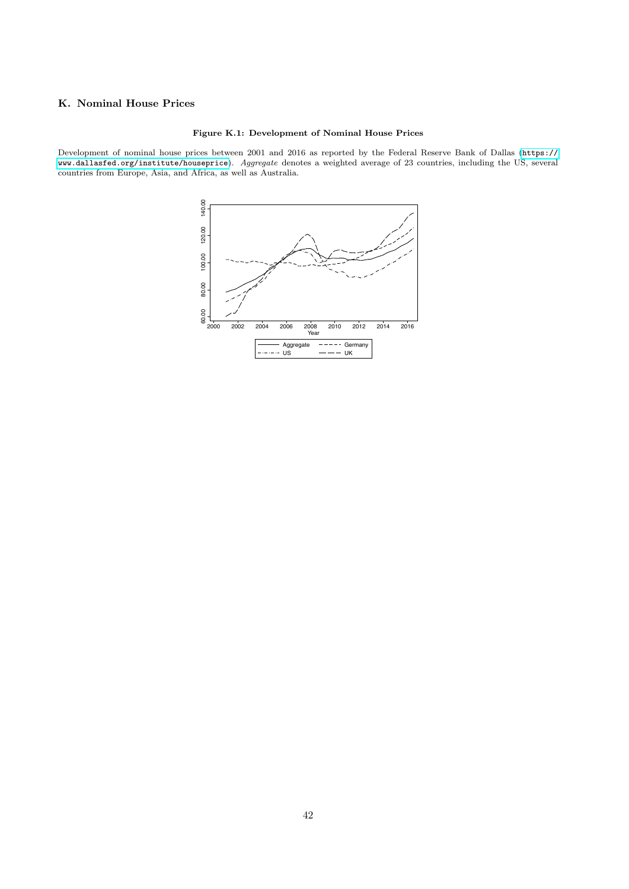## K. Nominal House Prices

**Figure K.1: Development of Nominal House Prices**

Development of nominal house prices between 2001 and 2016 as reported by the Federal Reserve Bank of Dallas (https://www.dallasfed.org/institute/houseprice). *Aggregate* denotes a weighted average of 23 countries, including the US, several countries from Europe, Asia, and Africa, as well as Australia.

60.00
80.00
100.00
120.00
140.00

2000
2002
2004
2006
2008
2010
2012
2014
2016

Year

Aggregate
Germany
US
UK